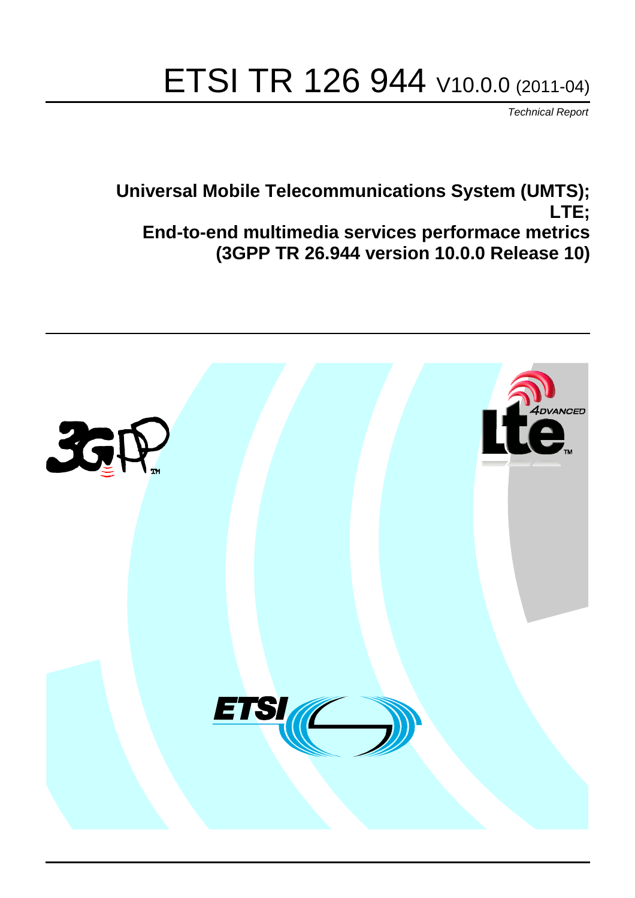# ETSI TR 126 944 V10.0.0 (2011-04)

*Technical Report*

**Universal Mobile Telecommunications System (UMTS);**
**LTE;**
**End-to-end multimedia services performace metrics**
**(3GPP TR 26.944 version 10.0.0 Release 10)**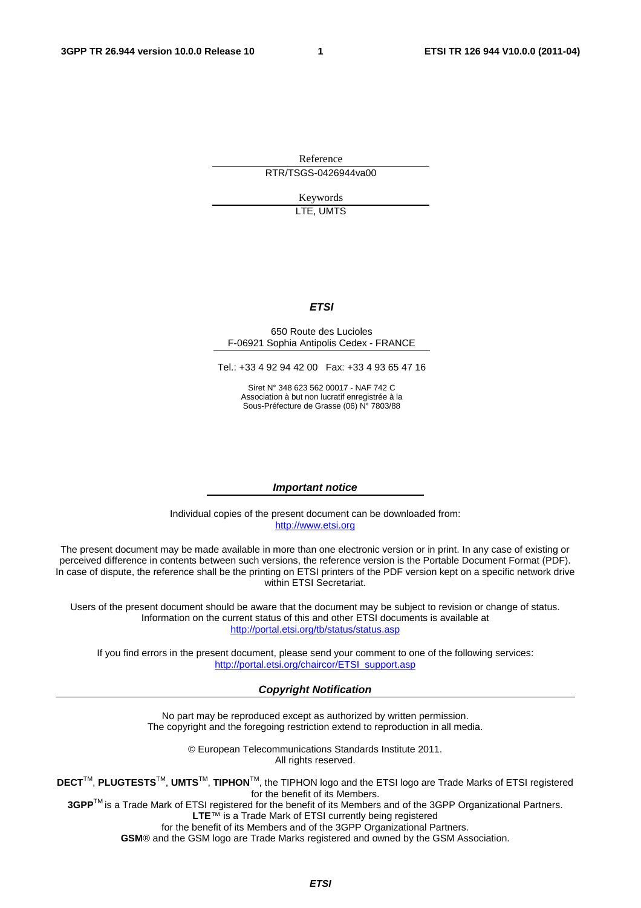Reference

RTR/TSGS-0426944va00

Keywords

LTE, UMTS

***ETSI***

650 Route des Lucioles
F-06921 Sophia Antipolis Cedex - FRANCE

Tel.: +33 4 92 94 42 00   Fax: +33 4 93 65 47 16

Siret N° 348 623 562 00017 - NAF 742 C
Association à but non lucratif enregistrée à la
Sous-Préfecture de Grasse (06) N° 7803/88

***Important notice***

Individual copies of the present document can be downloaded from:
http://www.etsi.org

The present document may be made available in more than one electronic version or in print. In any case of existing or perceived difference in contents between such versions, the reference version is the Portable Document Format (PDF). In case of dispute, the reference shall be the printing on ETSI printers of the PDF version kept on a specific network drive within ETSI Secretariat.

Users of the present document should be aware that the document may be subject to revision or change of status. Information on the current status of this and other ETSI documents is available at
http://portal.etsi.org/tb/status/status.asp

If you find errors in the present document, please send your comment to one of the following services:
http://portal.etsi.org/chaircor/ETSI_support.asp

***Copyright Notification***

No part may be reproduced except as authorized by written permission.
The copyright and the foregoing restriction extend to reproduction in all media.

© European Telecommunications Standards Institute 2011.
All rights reserved.

**DECT**™, **PLUGTESTS**™, **UMTS**™, **TIPHON**™, the TIPHON logo and the ETSI logo are Trade Marks of ETSI registered for the benefit of its Members.
**3GPP**™ is a Trade Mark of ETSI registered for the benefit of its Members and of the 3GPP Organizational Partners.
**LTE**™ is a Trade Mark of ETSI currently being registered
for the benefit of its Members and of the 3GPP Organizational Partners.
**GSM**® and the GSM logo are Trade Marks registered and owned by the GSM Association.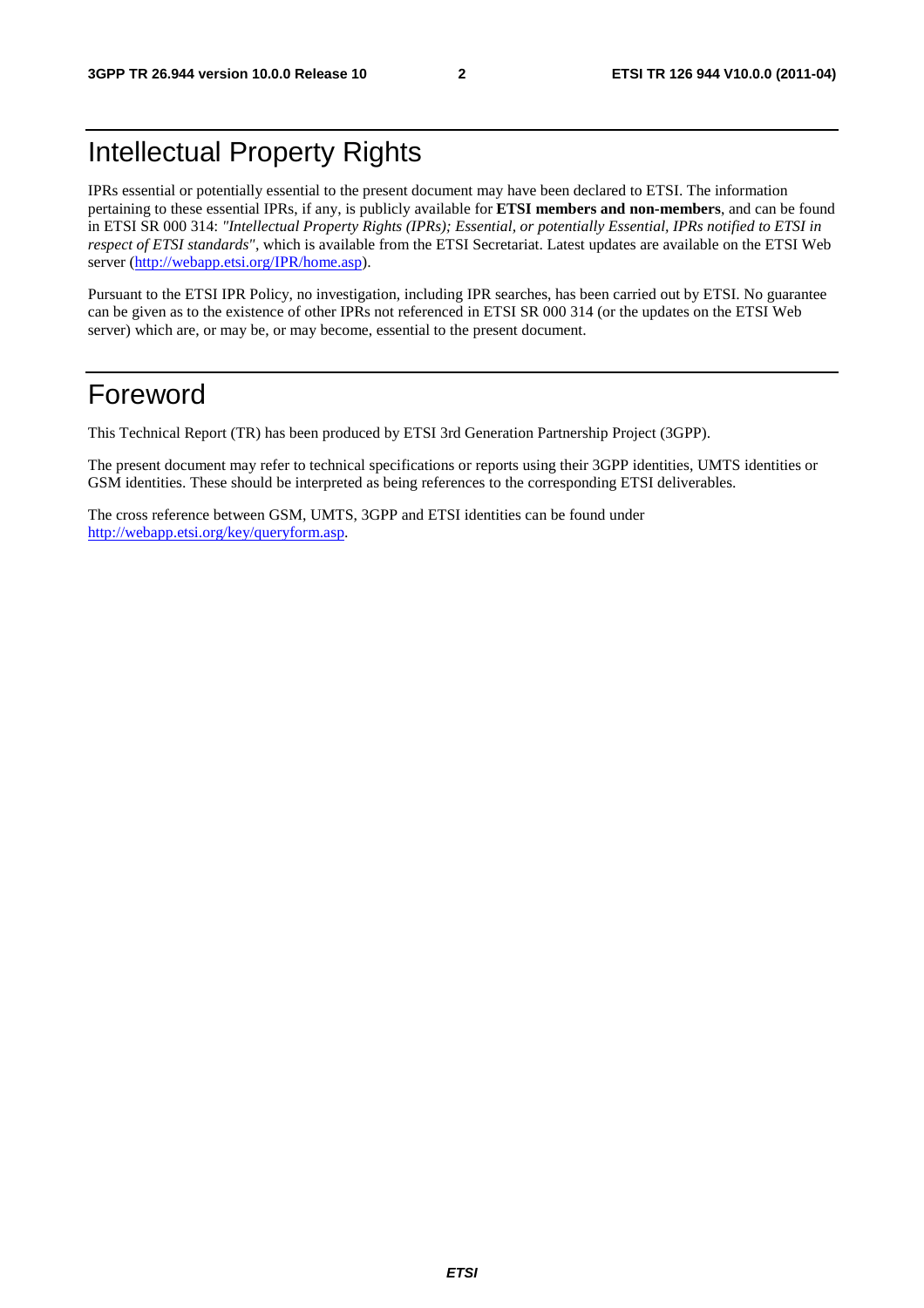# Intellectual Property Rights

IPRs essential or potentially essential to the present document may have been declared to ETSI. The information pertaining to these essential IPRs, if any, is publicly available for **ETSI members and non-members**, and can be found in ETSI SR 000 314: *"Intellectual Property Rights (IPRs); Essential, or potentially Essential, IPRs notified to ETSI in respect of ETSI standards"*, which is available from the ETSI Secretariat. Latest updates are available on the ETSI Web server (http://webapp.etsi.org/IPR/home.asp).

Pursuant to the ETSI IPR Policy, no investigation, including IPR searches, has been carried out by ETSI. No guarantee can be given as to the existence of other IPRs not referenced in ETSI SR 000 314 (or the updates on the ETSI Web server) which are, or may be, or may become, essential to the present document.

# Foreword

This Technical Report (TR) has been produced by ETSI 3rd Generation Partnership Project (3GPP).

The present document may refer to technical specifications or reports using their 3GPP identities, UMTS identities or GSM identities. These should be interpreted as being references to the corresponding ETSI deliverables.

The cross reference between GSM, UMTS, 3GPP and ETSI identities can be found under http://webapp.etsi.org/key/queryform.asp.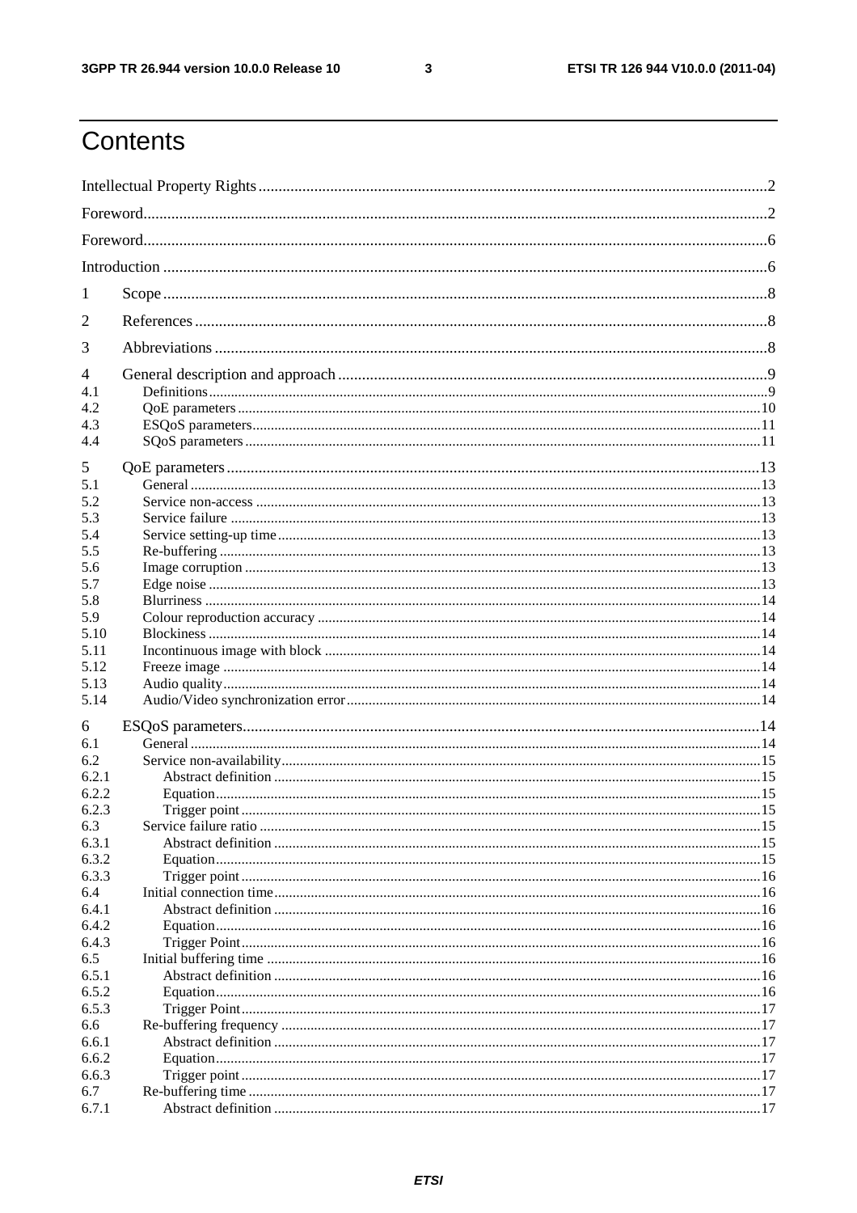# Contents

Intellectual Property Rights ........ 2

Foreword ........ 2

Foreword ........ 6

Introduction ........ 6

1 Scope ........ 8

2 References ........ 8

3 Abbreviations ........ 8

4 General description and approach ........ 9

4.1 Definitions ........ 9

4.2 QoE parameters ........ 10

4.3 ESQoS parameters ........ 11

4.4 SQoS parameters ........ 11

5 QoE parameters ........ 13

5.1 General ........ 13

5.2 Service non-access ........ 13

5.3 Service failure ........ 13

5.4 Service setting-up time ........ 13

5.5 Re-buffering ........ 13

5.6 Image corruption ........ 13

5.7 Edge noise ........ 13

5.8 Blurriness ........ 14

5.9 Colour reproduction accuracy ........ 14

5.10 Blockiness ........ 14

5.11 Incontinuous image with block ........ 14

5.12 Freeze image ........ 14

5.13 Audio quality ........ 14

5.14 Audio/Video synchronization error ........ 14

6 ESQoS parameters ........ 14

6.1 General ........ 14

6.2 Service non-availability ........ 15

6.2.1 Abstract definition ........ 15

6.2.2 Equation ........ 15

6.2.3 Trigger point ........ 15

6.3 Service failure ratio ........ 15

6.3.1 Abstract definition ........ 15

6.3.2 Equation ........ 15

6.3.3 Trigger point ........ 16

6.4 Initial connection time ........ 16

6.4.1 Abstract definition ........ 16

6.4.2 Equation ........ 16

6.4.3 Trigger Point ........ 16

6.5 Initial buffering time ........ 16

6.5.1 Abstract definition ........ 16

6.5.2 Equation ........ 16

6.5.3 Trigger Point ........ 17

6.6 Re-buffering frequency ........ 17

6.6.1 Abstract definition ........ 17

6.6.2 Equation ........ 17

6.6.3 Trigger point ........ 17

6.7 Re-buffering time ........ 17

6.7.1 Abstract definition ........ 17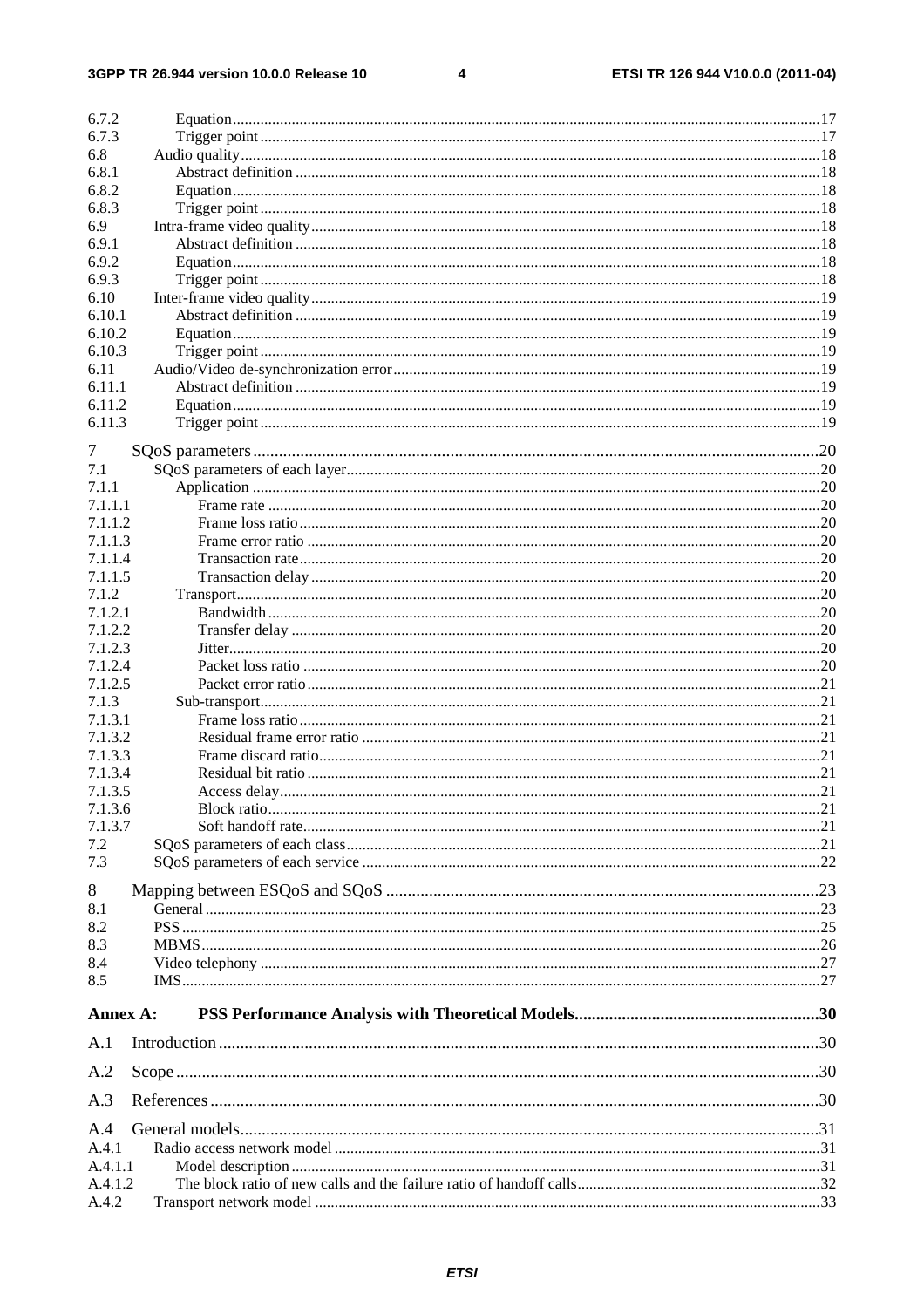6.7.2 Equation ... 17
6.7.3 Trigger point ... 17
6.8 Audio quality ... 18
6.8.1 Abstract definition ... 18
6.8.2 Equation ... 18
6.8.3 Trigger point ... 18
6.9 Intra-frame video quality ... 18
6.9.1 Abstract definition ... 18
6.9.2 Equation ... 18
6.9.3 Trigger point ... 18
6.10 Inter-frame video quality ... 19
6.10.1 Abstract definition ... 19
6.10.2 Equation ... 19
6.10.3 Trigger point ... 19
6.11 Audio/Video de-synchronization error ... 19
6.11.1 Abstract definition ... 19
6.11.2 Equation ... 19
6.11.3 Trigger point ... 19

7 SQoS parameters ... 20
7.1 SQoS parameters of each layer ... 20
7.1.1 Application ... 20
7.1.1.1 Frame rate ... 20
7.1.1.2 Frame loss ratio ... 20
7.1.1.3 Frame error ratio ... 20
7.1.1.4 Transaction rate ... 20
7.1.1.5 Transaction delay ... 20
7.1.2 Transport ... 20
7.1.2.1 Bandwidth ... 20
7.1.2.2 Transfer delay ... 20
7.1.2.3 Jitter ... 20
7.1.2.4 Packet loss ratio ... 20
7.1.2.5 Packet error ratio ... 21
7.1.3 Sub-transport ... 21
7.1.3.1 Frame loss ratio ... 21
7.1.3.2 Residual frame error ratio ... 21
7.1.3.3 Frame discard ratio ... 21
7.1.3.4 Residual bit ratio ... 21
7.1.3.5 Access delay ... 21
7.1.3.6 Block ratio ... 21
7.1.3.7 Soft handoff rate ... 21
7.2 SQoS parameters of each class ... 21
7.3 SQoS parameters of each service ... 22

8 Mapping between ESQoS and SQoS ... 23
8.1 General ... 23
8.2 PSS ... 25
8.3 MBMS ... 26
8.4 Video telephony ... 27
8.5 IMS ... 27

**Annex A: PSS Performance Analysis with Theoretical Models ... 30**

A.1 Introduction ... 30

A.2 Scope ... 30

A.3 References ... 30

A.4 General models ... 31
A.4.1 Radio access network model ... 31
A.4.1.1 Model description ... 31
A.4.1.2 The block ratio of new calls and the failure ratio of handoff calls ... 32
A.4.2 Transport network model ... 33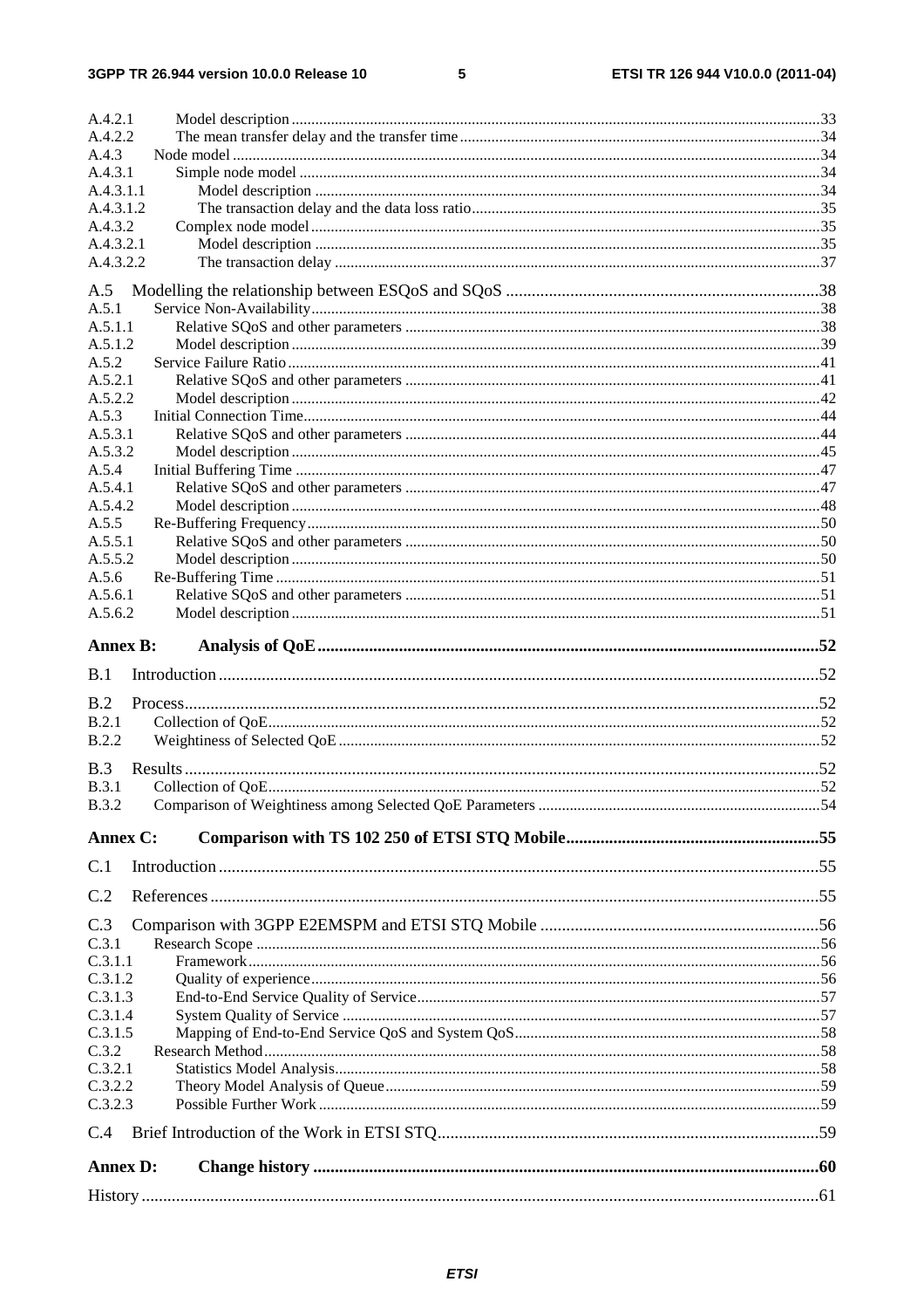A.4.2.1 Model description ....33
A.4.2.2 The mean transfer delay and the transfer time ....34
A.4.3 Node model ....34
A.4.3.1 Simple node model ....34
A.4.3.1.1 Model description ....34
A.4.3.1.2 The transaction delay and the data loss ratio ....35
A.4.3.2 Complex node model ....35
A.4.3.2.1 Model description ....35
A.4.3.2.2 The transaction delay ....37

A.5 Modelling the relationship between ESQoS and SQoS ....38
A.5.1 Service Non-Availability ....38
A.5.1.1 Relative SQoS and other parameters ....38
A.5.1.2 Model description ....39
A.5.2 Service Failure Ratio ....41
A.5.2.1 Relative SQoS and other parameters ....41
A.5.2.2 Model description ....42
A.5.3 Initial Connection Time ....44
A.5.3.1 Relative SQoS and other parameters ....44
A.5.3.2 Model description ....45
A.5.4 Initial Buffering Time ....47
A.5.4.1 Relative SQoS and other parameters ....47
A.5.4.2 Model description ....48
A.5.5 Re-Buffering Frequency ....50
A.5.5.1 Relative SQoS and other parameters ....50
A.5.5.2 Model description ....50
A.5.6 Re-Buffering Time ....51
A.5.6.1 Relative SQoS and other parameters ....51
A.5.6.2 Model description ....51

**Annex B: Analysis of QoE ....52**

B.1 Introduction ....52

B.2 Process ....52
B.2.1 Collection of QoE ....52
B.2.2 Weightiness of Selected QoE ....52

B.3 Results ....52
B.3.1 Collection of QoE ....52
B.3.2 Comparison of Weightiness among Selected QoE Parameters ....54

**Annex C: Comparison with TS 102 250 of ETSI STQ Mobile ....55**

C.1 Introduction ....55

C.2 References ....55

C.3 Comparison with 3GPP E2EMSPM and ETSI STQ Mobile ....56
C.3.1 Research Scope ....56
C.3.1.1 Framework ....56
C.3.1.2 Quality of experience ....56
C.3.1.3 End-to-End Service Quality of Service ....57
C.3.1.4 System Quality of Service ....57
C.3.1.5 Mapping of End-to-End Service QoS and System QoS ....58
C.3.2 Research Method ....58
C.3.2.1 Statistics Model Analysis ....58
C.3.2.2 Theory Model Analysis of Queue ....59
C.3.2.3 Possible Further Work ....59

C.4 Brief Introduction of the Work in ETSI STQ ....59

**Annex D: Change history ....60**

History ....61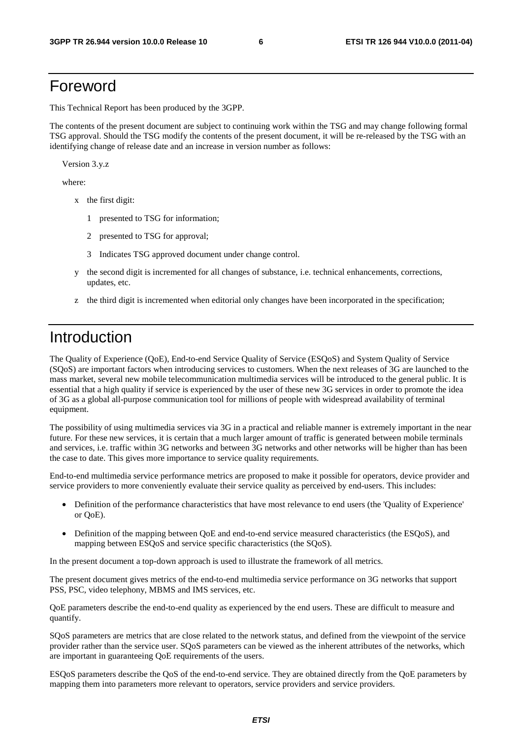# Foreword

This Technical Report has been produced by the 3GPP.

The contents of the present document are subject to continuing work within the TSG and may change following formal TSG approval. Should the TSG modify the contents of the present document, it will be re-released by the TSG with an identifying change of release date and an increase in version number as follows:

Version 3.y.z

where:

x the first digit:

1 presented to TSG for information;

2 presented to TSG for approval;

3 Indicates TSG approved document under change control.

y the second digit is incremented for all changes of substance, i.e. technical enhancements, corrections, updates, etc.

z the third digit is incremented when editorial only changes have been incorporated in the specification;

# Introduction

The Quality of Experience (QoE), End-to-end Service Quality of Service (ESQoS) and System Quality of Service (SQoS) are important factors when introducing services to customers. When the next releases of 3G are launched to the mass market, several new mobile telecommunication multimedia services will be introduced to the general public. It is essential that a high quality if service is experienced by the user of these new 3G services in order to promote the idea of 3G as a global all-purpose communication tool for millions of people with widespread availability of terminal equipment.

The possibility of using multimedia services via 3G in a practical and reliable manner is extremely important in the near future. For these new services, it is certain that a much larger amount of traffic is generated between mobile terminals and services, i.e. traffic within 3G networks and between 3G networks and other networks will be higher than has been the case to date. This gives more importance to service quality requirements.

End-to-end multimedia service performance metrics are proposed to make it possible for operators, device provider and service providers to more conveniently evaluate their service quality as perceived by end-users. This includes:

- Definition of the performance characteristics that have most relevance to end users (the 'Quality of Experience' or QoE).
- Definition of the mapping between QoE and end-to-end service measured characteristics (the ESQoS), and mapping between ESQoS and service specific characteristics (the SQoS).

In the present document a top-down approach is used to illustrate the framework of all metrics.

The present document gives metrics of the end-to-end multimedia service performance on 3G networks that support PSS, PSC, video telephony, MBMS and IMS services, etc.

QoE parameters describe the end-to-end quality as experienced by the end users. These are difficult to measure and quantify.

SQoS parameters are metrics that are close related to the network status, and defined from the viewpoint of the service provider rather than the service user. SQoS parameters can be viewed as the inherent attributes of the networks, which are important in guaranteeing QoE requirements of the users.

ESQoS parameters describe the QoS of the end-to-end service. They are obtained directly from the QoE parameters by mapping them into parameters more relevant to operators, service providers and service providers.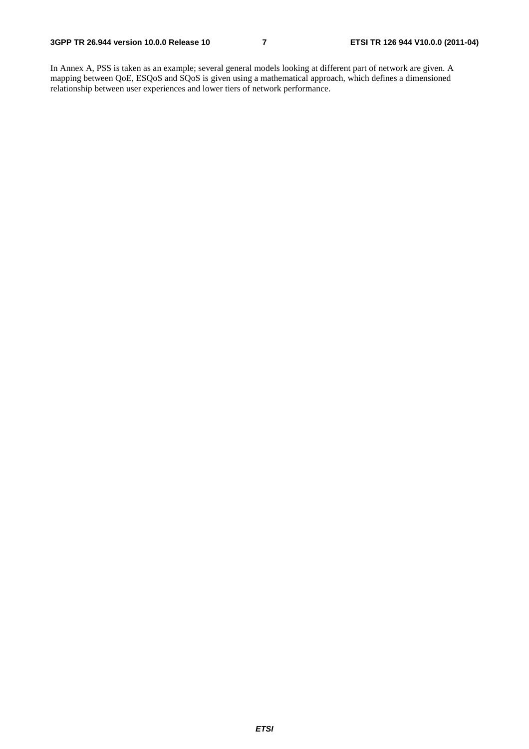In Annex A, PSS is taken as an example; several general models looking at different part of network are given. A mapping between QoE, ESQoS and SQoS is given using a mathematical approach, which defines a dimensioned relationship between user experiences and lower tiers of network performance.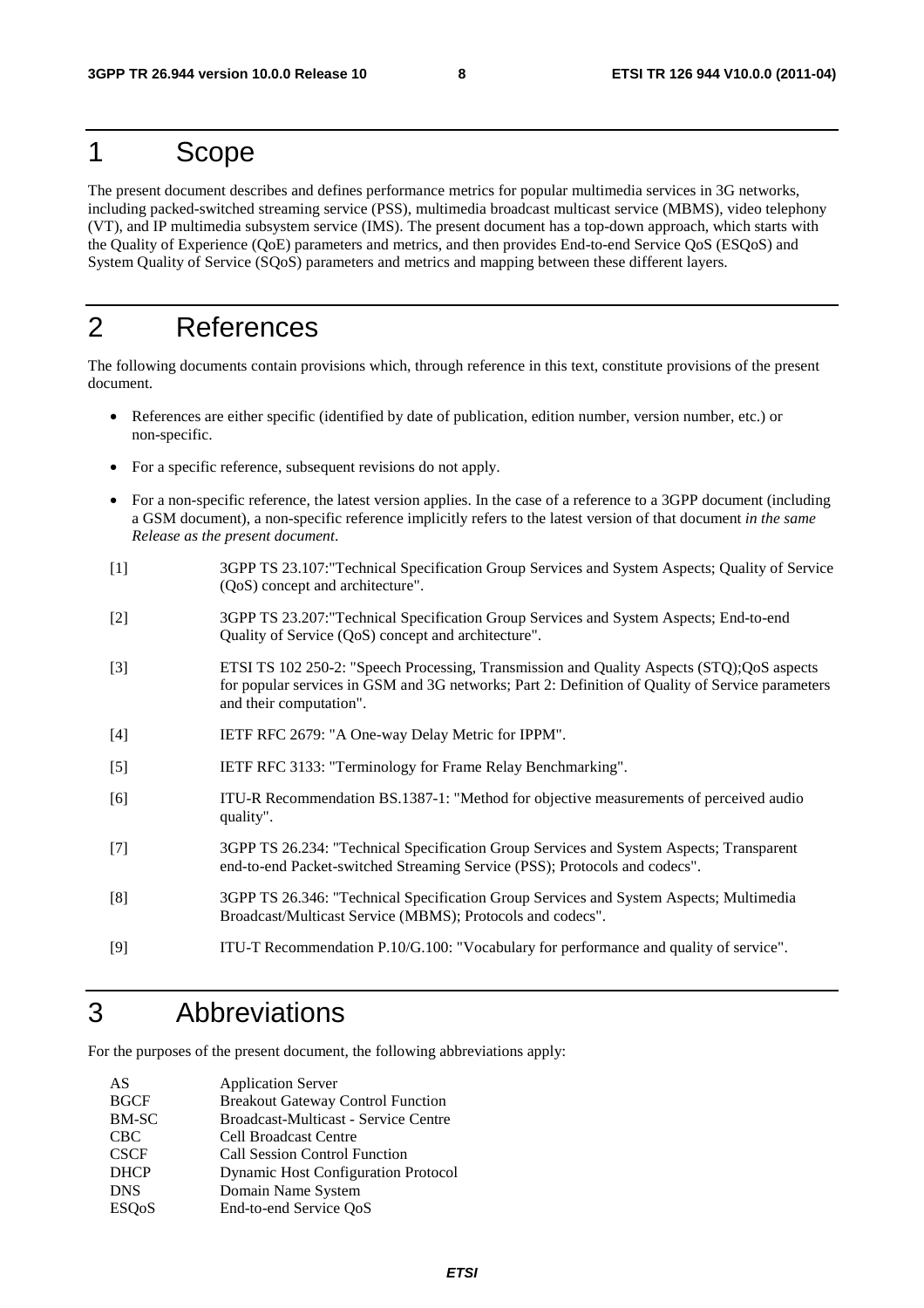# 1 Scope

The present document describes and defines performance metrics for popular multimedia services in 3G networks, including packed-switched streaming service (PSS), multimedia broadcast multicast service (MBMS), video telephony (VT), and IP multimedia subsystem service (IMS). The present document has a top-down approach, which starts with the Quality of Experience (QoE) parameters and metrics, and then provides End-to-end Service QoS (ESQoS) and System Quality of Service (SQoS) parameters and metrics and mapping between these different layers.

# 2 References

The following documents contain provisions which, through reference in this text, constitute provisions of the present document.

- References are either specific (identified by date of publication, edition number, version number, etc.) or non-specific.
- For a specific reference, subsequent revisions do not apply.
- For a non-specific reference, the latest version applies. In the case of a reference to a 3GPP document (including a GSM document), a non-specific reference implicitly refers to the latest version of that document *in the same Release as the present document*.

[1] 3GPP TS 23.107:"Technical Specification Group Services and System Aspects; Quality of Service (QoS) concept and architecture".

[2] 3GPP TS 23.207:"Technical Specification Group Services and System Aspects; End-to-end Quality of Service (QoS) concept and architecture".

[3] ETSI TS 102 250-2: "Speech Processing, Transmission and Quality Aspects (STQ);QoS aspects for popular services in GSM and 3G networks; Part 2: Definition of Quality of Service parameters and their computation".

[4] IETF RFC 2679: "A One-way Delay Metric for IPPM".

[5] IETF RFC 3133: "Terminology for Frame Relay Benchmarking".

[6] ITU-R Recommendation BS.1387-1: "Method for objective measurements of perceived audio quality".

[7] 3GPP TS 26.234: "Technical Specification Group Services and System Aspects; Transparent end-to-end Packet-switched Streaming Service (PSS); Protocols and codecs".

[8] 3GPP TS 26.346: "Technical Specification Group Services and System Aspects; Multimedia Broadcast/Multicast Service (MBMS); Protocols and codecs".

[9] ITU-T Recommendation P.10/G.100: "Vocabulary for performance and quality of service".

# 3 Abbreviations

For the purposes of the present document, the following abbreviations apply:

| | |
|---|---|
| AS | Application Server |
| BGCF | Breakout Gateway Control Function |
| BM-SC | Broadcast-Multicast - Service Centre |
| CBC | Cell Broadcast Centre |
| CSCF | Call Session Control Function |
| DHCP | Dynamic Host Configuration Protocol |
| DNS | Domain Name System |
| ESQoS | End-to-end Service QoS |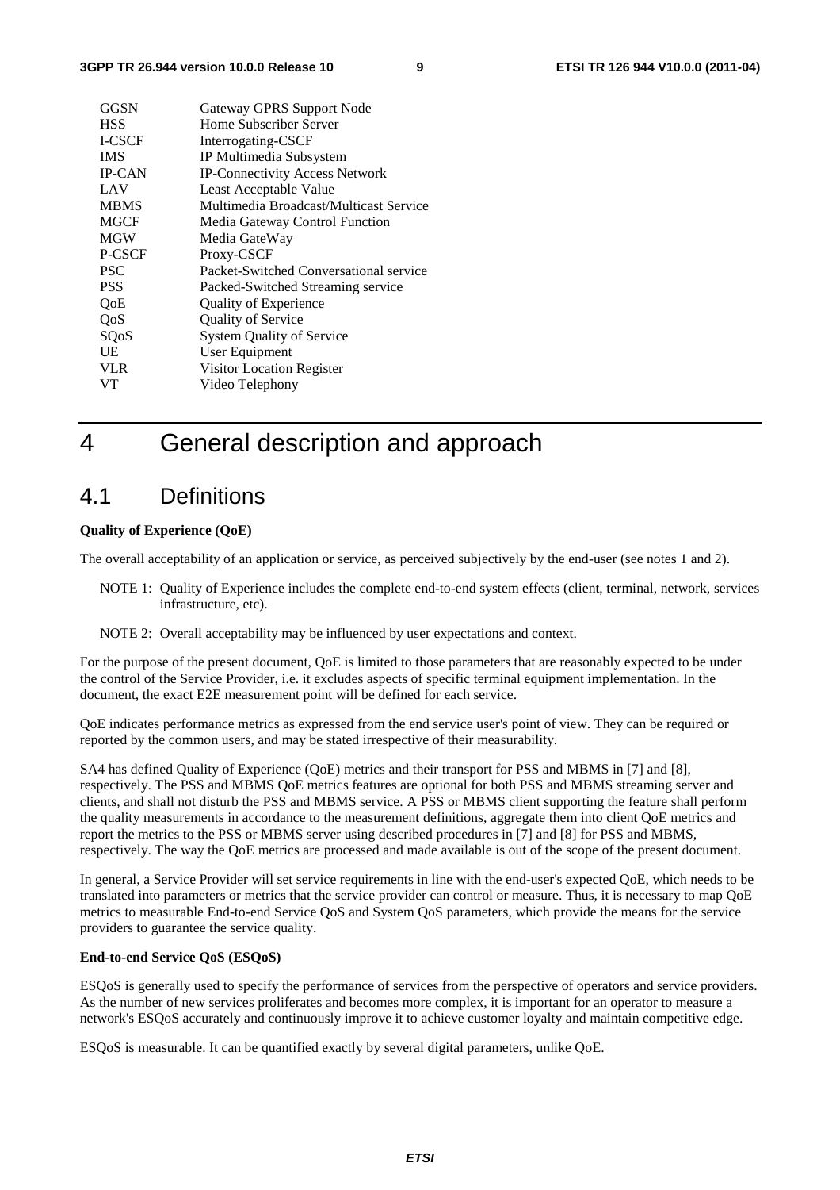| | |
|---|---|
| GGSN | Gateway GPRS Support Node |
| HSS | Home Subscriber Server |
| I-CSCF | Interrogating-CSCF |
| IMS | IP Multimedia Subsystem |
| IP-CAN | IP-Connectivity Access Network |
| LAV | Least Acceptable Value |
| MBMS | Multimedia Broadcast/Multicast Service |
| MGCF | Media Gateway Control Function |
| MGW | Media GateWay |
| P-CSCF | Proxy-CSCF |
| PSC | Packet-Switched Conversational service |
| PSS | Packed-Switched Streaming service |
| QoE | Quality of Experience |
| QoS | Quality of Service |
| SQoS | System Quality of Service |
| UE | User Equipment |
| VLR | Visitor Location Register |
| VT | Video Telephony |

# 4 General description and approach

## 4.1 Definitions

**Quality of Experience (QoE)**

The overall acceptability of an application or service, as perceived subjectively by the end-user (see notes 1 and 2).

NOTE 1: Quality of Experience includes the complete end-to-end system effects (client, terminal, network, services infrastructure, etc).

NOTE 2: Overall acceptability may be influenced by user expectations and context.

For the purpose of the present document, QoE is limited to those parameters that are reasonably expected to be under the control of the Service Provider, i.e. it excludes aspects of specific terminal equipment implementation. In the document, the exact E2E measurement point will be defined for each service.

QoE indicates performance metrics as expressed from the end service user's point of view. They can be required or reported by the common users, and may be stated irrespective of their measurability.

SA4 has defined Quality of Experience (QoE) metrics and their transport for PSS and MBMS in [7] and [8], respectively. The PSS and MBMS QoE metrics features are optional for both PSS and MBMS streaming server and clients, and shall not disturb the PSS and MBMS service. A PSS or MBMS client supporting the feature shall perform the quality measurements in accordance to the measurement definitions, aggregate them into client QoE metrics and report the metrics to the PSS or MBMS server using described procedures in [7] and [8] for PSS and MBMS, respectively. The way the QoE metrics are processed and made available is out of the scope of the present document.

In general, a Service Provider will set service requirements in line with the end-user's expected QoE, which needs to be translated into parameters or metrics that the service provider can control or measure. Thus, it is necessary to map QoE metrics to measurable End-to-end Service QoS and System QoS parameters, which provide the means for the service providers to guarantee the service quality.

**End-to-end Service QoS (ESQoS)**

ESQoS is generally used to specify the performance of services from the perspective of operators and service providers. As the number of new services proliferates and becomes more complex, it is important for an operator to measure a network's ESQoS accurately and continuously improve it to achieve customer loyalty and maintain competitive edge.

ESQoS is measurable. It can be quantified exactly by several digital parameters, unlike QoE.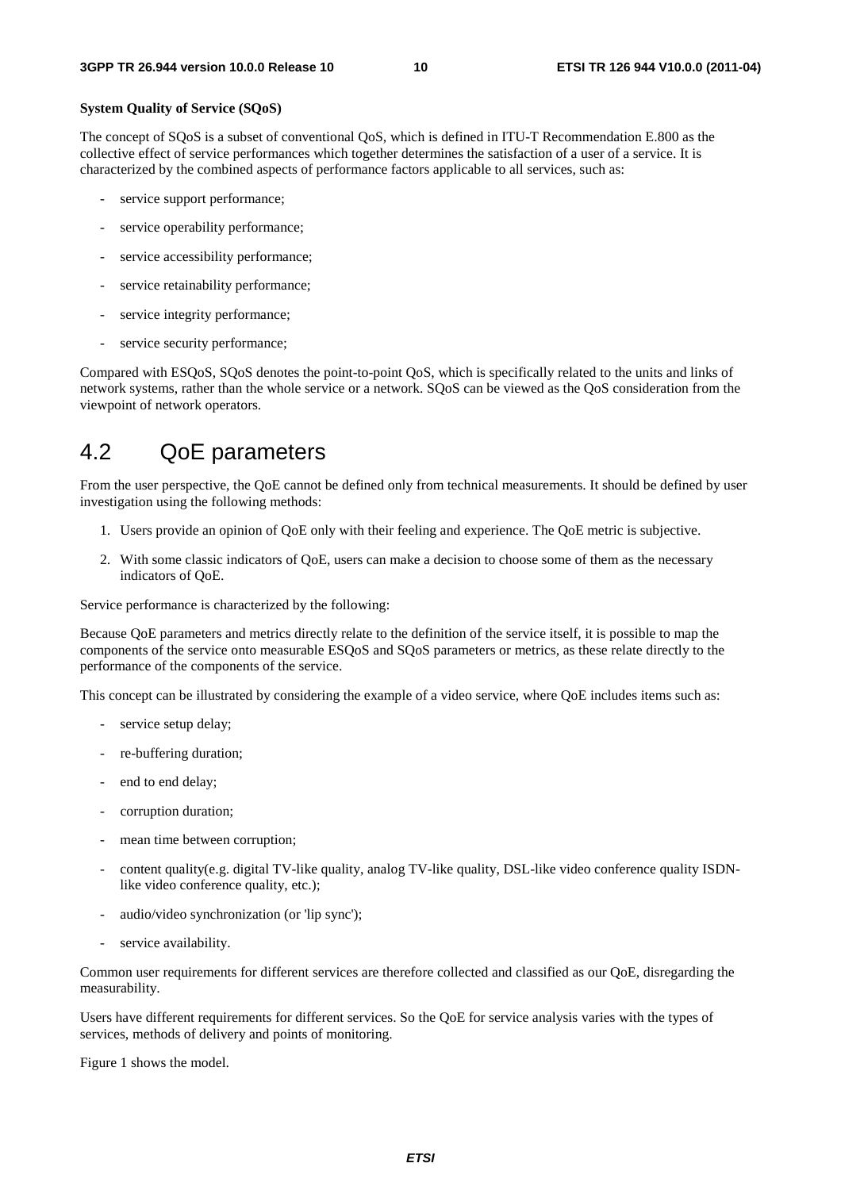**System Quality of Service (SQoS)**

The concept of SQoS is a subset of conventional QoS, which is defined in ITU-T Recommendation E.800 as the collective effect of service performances which together determines the satisfaction of a user of a service. It is characterized by the combined aspects of performance factors applicable to all services, such as:

- service support performance;
- service operability performance;
- service accessibility performance;
- service retainability performance;
- service integrity performance;
- service security performance;

Compared with ESQoS, SQoS denotes the point-to-point QoS, which is specifically related to the units and links of network systems, rather than the whole service or a network. SQoS can be viewed as the QoS consideration from the viewpoint of network operators.

## 4.2 QoE parameters

From the user perspective, the QoE cannot be defined only from technical measurements. It should be defined by user investigation using the following methods:

1. Users provide an opinion of QoE only with their feeling and experience. The QoE metric is subjective.
2. With some classic indicators of QoE, users can make a decision to choose some of them as the necessary indicators of QoE.

Service performance is characterized by the following:

Because QoE parameters and metrics directly relate to the definition of the service itself, it is possible to map the components of the service onto measurable ESQoS and SQoS parameters or metrics, as these relate directly to the performance of the components of the service.

This concept can be illustrated by considering the example of a video service, where QoE includes items such as:

- service setup delay;
- re-buffering duration;
- end to end delay;
- corruption duration;
- mean time between corruption;
- content quality(e.g. digital TV-like quality, analog TV-like quality, DSL-like video conference quality ISDN-like video conference quality, etc.);
- audio/video synchronization (or 'lip sync');
- service availability.

Common user requirements for different services are therefore collected and classified as our QoE, disregarding the measurability.

Users have different requirements for different services. So the QoE for service analysis varies with the types of services, methods of delivery and points of monitoring.

Figure 1 shows the model.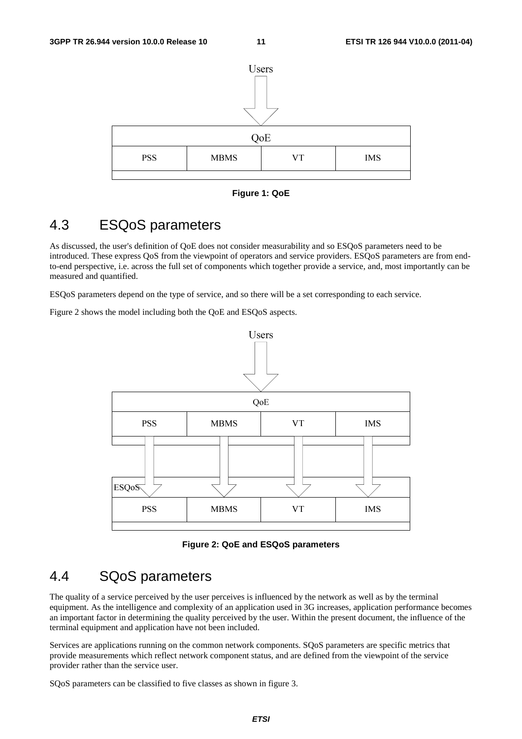Figure 1: QoE

## 4.3 ESQoS parameters

As discussed, the user's definition of QoE does not consider measurability and so ESQoS parameters need to be introduced. These express QoS from the viewpoint of operators and service providers. ESQoS parameters are from end-to-end perspective, i.e. across the full set of components which together provide a service, and, most importantly can be measured and quantified.

ESQoS parameters depend on the type of service, and so there will be a set corresponding to each service.

Figure 2 shows the model including both the QoE and ESQoS aspects.

Figure 2: QoE and ESQoS parameters

## 4.4 SQoS parameters

The quality of a service perceived by the user perceives is influenced by the network as well as by the terminal equipment. As the intelligence and complexity of an application used in 3G increases, application performance becomes an important factor in determining the quality perceived by the user. Within the present document, the influence of the terminal equipment and application have not been included.

Services are applications running on the common network components. SQoS parameters are specific metrics that provide measurements which reflect network component status, and are defined from the viewpoint of the service provider rather than the service user.

SQoS parameters can be classified to five classes as shown in figure 3.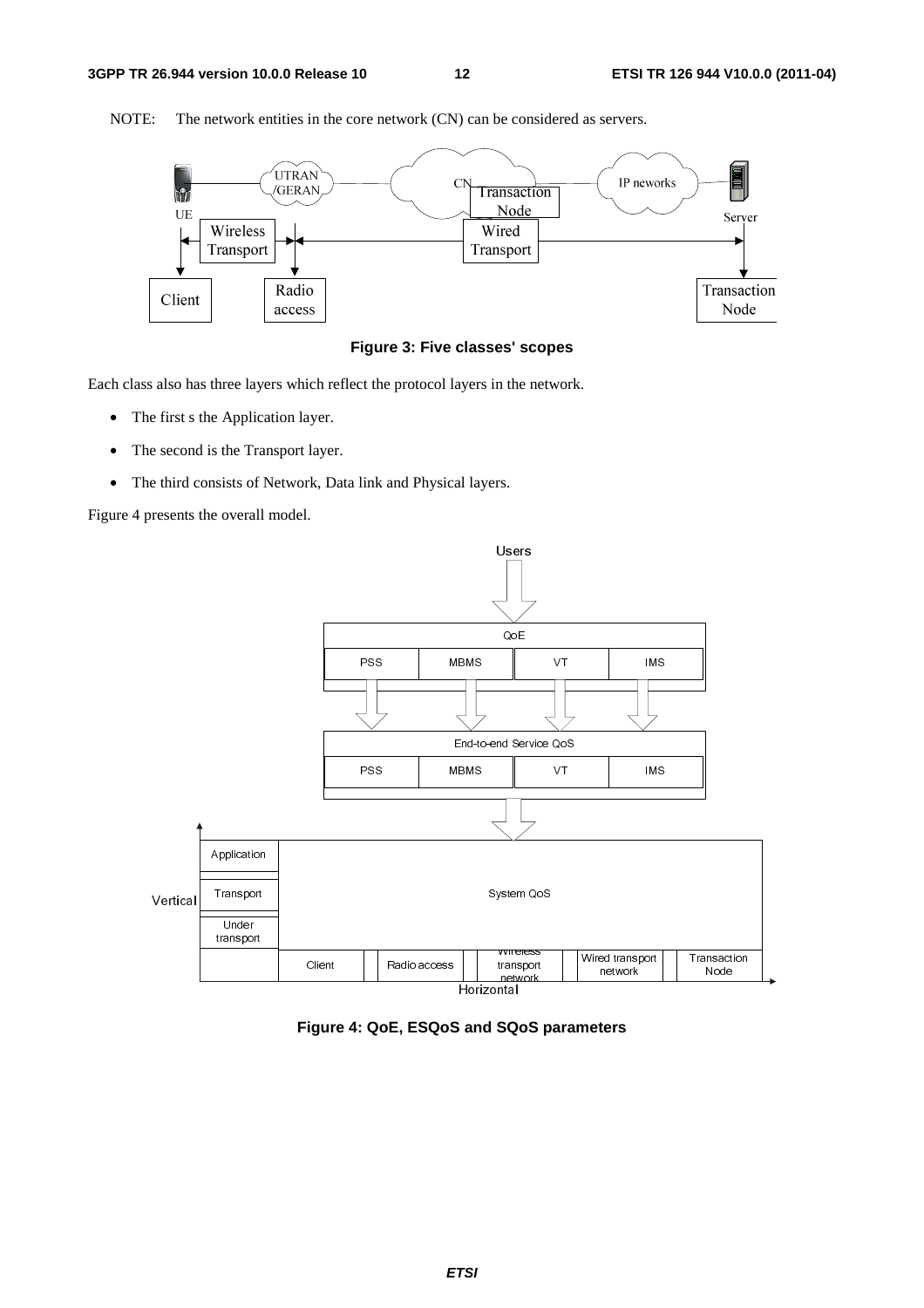NOTE: The network entities in the core network (CN) can be considered as servers.

**Figure 3: Five classes' scopes**

Each class also has three layers which reflect the protocol layers in the network.

- The first s the Application layer.
- The second is the Transport layer.
- The third consists of Network, Data link and Physical layers.

Figure 4 presents the overall model.

**Figure 4: QoE, ESQoS and SQoS parameters**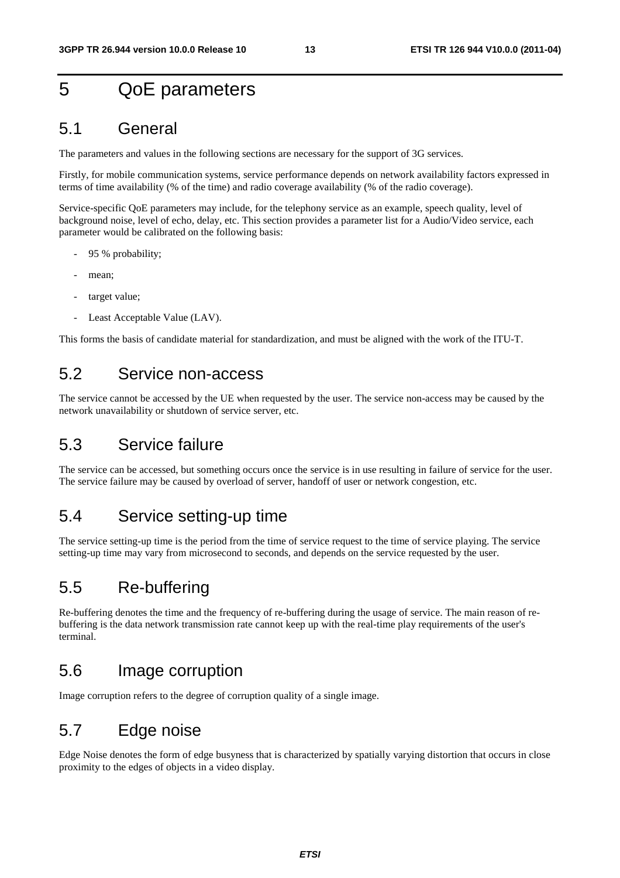# 5 QoE parameters

## 5.1 General

The parameters and values in the following sections are necessary for the support of 3G services.

Firstly, for mobile communication systems, service performance depends on network availability factors expressed in terms of time availability (% of the time) and radio coverage availability (% of the radio coverage).

Service-specific QoE parameters may include, for the telephony service as an example, speech quality, level of background noise, level of echo, delay, etc. This section provides a parameter list for a Audio/Video service, each parameter would be calibrated on the following basis:

- 95 % probability;
- mean;
- target value;
- Least Acceptable Value (LAV).

This forms the basis of candidate material for standardization, and must be aligned with the work of the ITU-T.

## 5.2 Service non-access

The service cannot be accessed by the UE when requested by the user. The service non-access may be caused by the network unavailability or shutdown of service server, etc.

## 5.3 Service failure

The service can be accessed, but something occurs once the service is in use resulting in failure of service for the user. The service failure may be caused by overload of server, handoff of user or network congestion, etc.

## 5.4 Service setting-up time

The service setting-up time is the period from the time of service request to the time of service playing. The service setting-up time may vary from microsecond to seconds, and depends on the service requested by the user.

## 5.5 Re-buffering

Re-buffering denotes the time and the frequency of re-buffering during the usage of service. The main reason of re-buffering is the data network transmission rate cannot keep up with the real-time play requirements of the user's terminal.

## 5.6 Image corruption

Image corruption refers to the degree of corruption quality of a single image.

## 5.7 Edge noise

Edge Noise denotes the form of edge busyness that is characterized by spatially varying distortion that occurs in close proximity to the edges of objects in a video display.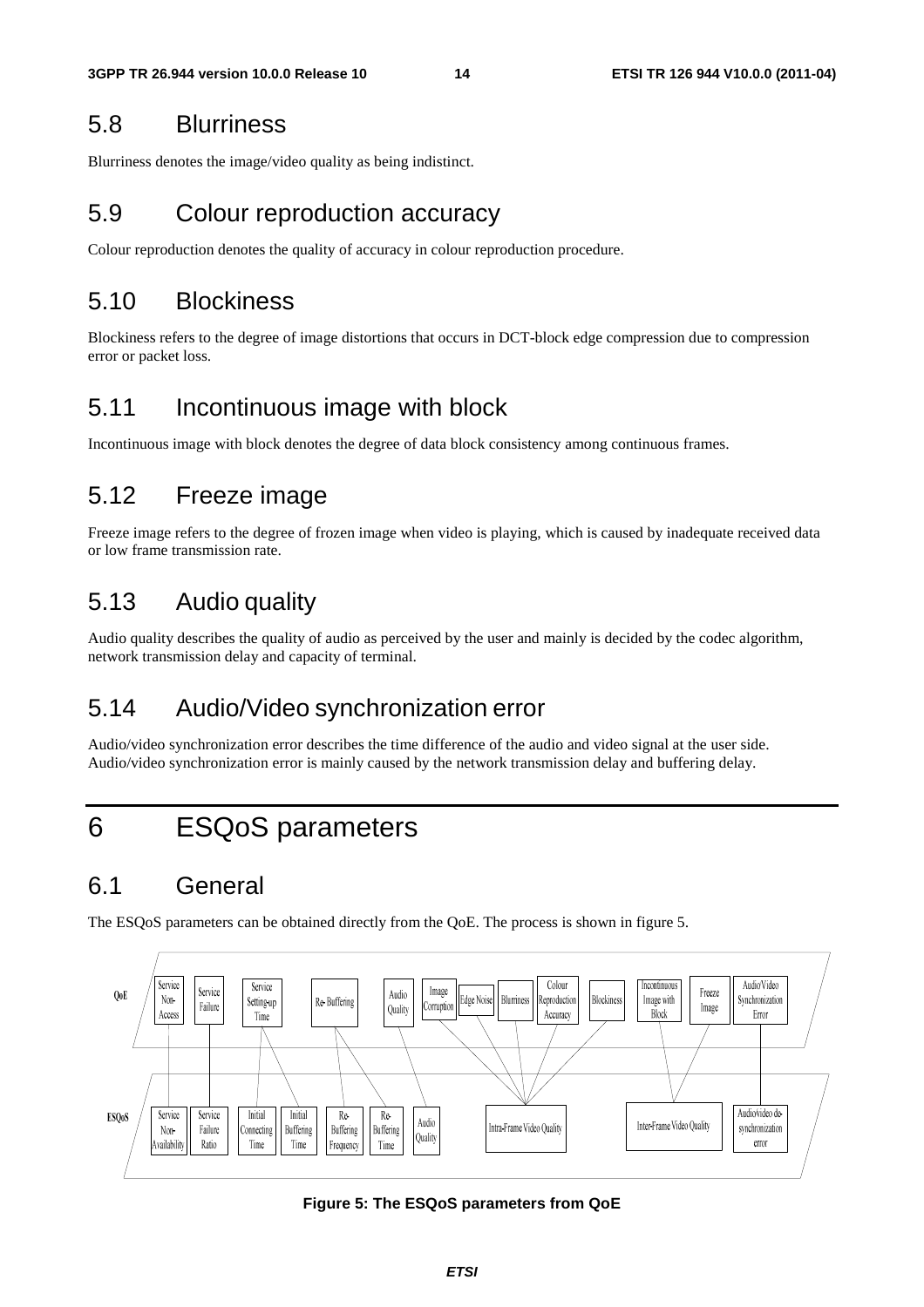## 5.8 Blurriness

Blurriness denotes the image/video quality as being indistinct.

## 5.9 Colour reproduction accuracy

Colour reproduction denotes the quality of accuracy in colour reproduction procedure.

## 5.10 Blockiness

Blockiness refers to the degree of image distortions that occurs in DCT-block edge compression due to compression error or packet loss.

## 5.11 Incontinuous image with block

Incontinuous image with block denotes the degree of data block consistency among continuous frames.

## 5.12 Freeze image

Freeze image refers to the degree of frozen image when video is playing, which is caused by inadequate received data or low frame transmission rate.

## 5.13 Audio quality

Audio quality describes the quality of audio as perceived by the user and mainly is decided by the codec algorithm, network transmission delay and capacity of terminal.

## 5.14 Audio/Video synchronization error

Audio/video synchronization error describes the time difference of the audio and video signal at the user side. Audio/video synchronization error is mainly caused by the network transmission delay and buffering delay.

# 6 ESQoS parameters

## 6.1 General

The ESQoS parameters can be obtained directly from the QoE. The process is shown in figure 5.

QoE: Service Non-Access | Service Failure | Service Setting-up Time | Re-Buffering | Audio Quality | Image Corruption | Edge Noise | Blurriness | Colour Reproduction Accuracy | Blockiness | Incontinuous Image with Block | Freeze Image | Audio/Video Synchronization Error

ESQoS: Service Non-Availability | Service Failure Ratio | Initial Connecting Time | Initial Buffering Time | Re-Buffering Frequency | Re-Buffering Time | Audio Quality | Intra-Frame Video Quality | Inter-Frame Video Quality | Audio/video de-synchronization error

**Figure 5: The ESQoS parameters from QoE**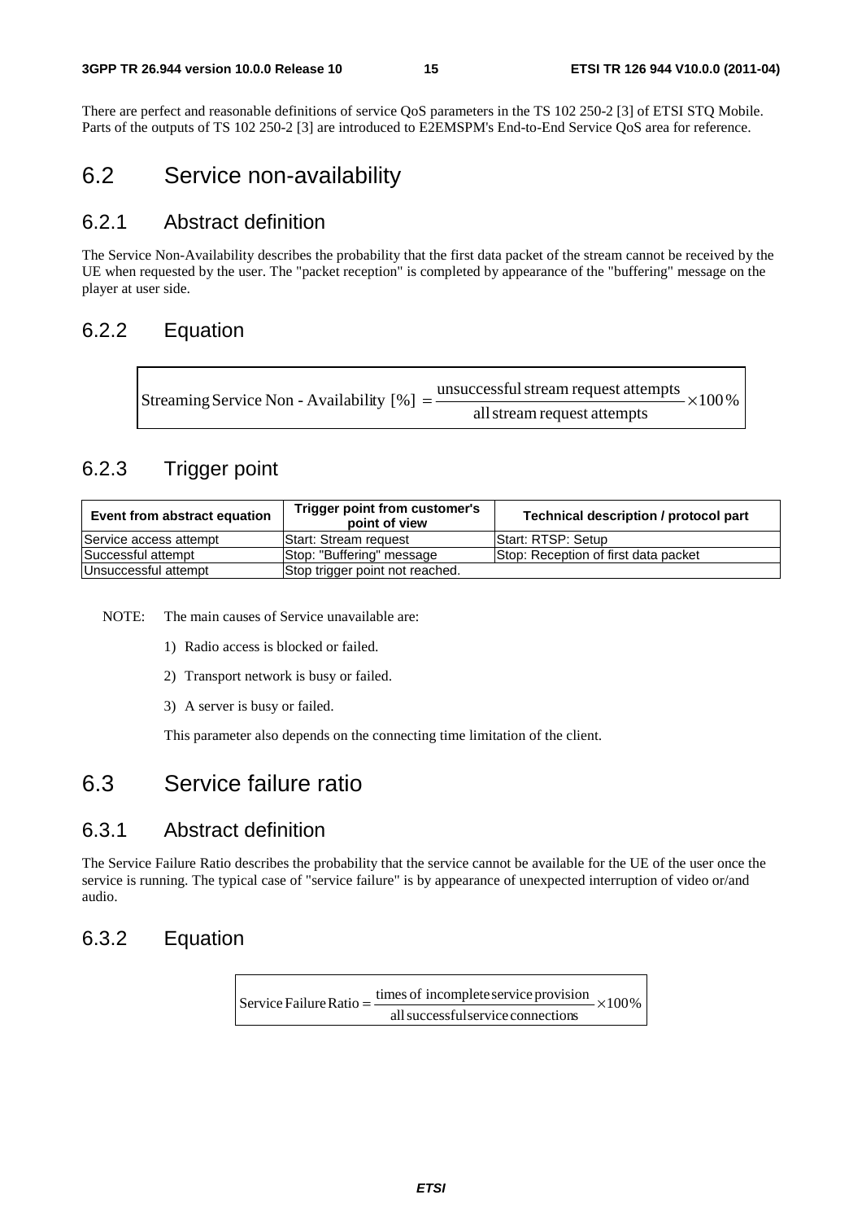There are perfect and reasonable definitions of service QoS parameters in the TS 102 250-2 [3] of ETSI STQ Mobile. Parts of the outputs of TS 102 250-2 [3] are introduced to E2EMSPM's End-to-End Service QoS area for reference.

# 6.2 Service non-availability

## 6.2.1 Abstract definition

The Service Non-Availability describes the probability that the first data packet of the stream cannot be received by the UE when requested by the user. The "packet reception" is completed by appearance of the "buffering" message on the player at user side.

## 6.2.2 Equation

$$\text{Streaming Service Non - Availability } [\%] = \frac{\text{unsuccessful stream request attempts}}{\text{all stream request attempts}} \times 100\,\%$$

## 6.2.3 Trigger point

| Event from abstract equation | Trigger point from customer's point of view | Technical description / protocol part |
|---|---|---|
| Service access attempt | Start: Stream request | Start: RTSP: Setup |
| Successful attempt | Stop: "Buffering" message | Stop: Reception of first data packet |
| Unsuccessful attempt | Stop trigger point not reached. | |

NOTE: The main causes of Service unavailable are:

1) Radio access is blocked or failed.

2) Transport network is busy or failed.

3) A server is busy or failed.

This parameter also depends on the connecting time limitation of the client.

# 6.3 Service failure ratio

## 6.3.1 Abstract definition

The Service Failure Ratio describes the probability that the service cannot be available for the UE of the user once the service is running. The typical case of "service failure" is by appearance of unexpected interruption of video or/and audio.

## 6.3.2 Equation

$$\text{Service Failure Ratio} = \frac{\text{times of incomplete service provision}}{\text{all successful service connections}} \times 100\%$$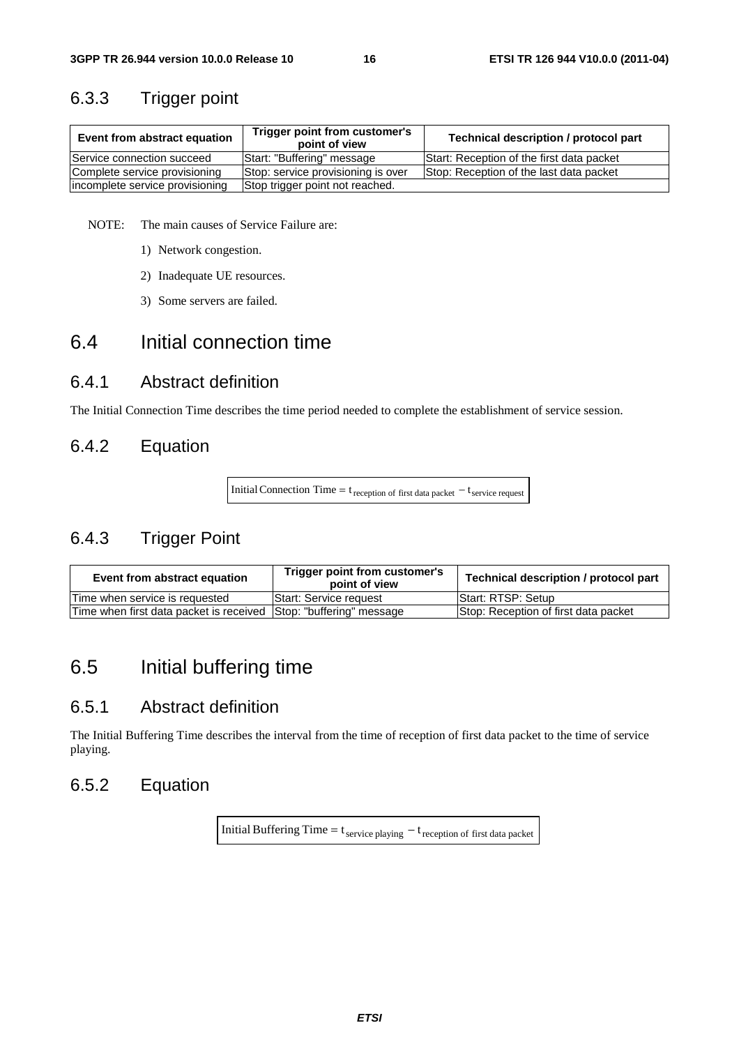### 6.3.3 Trigger point

| Event from abstract equation | Trigger point from customer's point of view | Technical description / protocol part |
|---|---|---|
| Service connection succeed | Start: "Buffering" message | Start: Reception of the first data packet |
| Complete service provisioning | Stop: service provisioning is over | Stop: Reception of the last data packet |
| incomplete service provisioning | Stop trigger point not reached. | |

NOTE: The main causes of Service Failure are:

1) Network congestion.

2) Inadequate UE resources.

3) Some servers are failed.

## 6.4 Initial connection time

### 6.4.1 Abstract definition

The Initial Connection Time describes the time period needed to complete the establishment of service session.

### 6.4.2 Equation

$$\text{Initial Connection Time} = t_{\text{reception of first data packet}} - t_{\text{service request}}$$

### 6.4.3 Trigger Point

| Event from abstract equation | Trigger point from customer's point of view | Technical description / protocol part |
|---|---|---|
| Time when service is requested | Start: Service request | Start: RTSP: Setup |
| Time when first data packet is received | Stop: "buffering" message | Stop: Reception of first data packet |

## 6.5 Initial buffering time

### 6.5.1 Abstract definition

The Initial Buffering Time describes the interval from the time of reception of first data packet to the time of service playing.

### 6.5.2 Equation

$$\text{Initial Buffering Time} = t_{\text{service playing}} - t_{\text{reception of first data packet}}$$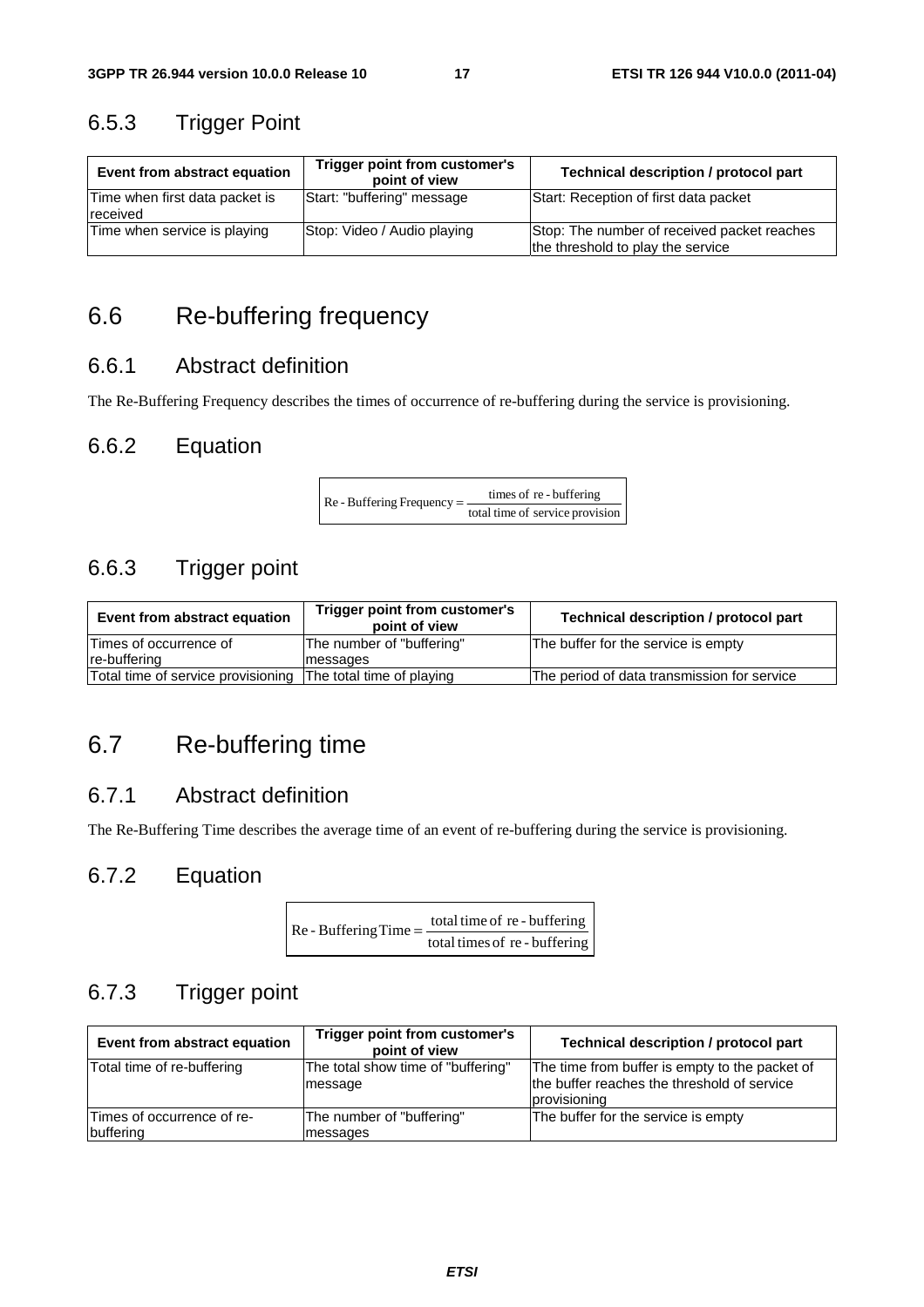### 6.5.3 Trigger Point

| Event from abstract equation | Trigger point from customer's point of view | Technical description / protocol part |
|---|---|---|
| Time when first data packet is received | Start: "buffering" message | Start: Reception of first data packet |
| Time when service is playing | Stop: Video / Audio playing | Stop: The number of received packet reaches the threshold to play the service |

## 6.6 Re-buffering frequency

### 6.6.1 Abstract definition

The Re-Buffering Frequency describes the times of occurrence of re-buffering during the service is provisioning.

### 6.6.2 Equation

$$\text{Re-Buffering Frequency} = \frac{\text{times of re-buffering}}{\text{total time of service provision}}$$

### 6.6.3 Trigger point

| Event from abstract equation | Trigger point from customer's point of view | Technical description / protocol part |
|---|---|---|
| Times of occurrence of re-buffering | The number of "buffering" messages | The buffer for the service is empty |
| Total time of service provisioning | The total time of playing | The period of data transmission for service |

## 6.7 Re-buffering time

### 6.7.1 Abstract definition

The Re-Buffering Time describes the average time of an event of re-buffering during the service is provisioning.

### 6.7.2 Equation

$$\text{Re-Buffering Time} = \frac{\text{total time of re-buffering}}{\text{total times of re-buffering}}$$

### 6.7.3 Trigger point

| Event from abstract equation | Trigger point from customer's point of view | Technical description / protocol part |
|---|---|---|
| Total time of re-buffering | The total show time of "buffering" message | The time from buffer is empty to the packet of the buffer reaches the threshold of service provisioning |
| Times of occurrence of re-buffering | The number of "buffering" messages | The buffer for the service is empty |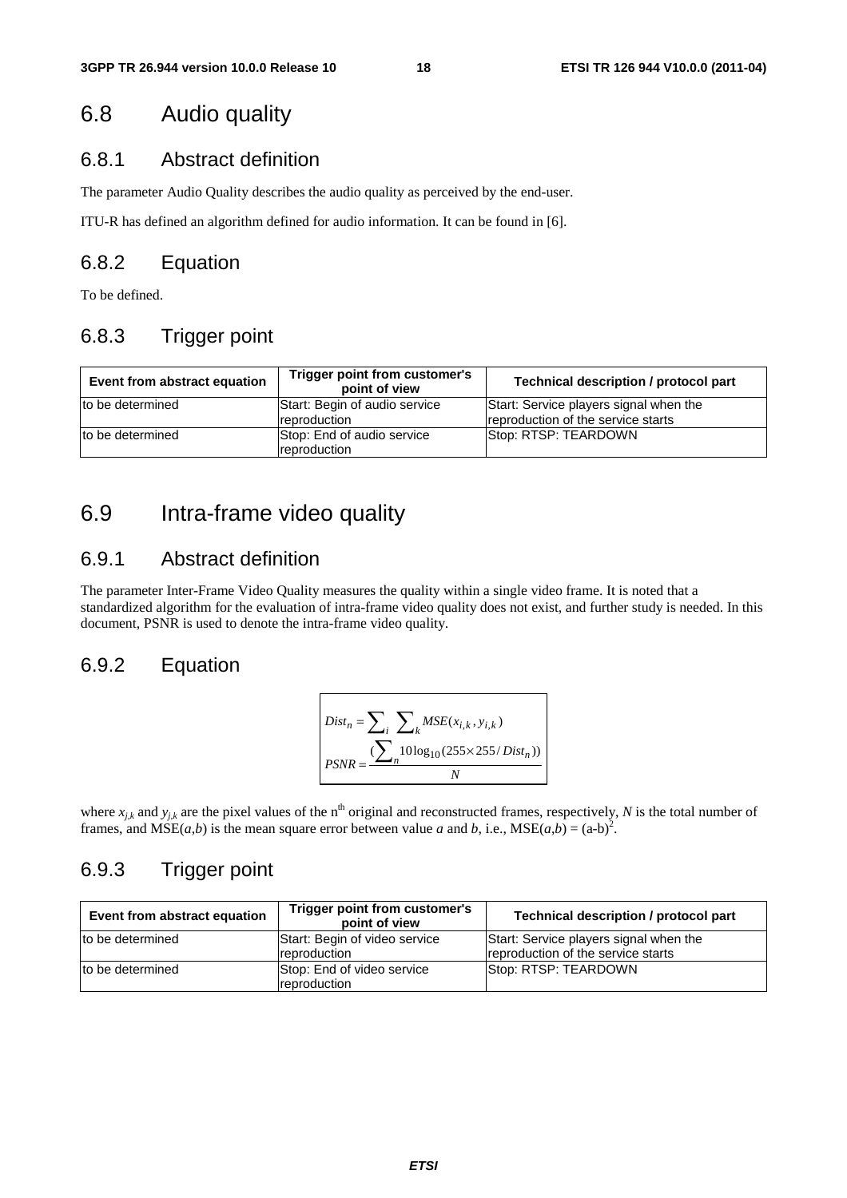## 6.8 Audio quality

### 6.8.1 Abstract definition

The parameter Audio Quality describes the audio quality as perceived by the end-user.

ITU-R has defined an algorithm defined for audio information. It can be found in [6].

### 6.8.2 Equation

To be defined.

### 6.8.3 Trigger point

| Event from abstract equation | Trigger point from customer's point of view | Technical description / protocol part |
|---|---|---|
| to be determined | Start: Begin of audio service reproduction | Start: Service players signal when the reproduction of the service starts |
| to be determined | Stop: End of audio service reproduction | Stop: RTSP: TEARDOWN |

## 6.9 Intra-frame video quality

### 6.9.1 Abstract definition

The parameter Inter-Frame Video Quality measures the quality within a single video frame. It is noted that a standardized algorithm for the evaluation of intra-frame video quality does not exist, and further study is needed. In this document, PSNR is used to denote the intra-frame video quality.

### 6.9.2 Equation

$$Dist_n = \sum_i \sum_k MSE(x_{i,k}, y_{i,k})$$

$$PSNR = \frac{(\sum_n 10\log_{10}(255 \times 255 / Dist_n))}{N}$$

where $x_{j,k}$ and $y_{j,k}$ are the pixel values of the n[th] original and reconstructed frames, respectively, $N$ is the total number of frames, and $MSE(a,b)$ is the mean square error between value $a$ and $b$, i.e., $MSE(a,b) = (a-b)^2$.

### 6.9.3 Trigger point

| Event from abstract equation | Trigger point from customer's point of view | Technical description / protocol part |
|---|---|---|
| to be determined | Start: Begin of video service reproduction | Start: Service players signal when the reproduction of the service starts |
| to be determined | Stop: End of video service reproduction | Stop: RTSP: TEARDOWN |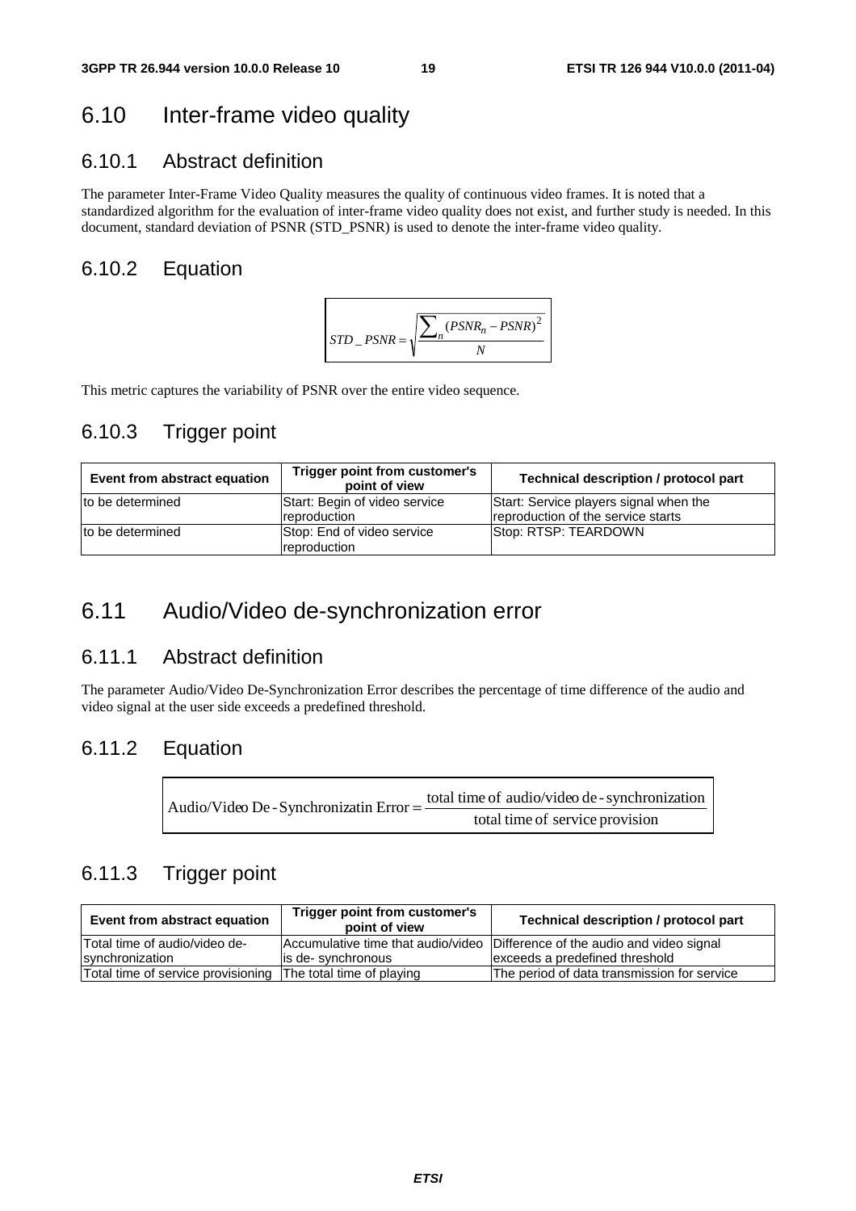## 6.10 Inter-frame video quality

### 6.10.1 Abstract definition

The parameter Inter-Frame Video Quality measures the quality of continuous video frames. It is noted that a standardized algorithm for the evaluation of inter-frame video quality does not exist, and further study is needed. In this document, standard deviation of PSNR (STD_PSNR) is used to denote the inter-frame video quality.

### 6.10.2 Equation

$$STD\_PSNR = \sqrt{\frac{\sum_{n}(PSNR_n - PSNR)^2}{N}}$$

This metric captures the variability of PSNR over the entire video sequence.

### 6.10.3 Trigger point

| Event from abstract equation | Trigger point from customer's point of view | Technical description / protocol part |
|---|---|---|
| to be determined | Start: Begin of video service reproduction | Start: Service players signal when the reproduction of the service starts |
| to be determined | Stop: End of video service reproduction | Stop: RTSP: TEARDOWN |

## 6.11 Audio/Video de-synchronization error

### 6.11.1 Abstract definition

The parameter Audio/Video De-Synchronization Error describes the percentage of time difference of the audio and video signal at the user side exceeds a predefined threshold.

### 6.11.2 Equation

$$\text{Audio/Video De-Synchronizatin Error} = \frac{\text{total time of audio/video de-synchronization}}{\text{total time of service provision}}$$

### 6.11.3 Trigger point

| Event from abstract equation | Trigger point from customer's point of view | Technical description / protocol part |
|---|---|---|
| Total time of audio/video de-synchronization | Accumulative time that audio/video is de- synchronous | Difference of the audio and video signal exceeds a predefined threshold |
| Total time of service provisioning | The total time of playing | The period of data transmission for service |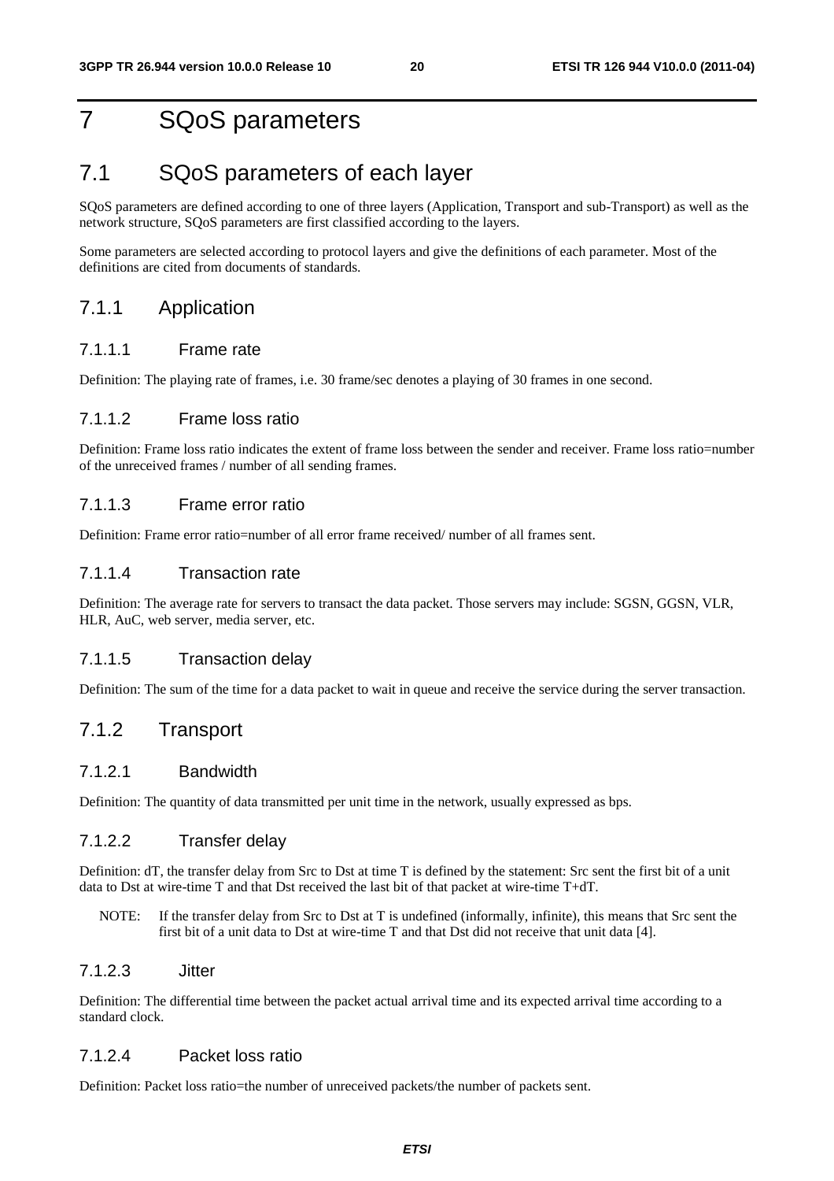# 7 SQoS parameters

## 7.1 SQoS parameters of each layer

SQoS parameters are defined according to one of three layers (Application, Transport and sub-Transport) as well as the network structure, SQoS parameters are first classified according to the layers.

Some parameters are selected according to protocol layers and give the definitions of each parameter. Most of the definitions are cited from documents of standards.

### 7.1.1 Application

#### 7.1.1.1 Frame rate

Definition: The playing rate of frames, i.e. 30 frame/sec denotes a playing of 30 frames in one second.

#### 7.1.1.2 Frame loss ratio

Definition: Frame loss ratio indicates the extent of frame loss between the sender and receiver. Frame loss ratio=number of the unreceived frames / number of all sending frames.

#### 7.1.1.3 Frame error ratio

Definition: Frame error ratio=number of all error frame received/ number of all frames sent.

#### 7.1.1.4 Transaction rate

Definition: The average rate for servers to transact the data packet. Those servers may include: SGSN, GGSN, VLR, HLR, AuC, web server, media server, etc.

#### 7.1.1.5 Transaction delay

Definition: The sum of the time for a data packet to wait in queue and receive the service during the server transaction.

### 7.1.2 Transport

#### 7.1.2.1 Bandwidth

Definition: The quantity of data transmitted per unit time in the network, usually expressed as bps.

#### 7.1.2.2 Transfer delay

Definition: dT, the transfer delay from Src to Dst at time T is defined by the statement: Src sent the first bit of a unit data to Dst at wire-time T and that Dst received the last bit of that packet at wire-time T+dT.

NOTE: If the transfer delay from Src to Dst at T is undefined (informally, infinite), this means that Src sent the first bit of a unit data to Dst at wire-time T and that Dst did not receive that unit data [4].

#### 7.1.2.3 Jitter

Definition: The differential time between the packet actual arrival time and its expected arrival time according to a standard clock.

#### 7.1.2.4 Packet loss ratio

Definition: Packet loss ratio=the number of unreceived packets/the number of packets sent.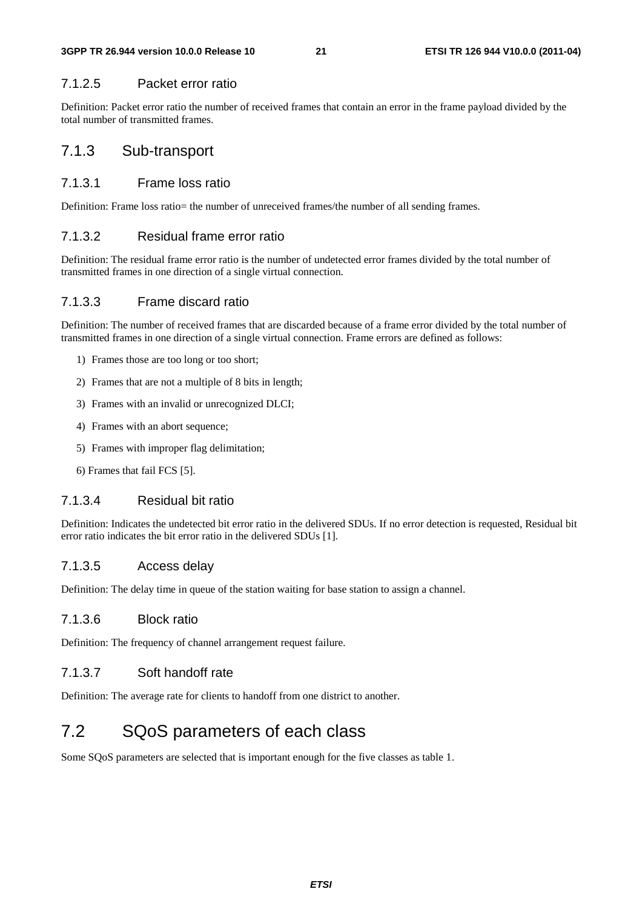#### 7.1.2.5 Packet error ratio

Definition: Packet error ratio the number of received frames that contain an error in the frame payload divided by the total number of transmitted frames.

### 7.1.3 Sub-transport

#### 7.1.3.1 Frame loss ratio

Definition: Frame loss ratio= the number of unreceived frames/the number of all sending frames.

#### 7.1.3.2 Residual frame error ratio

Definition: The residual frame error ratio is the number of undetected error frames divided by the total number of transmitted frames in one direction of a single virtual connection.

#### 7.1.3.3 Frame discard ratio

Definition: The number of received frames that are discarded because of a frame error divided by the total number of transmitted frames in one direction of a single virtual connection. Frame errors are defined as follows:

1) Frames those are too long or too short;
2) Frames that are not a multiple of 8 bits in length;
3) Frames with an invalid or unrecognized DLCI;
4) Frames with an abort sequence;
5) Frames with improper flag delimitation;
6) Frames that fail FCS [5].

#### 7.1.3.4 Residual bit ratio

Definition: Indicates the undetected bit error ratio in the delivered SDUs. If no error detection is requested, Residual bit error ratio indicates the bit error ratio in the delivered SDUs [1].

#### 7.1.3.5 Access delay

Definition: The delay time in queue of the station waiting for base station to assign a channel.

#### 7.1.3.6 Block ratio

Definition: The frequency of channel arrangement request failure.

#### 7.1.3.7 Soft handoff rate

Definition: The average rate for clients to handoff from one district to another.

## 7.2 SQoS parameters of each class

Some SQoS parameters are selected that is important enough for the five classes as table 1.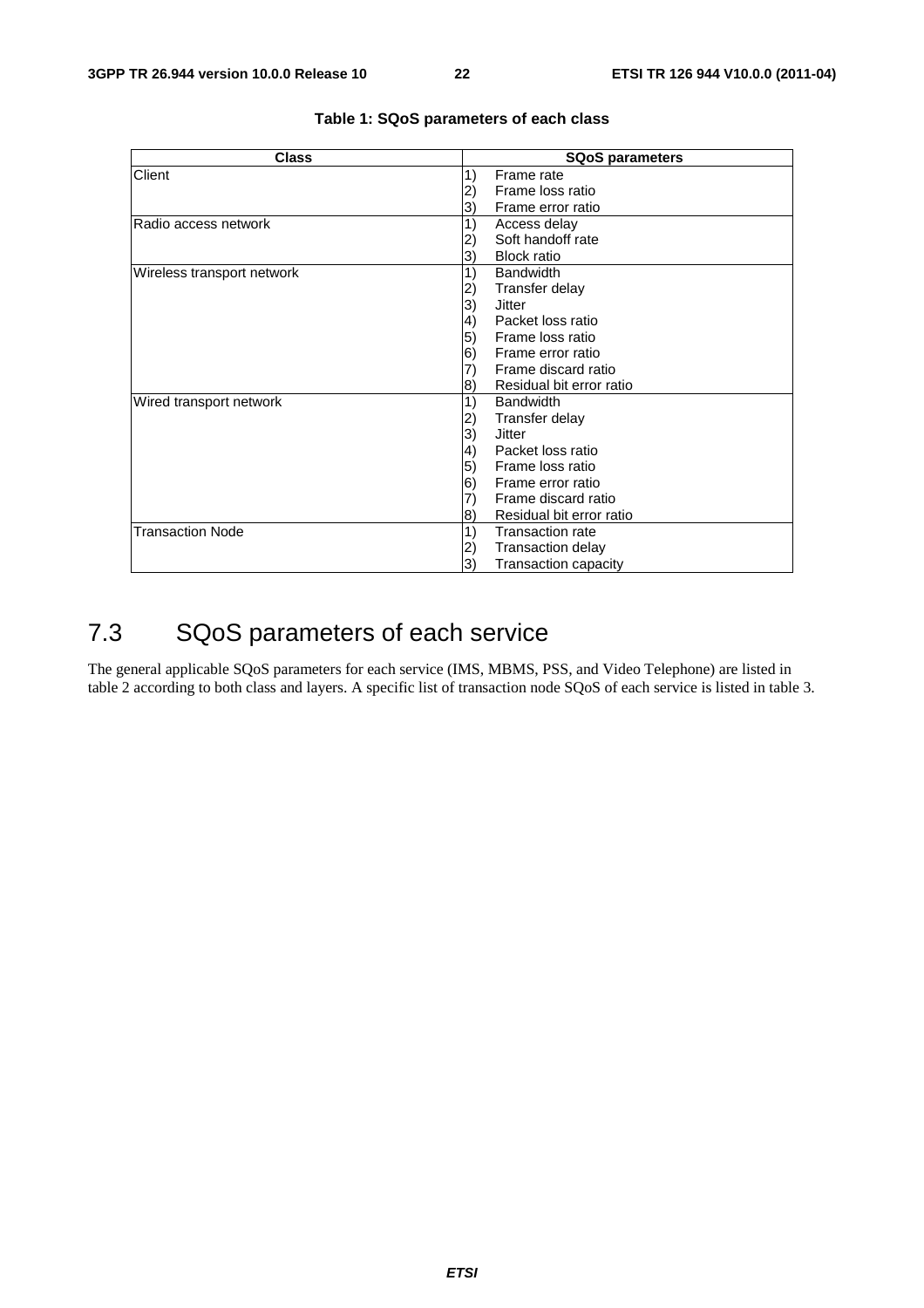**Table 1: SQoS parameters of each class**

| Class | SQoS parameters |
|---|---|
| Client | 1) Frame rate |
| | 2) Frame loss ratio |
| | 3) Frame error ratio |
| Radio access network | 1) Access delay |
| | 2) Soft handoff rate |
| | 3) Block ratio |
| Wireless transport network | 1) Bandwidth |
| | 2) Transfer delay |
| | 3) Jitter |
| | 4) Packet loss ratio |
| | 5) Frame loss ratio |
| | 6) Frame error ratio |
| | 7) Frame discard ratio |
| | 8) Residual bit error ratio |
| Wired transport network | 1) Bandwidth |
| | 2) Transfer delay |
| | 3) Jitter |
| | 4) Packet loss ratio |
| | 5) Frame loss ratio |
| | 6) Frame error ratio |
| | 7) Frame discard ratio |
| | 8) Residual bit error ratio |
| Transaction Node | 1) Transaction rate |
| | 2) Transaction delay |
| | 3) Transaction capacity |

## 7.3 SQoS parameters of each service

The general applicable SQoS parameters for each service (IMS, MBMS, PSS, and Video Telephone) are listed in table 2 according to both class and layers. A specific list of transaction node SQoS of each service is listed in table 3.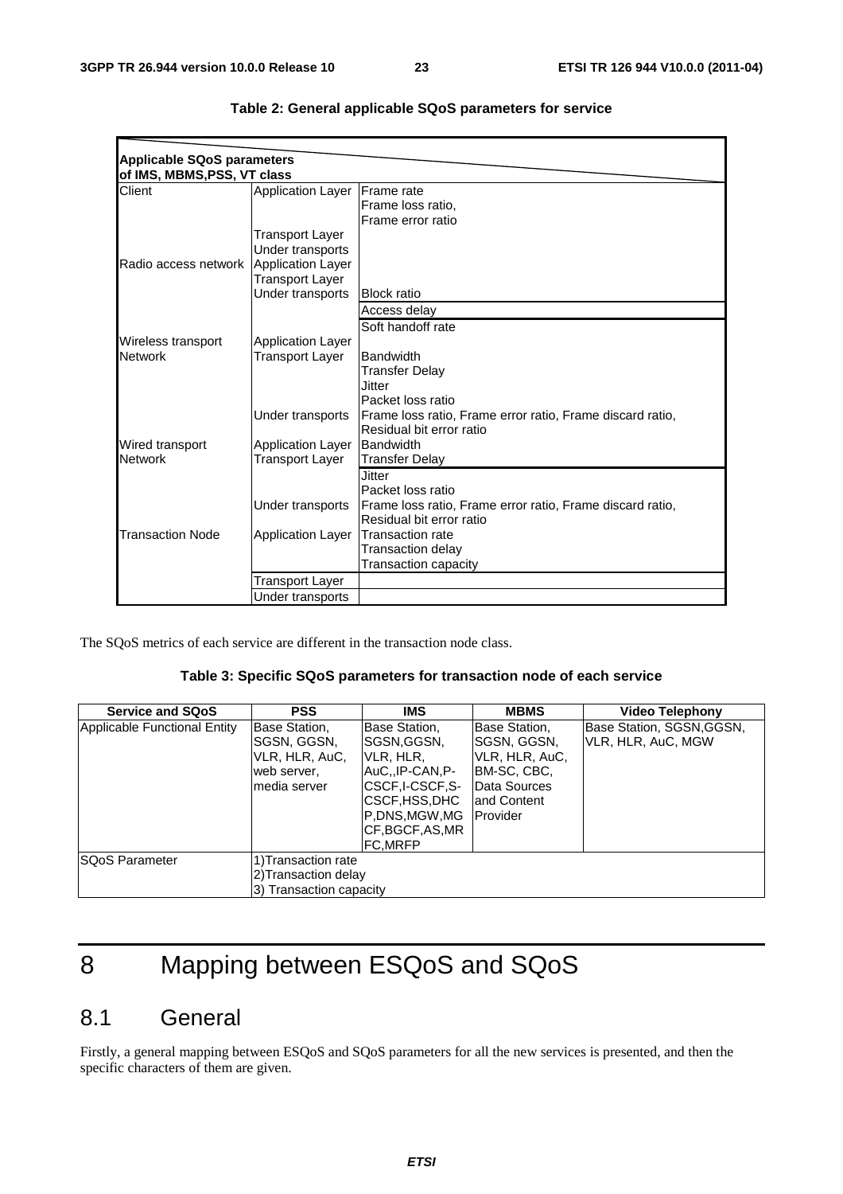**Table 2: General applicable SQoS parameters for service**

| Applicable SQoS parameters of IMS, MBMS,PSS, VT class | | |
|---|---|---|
| Client | Application Layer | Frame rate<br>Frame loss ratio,<br>Frame error ratio |
| | Transport Layer | |
| | Under transports | |
| Radio access network | Application Layer | |
| | Transport Layer | |
| | Under transports | Block ratio |
| | | Access delay |
| | | Soft handoff rate |
| Wireless transport Network | Application Layer | |
| | Transport Layer | Bandwidth<br>Transfer Delay<br>Jitter<br>Packet loss ratio |
| | Under transports | Frame loss ratio, Frame error ratio, Frame discard ratio,<br>Residual bit error ratio |
| Wired transport Network | Application Layer | Bandwidth |
| | Transport Layer | Transfer Delay |
| | | Jitter<br>Packet loss ratio |
| | Under transports | Frame loss ratio, Frame error ratio, Frame discard ratio,<br>Residual bit error ratio |
| Transaction Node | Application Layer | Transaction rate<br>Transaction delay<br>Transaction capacity |
| | Transport Layer | |
| | Under transports | |

The SQoS metrics of each service are different in the transaction node class.

**Table 3: Specific SQoS parameters for transaction node of each service**

| Service and SQoS | PSS | IMS | MBMS | Video Telephony |
|---|---|---|---|---|
| Applicable Functional Entity | Base Station, SGSN, GGSN, VLR, HLR, AuC, web server, media server | Base Station, SGSN,GGSN, VLR, HLR, AuC,,IP-CAN,P-CSCF,I-CSCF,S-CSCF,HSS,DHCP,DNS,MGW,MGCF,BGCF,AS,MRFC,MRFP | Base Station, SGSN, GGSN, VLR, HLR, AuC, BM-SC, CBC, Data Sources and Content Provider | Base Station, SGSN,GGSN, VLR, HLR, AuC, MGW |
| SQoS Parameter | 1)Transaction rate<br>2)Transaction delay<br>3) Transaction capacity | | | |

# 8 Mapping between ESQoS and SQoS

## 8.1 General

Firstly, a general mapping between ESQoS and SQoS parameters for all the new services is presented, and then the specific characters of them are given.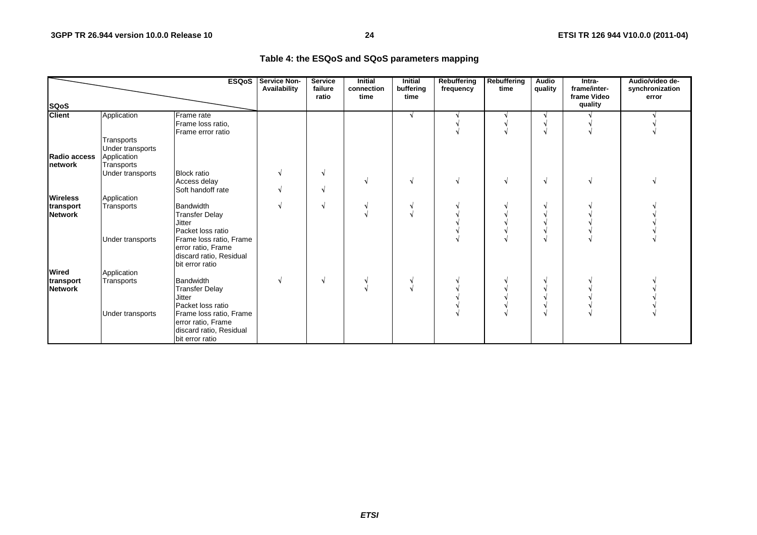**Table 4: the ESQoS and SQoS parameters mapping**

| SQoS \ ESQoS | | | Service Non-Availability | Service failure ratio | Initial connection time | Initial buffering time | Rebuffering frequency | Rebuffering time | Audio quality | Intra-frame/inter-frame Video quality | Audio/video de-synchronization error |
|---|---|---|---|---|---|---|---|---|---|---|---|
| Client | Application | Frame rate | | | | √ | √ | √ | √ | √ | √ |
| | | Frame loss ratio, | | | | | √ | √ | √ | √ | √ |
| | | Frame error ratio | | | | | √ | √ | √ | √ | √ |
| | Transports | | | | | | | | | | |
| | Under transports | | | | | | | | | | |
| Radio access network | Application | | | | | | | | | | |
| | Transports | | | | | | | | | | |
| | Under transports | Block ratio | √ | √ | | | | | | | |
| | | Access delay | | | √ | √ | √ | √ | √ | √ | √ |
| | | Soft handoff rate | √ | √ | | | | | | | |
| Wireless transport Network | Application | | | | | | | | | | |
| | Transports | Bandwidth | √ | √ | √ | √ | √ | √ | √ | √ | √ |
| | | Transfer Delay | | | √ | √ | √ | √ | √ | √ | √ |
| | | Jitter | | | | | √ | √ | √ | √ | √ |
| | | Packet loss ratio | | | | | √ | √ | √ | √ | √ |
| | Under transports | Frame loss ratio, Frame error ratio, Frame discard ratio, Residual bit error ratio | | | | | √ | √ | √ | √ | √ |
| Wired transport Network | Application | | | | | | | | | | |
| | Transports | Bandwidth | √ | √ | √ | √ | √ | √ | √ | √ | √ |
| | | Transfer Delay | | | √ | √ | √ | √ | √ | √ | √ |
| | | Jitter | | | | | √ | √ | √ | √ | √ |
| | | Packet loss ratio | | | | | √ | √ | √ | √ | √ |
| | Under transports | Frame loss ratio, Frame error ratio, Frame discard ratio, Residual bit error ratio | | | | | √ | √ | √ | √ | √ |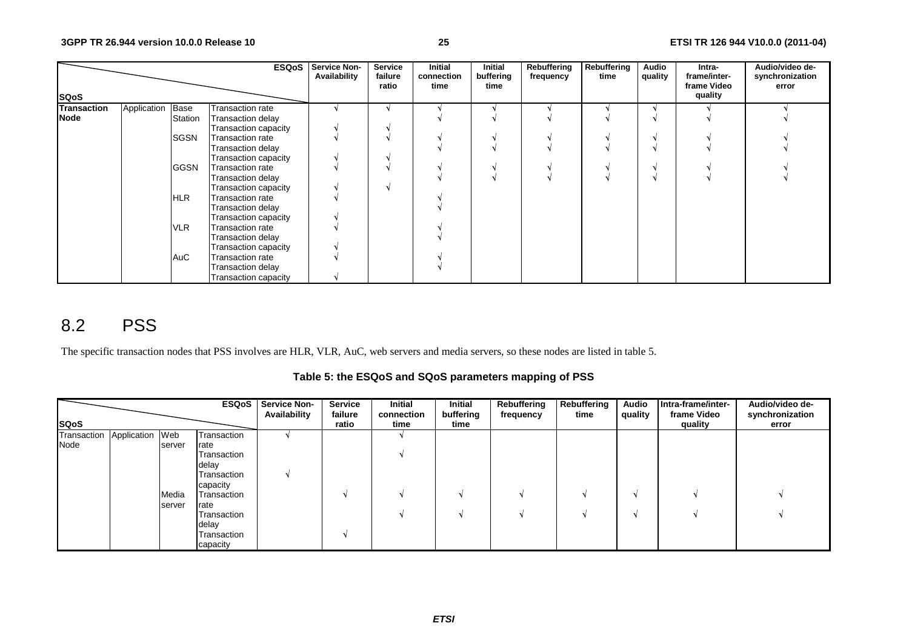| SQoS | | | ESQoS | Service Non-Availability | Service failure ratio | Initial connection time | Initial buffering time | Rebuffering frequency | Rebuffering time | Audio quality | Intra-frame/inter-frame Video quality | Audio/video de-synchronization error |
|---|---|---|---|---|---|---|---|---|---|---|---|---|
| **Transaction Node** | Application | Base Station | Transaction rate | √ | √ | √ | √ | √ | √ | √ | √ | √ |
| | | | Transaction delay | | | √ | √ | √ | √ | √ | √ | √ |
| | | | Transaction capacity | √ | √ | | | | | | | |
| | | SGSN | Transaction rate | √ | √ | √ | √ | √ | √ | √ | √ | √ |
| | | | Transaction delay | | | √ | √ | √ | √ | √ | √ | √ |
| | | | Transaction capacity | √ | √ | | | | | | | |
| | | GGSN | Transaction rate | √ | √ | √ | √ | √ | √ | √ | √ | √ |
| | | | Transaction delay | | | √ | √ | √ | √ | √ | √ | √ |
| | | | Transaction capacity | √ | √ | | | | | | | |
| | | HLR | Transaction rate | √ | | √ | | | | | | |
| | | | Transaction delay | | | √ | | | | | | |
| | | | Transaction capacity | √ | | | | | | | | |
| | | VLR | Transaction rate | √ | | √ | | | | | | |
| | | | Transaction delay | | | √ | | | | | | |
| | | | Transaction capacity | √ | | | | | | | | |
| | | AuC | Transaction rate | √ | | √ | | | | | | |
| | | | Transaction delay | | | √ | | | | | | |
| | | | Transaction capacity | √ | | | | | | | | |

## 8.2 PSS

The specific transaction nodes that PSS involves are HLR, VLR, AuC, web servers and media servers, so these nodes are listed in table 5.

**Table 5: the ESQoS and SQoS parameters mapping of PSS**

| SQoS | | | ESQoS | Service Non-Availability | Service failure ratio | Initial connection time | Initial buffering time | Rebuffering frequency | Rebuffering time | Audio quality | Intra-frame/inter-frame Video quality | Audio/video de-synchronization error |
|---|---|---|---|---|---|---|---|---|---|---|---|---|
| Transaction Node | Application | Web server | Transaction rate | √ | | √ | | | | | | |
| | | | Transaction delay | | | √ | | | | | | |
| | | | Transaction capacity | √ | | | | | | | | |
| | | Media server | Transaction rate | | √ | √ | √ | √ | √ | √ | √ | √ |
| | | | Transaction delay | | | √ | √ | √ | √ | √ | √ | √ |
| | | | Transaction capacity | | √ | | | | | | | |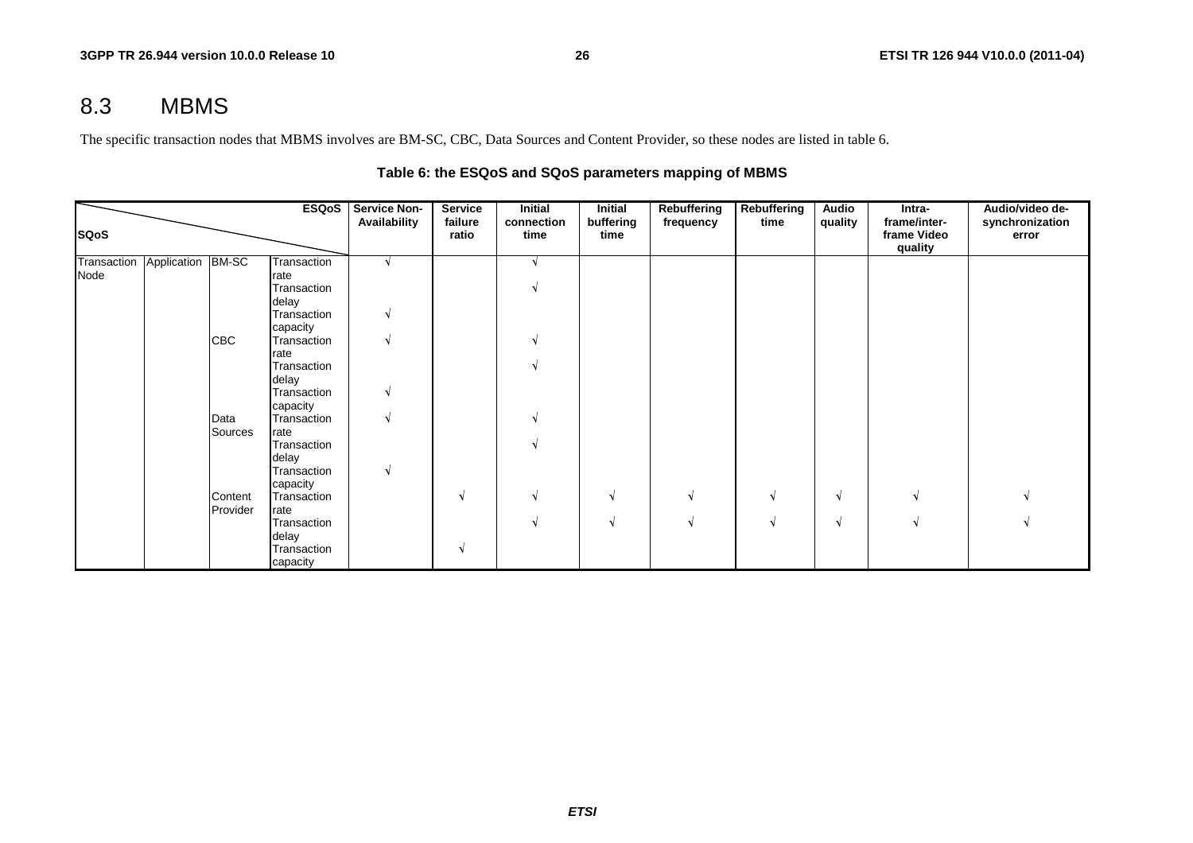## 8.3 MBMS

The specific transaction nodes that MBMS involves are BM-SC, CBC, Data Sources and Content Provider, so these nodes are listed in table 6.

**Table 6: the ESQoS and SQoS parameters mapping of MBMS**

| SQoS \ ESQoS | | | | Service Non-Availability | Service failure ratio | Initial connection time | Initial buffering time | Rebuffering frequency | Rebuffering time | Audio quality | Intra-frame/inter-frame Video quality | Audio/video de-synchronization error |
|---|---|---|---|---|---|---|---|---|---|---|---|---|
| Transaction Node | Application | BM-SC | Transaction rate | √ | | √ | | | | | | |
| | | | Transaction delay | | | √ | | | | | | |
| | | | Transaction capacity | √ | | | | | | | | |
| | | CBC | Transaction rate | √ | | √ | | | | | | |
| | | | Transaction delay | | | √ | | | | | | |
| | | | Transaction capacity | √ | | | | | | | | |
| | | Data Sources | Transaction rate | √ | | √ | | | | | | |
| | | | Transaction delay | | | √ | | | | | | |
| | | | Transaction capacity | √ | | | | | | | | |
| | | Content Provider | Transaction rate | | √ | √ | √ | √ | √ | √ | √ | √ |
| | | | Transaction delay | | | √ | √ | √ | √ | √ | √ | √ |
| | | | Transaction capacity | | √ | | | | | | | |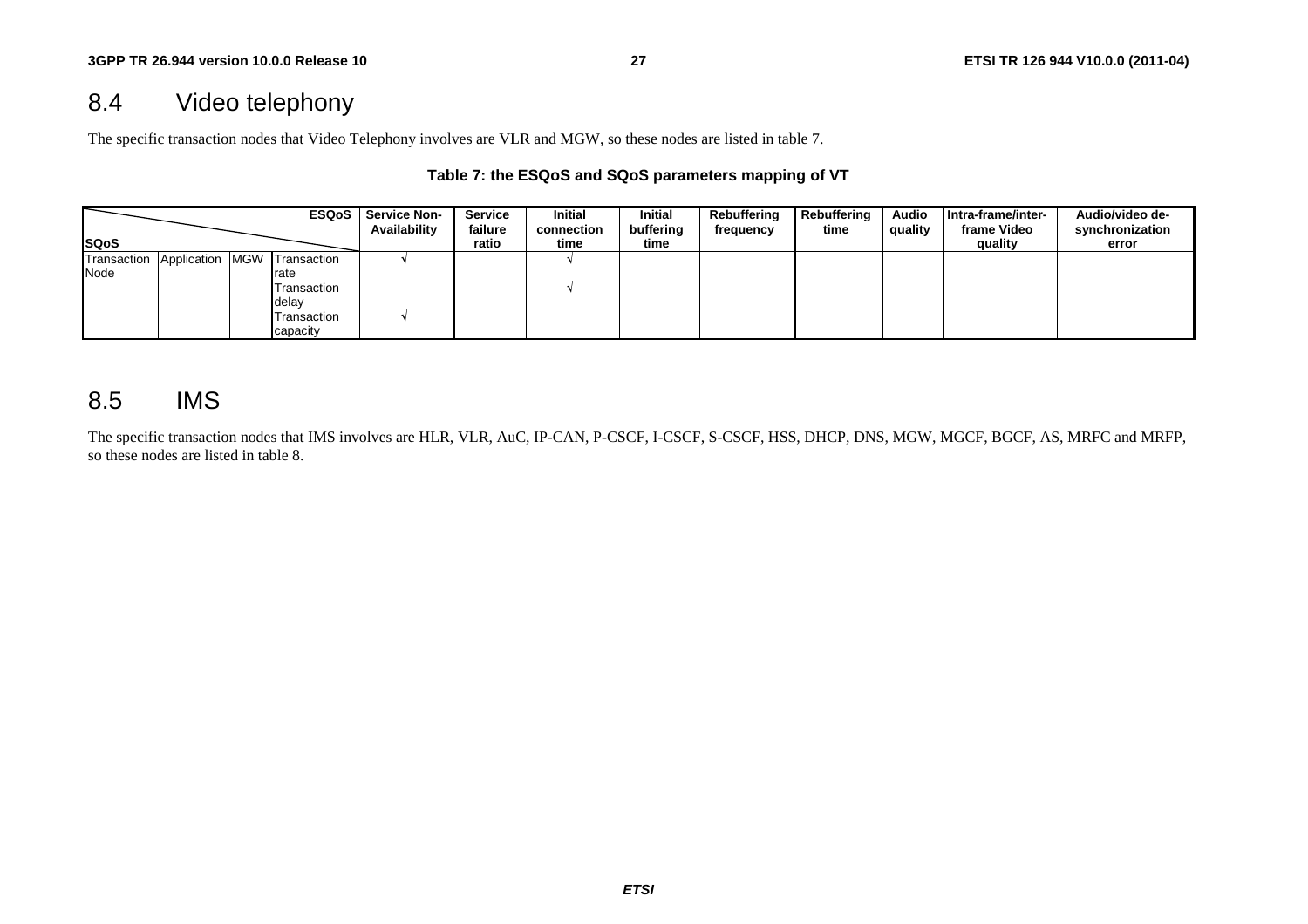## 8.4 Video telephony

The specific transaction nodes that Video Telephony involves are VLR and MGW, so these nodes are listed in table 7.

**Table 7: the ESQoS and SQoS parameters mapping of VT**

| SQoS \ ESQoS | | | | Service Non-Availability | Service failure ratio | Initial connection time | Initial buffering time | Rebuffering frequency | Rebuffering time | Audio quality | Intra-frame/inter-frame Video quality | Audio/video de-synchronization error |
|---|---|---|---|---|---|---|---|---|---|---|---|---|
| Transaction Node | Application | MGW | Transaction rate | √ | | √ | | | | | | |
| | | | Transaction delay | | | √ | | | | | | |
| | | | Transaction capacity | √ | | | | | | | | |

## 8.5 IMS

The specific transaction nodes that IMS involves are HLR, VLR, AuC, IP-CAN, P-CSCF, I-CSCF, S-CSCF, HSS, DHCP, DNS, MGW, MGCF, BGCF, AS, MRFC and MRFP, so these nodes are listed in table 8.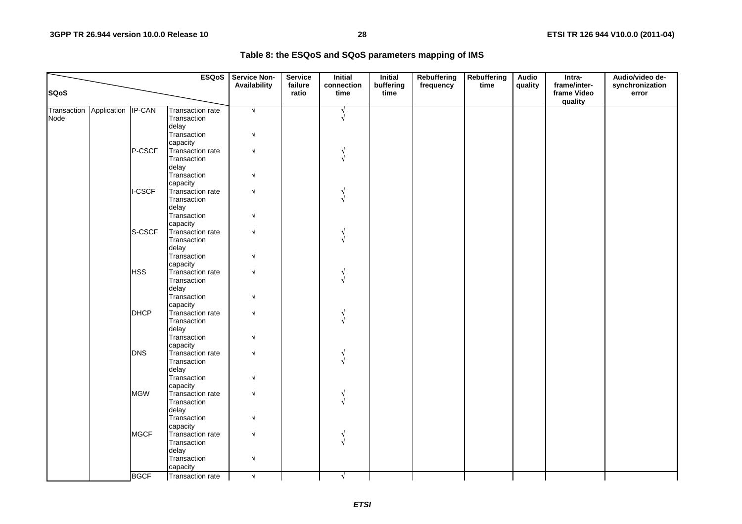**Table 8: the ESQoS and SQoS parameters mapping of IMS**

| SQoS \ ESQoS | | | | Service Non-Availability | Service failure ratio | Initial connection time | Initial buffering time | Rebuffering frequency | Rebuffering time | Audio quality | Intra-frame/inter-frame Video quality | Audio/video de-synchronization error |
|---|---|---|---|---|---|---|---|---|---|---|---|---|
| Transaction Node | Application | IP-CAN | Transaction rate | √ | | √ | | | | | | |
| | | | Transaction delay | | | √ | | | | | | |
| | | | Transaction capacity | √ | | | | | | | | |
| | | P-CSCF | Transaction rate | √ | | √ | | | | | | |
| | | | Transaction delay | | | √ | | | | | | |
| | | | Transaction capacity | √ | | | | | | | | |
| | | I-CSCF | Transaction rate | √ | | √ | | | | | | |
| | | | Transaction delay | | | √ | | | | | | |
| | | | Transaction capacity | √ | | | | | | | | |
| | | S-CSCF | Transaction rate | √ | | √ | | | | | | |
| | | | Transaction delay | | | √ | | | | | | |
| | | | Transaction capacity | √ | | | | | | | | |
| | | HSS | Transaction rate | √ | | √ | | | | | | |
| | | | Transaction delay | | | √ | | | | | | |
| | | | Transaction capacity | √ | | | | | | | | |
| | | DHCP | Transaction rate | √ | | √ | | | | | | |
| | | | Transaction delay | | | √ | | | | | | |
| | | | Transaction capacity | √ | | | | | | | | |
| | | DNS | Transaction rate | √ | | √ | | | | | | |
| | | | Transaction delay | | | √ | | | | | | |
| | | | Transaction capacity | √ | | | | | | | | |
| | | MGW | Transaction rate | √ | | √ | | | | | | |
| | | | Transaction delay | | | √ | | | | | | |
| | | | Transaction capacity | √ | | | | | | | | |
| | | MGCF | Transaction rate | √ | | √ | | | | | | |
| | | | Transaction delay | | | √ | | | | | | |
| | | | Transaction capacity | √ | | | | | | | | |
| | | BGCF | Transaction rate | √ | | √ | | | | | | |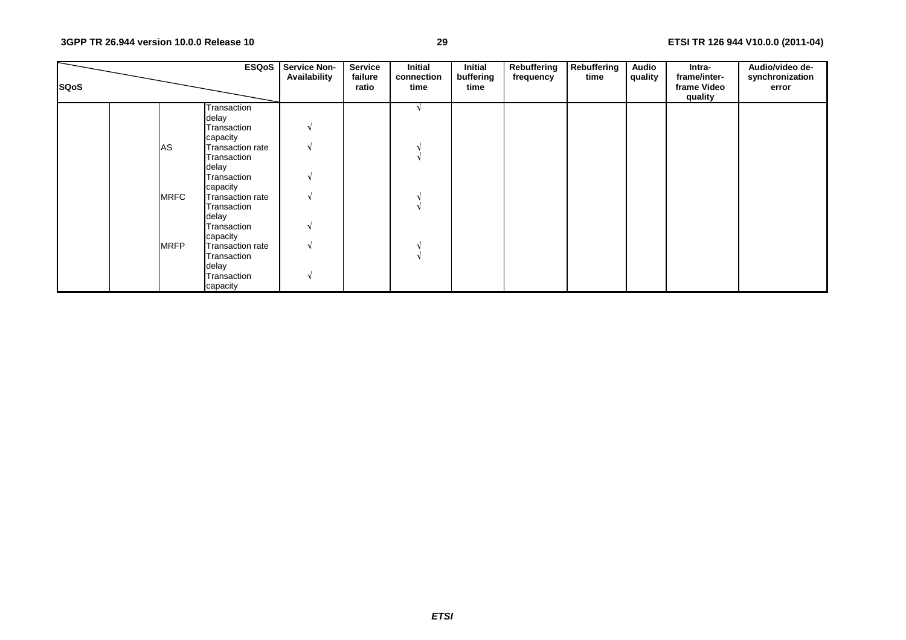| SQoS \ ESQoS | | | | Service Non-Availability | Service failure ratio | Initial connection time | Initial buffering time | Rebuffering frequency | Rebuffering time | Audio quality | Intra-frame/inter-frame Video quality | Audio/video de-synchronization error |
|---|---|---|---|---|---|---|---|---|---|---|---|---|
| | | | Transaction delay | | | √ | | | | | | |
| | | | Transaction capacity | √ | | | | | | | | |
| | | AS | Transaction rate | √ | | √ | | | | | | |
| | | | Transaction delay | | | √ | | | | | | |
| | | | Transaction capacity | √ | | | | | | | | |
| | | MRFC | Transaction rate | √ | | √ | | | | | | |
| | | | Transaction delay | | | √ | | | | | | |
| | | | Transaction capacity | √ | | | | | | | | |
| | | MRFP | Transaction rate | √ | | √ | | | | | | |
| | | | Transaction delay | | | √ | | | | | | |
| | | | Transaction capacity | √ | | | | | | | | |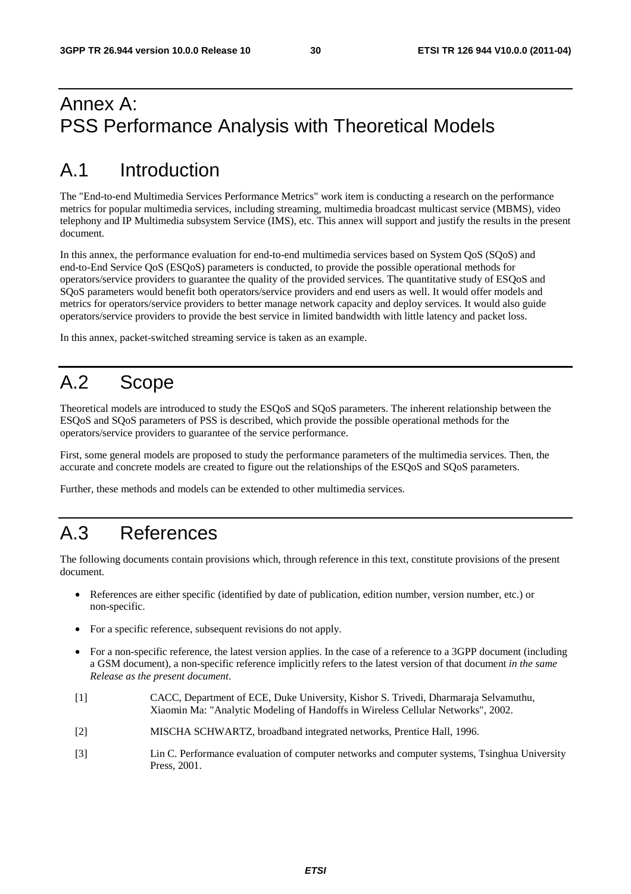# Annex A: PSS Performance Analysis with Theoretical Models

## A.1 Introduction

The "End-to-end Multimedia Services Performance Metrics" work item is conducting a research on the performance metrics for popular multimedia services, including streaming, multimedia broadcast multicast service (MBMS), video telephony and IP Multimedia subsystem Service (IMS), etc. This annex will support and justify the results in the present document.

In this annex, the performance evaluation for end-to-end multimedia services based on System QoS (SQoS) and end-to-End Service QoS (ESQoS) parameters is conducted, to provide the possible operational methods for operators/service providers to guarantee the quality of the provided services. The quantitative study of ESQoS and SQoS parameters would benefit both operators/service providers and end users as well. It would offer models and metrics for operators/service providers to better manage network capacity and deploy services. It would also guide operators/service providers to provide the best service in limited bandwidth with little latency and packet loss.

In this annex, packet-switched streaming service is taken as an example.

## A.2 Scope

Theoretical models are introduced to study the ESQoS and SQoS parameters. The inherent relationship between the ESQoS and SQoS parameters of PSS is described, which provide the possible operational methods for the operators/service providers to guarantee of the service performance.

First, some general models are proposed to study the performance parameters of the multimedia services. Then, the accurate and concrete models are created to figure out the relationships of the ESQoS and SQoS parameters.

Further, these methods and models can be extended to other multimedia services.

## A.3 References

The following documents contain provisions which, through reference in this text, constitute provisions of the present document.

- References are either specific (identified by date of publication, edition number, version number, etc.) or non-specific.
- For a specific reference, subsequent revisions do not apply.
- For a non-specific reference, the latest version applies. In the case of a reference to a 3GPP document (including a GSM document), a non-specific reference implicitly refers to the latest version of that document *in the same Release as the present document*.

[1] CACC, Department of ECE, Duke University, Kishor S. Trivedi, Dharmaraja Selvamuthu, Xiaomin Ma: "Analytic Modeling of Handoffs in Wireless Cellular Networks", 2002.

[2] MISCHA SCHWARTZ, broadband integrated networks, Prentice Hall, 1996.

[3] Lin C. Performance evaluation of computer networks and computer systems, Tsinghua University Press, 2001.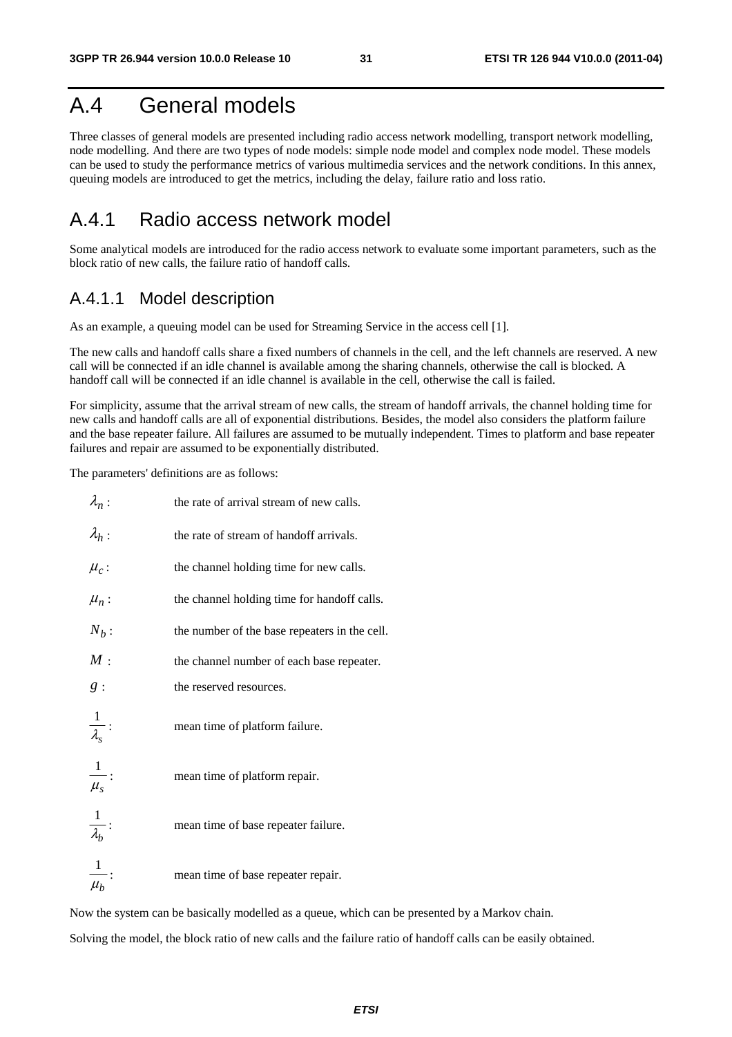# A.4 General models

Three classes of general models are presented including radio access network modelling, transport network modelling, node modelling. And there are two types of node models: simple node model and complex node model. These models can be used to study the performance metrics of various multimedia services and the network conditions. In this annex, queuing models are introduced to get the metrics, including the delay, failure ratio and loss ratio.

## A.4.1 Radio access network model

Some analytical models are introduced for the radio access network to evaluate some important parameters, such as the block ratio of new calls, the failure ratio of handoff calls.

### A.4.1.1 Model description

As an example, a queuing model can be used for Streaming Service in the access cell [1].

The new calls and handoff calls share a fixed numbers of channels in the cell, and the left channels are reserved. A new call will be connected if an idle channel is available among the sharing channels, otherwise the call is blocked. A handoff call will be connected if an idle channel is available in the cell, otherwise the call is failed.

For simplicity, assume that the arrival stream of new calls, the stream of handoff arrivals, the channel holding time for new calls and handoff calls are all of exponential distributions. Besides, the model also considers the platform failure and the base repeater failure. All failures are assumed to be mutually independent. Times to platform and base repeater failures and repair are assumed to be exponentially distributed.

The parameters' definitions are as follows:

| | |
|---|---|
| $\lambda_n$ : | the rate of arrival stream of new calls. |
| $\lambda_h$ : | the rate of stream of handoff arrivals. |
| $\mu_c$ : | the channel holding time for new calls. |
| $\mu_n$ : | the channel holding time for handoff calls. |
| $N_b$ : | the number of the base repeaters in the cell. |
| $M$ : | the channel number of each base repeater. |
| $g$ : | the reserved resources. |
| $\frac{1}{\lambda_s}$ : | mean time of platform failure. |
| $\frac{1}{\mu_s}$ : | mean time of platform repair. |
| $\frac{1}{\lambda_b}$ : | mean time of base repeater failure. |
| $\frac{1}{\mu_b}$ : | mean time of base repeater repair. |

Now the system can be basically modelled as a queue, which can be presented by a Markov chain.

Solving the model, the block ratio of new calls and the failure ratio of handoff calls can be easily obtained.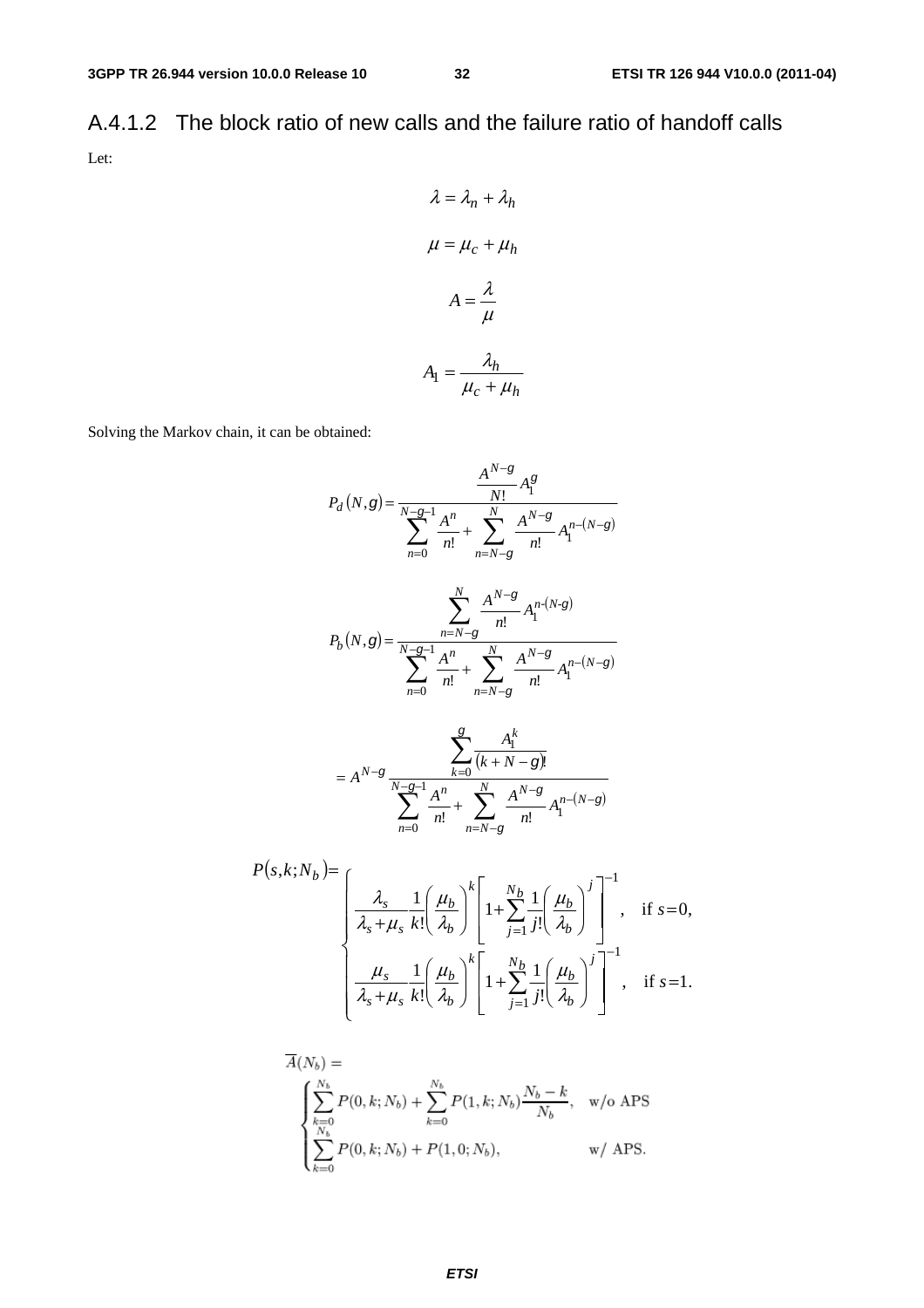### A.4.1.2 The block ratio of new calls and the failure ratio of handoff calls

Let:

$$\lambda = \lambda_n + \lambda_h$$

$$\mu = \mu_c + \mu_h$$

$$A = \frac{\lambda}{\mu}$$

$$A_1 = \frac{\lambda_h}{\mu_c + \mu_h}$$

Solving the Markov chain, it can be obtained:

$$P_d(N,g) = \frac{\dfrac{A^{N-g}}{N!} A_1^g}{\displaystyle\sum_{n=0}^{N-g-1} \frac{A^n}{n!} + \sum_{n=N-g}^{N} \frac{A^{N-g}}{n!} A_1^{n-(N-g)}}$$

$$P_b(N,g) = \frac{\displaystyle\sum_{n=N-g}^{N} \frac{A^{N-g}}{n!} A_1^{n-(N-g)}}{\displaystyle\sum_{n=0}^{N-g-1} \frac{A^n}{n!} + \sum_{n=N-g}^{N} \frac{A^{N-g}}{n!} A_1^{n-(N-g)}}$$

$$= A^{N-g} \frac{\displaystyle\sum_{k=0}^{g} \frac{A_1^k}{(k+N-g)!}}{\displaystyle\sum_{n=0}^{N-g-1} \frac{A^n}{n!} + \sum_{n=N-g}^{N} \frac{A^{N-g}}{n!} A_1^{n-(N-g)}}$$

$$P(s,k;N_b) = \begin{cases} \dfrac{\lambda_s}{\lambda_s + \mu_s} \dfrac{1}{k!} \left( \dfrac{\mu_b}{\lambda_b} \right)^k \left[ 1 + \displaystyle\sum_{j=1}^{N_b} \frac{1}{j!} \left( \frac{\mu_b}{\lambda_b} \right)^j \right]^{-1}, & \text{if } s=0, \\ \dfrac{\mu_s}{\lambda_s + \mu_s} \dfrac{1}{k!} \left( \dfrac{\mu_b}{\lambda_b} \right)^k \left[ 1 + \displaystyle\sum_{j=1}^{N_b} \frac{1}{j!} \left( \frac{\mu_b}{\lambda_b} \right)^j \right]^{-1}, & \text{if } s=1. \end{cases}$$

$$\overline{A}(N_b) = \begin{cases} \displaystyle\sum_{k=0}^{N_b} P(0,k;N_b) + \sum_{k=0}^{N_b} P(1,k;N_b) \frac{N_b - k}{N_b}, & \text{w/o APS} \\ \displaystyle\sum_{k=0}^{N_b} P(0,k;N_b) + P(1,0;N_b), & \text{w/ APS.} \end{cases}$$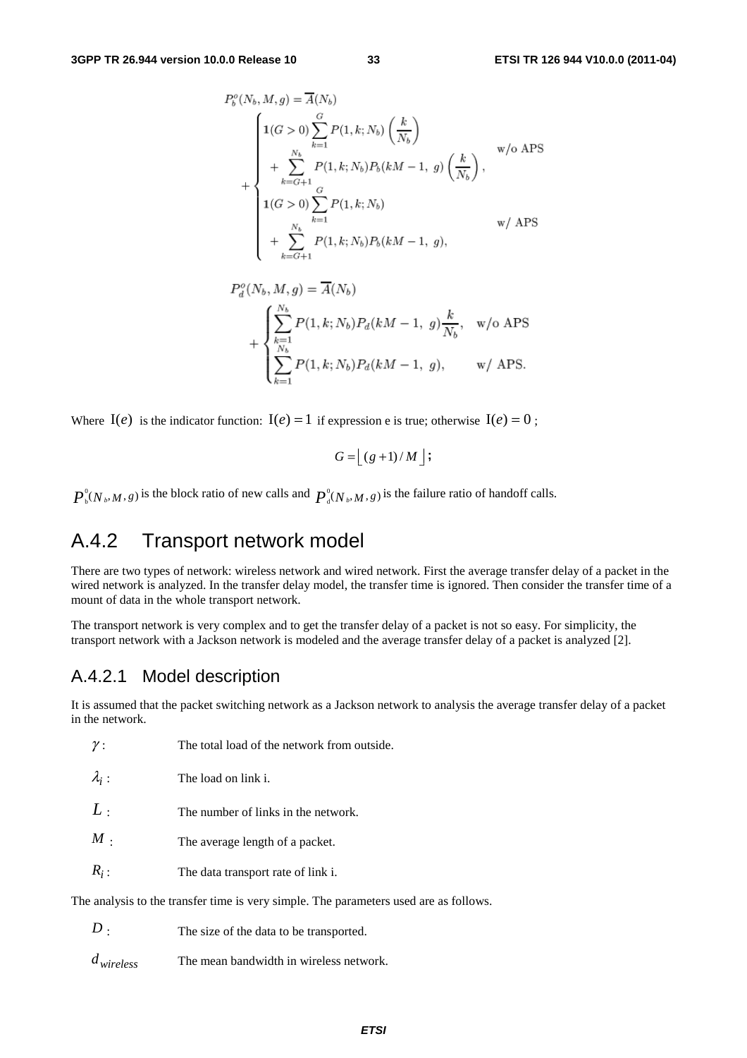$$P_b^o(N_b, M, g) = \overline{A}(N_b) + \begin{cases} \mathbf{1}(G > 0) \sum_{k=1}^{G} P(1, k; N_b) \left(\frac{k}{N_b}\right) \\ \quad + \sum_{k=G+1}^{N_b} P(1, k; N_b) P_b(kM - 1,\ g) \left(\frac{k}{N_b}\right), & \text{w/o APS} \\ \mathbf{1}(G > 0) \sum_{k=1}^{G} P(1, k; N_b) \\ \quad + \sum_{k=G+1}^{N_b} P(1, k; N_b) P_b(kM - 1,\ g), & \text{w/ APS} \end{cases}$$

$$P_d^o(N_b, M, g) = \overline{A}(N_b) + \begin{cases} \sum_{k=1}^{N_b} P(1, k; N_b) P_d(kM - 1,\ g) \frac{k}{N_b}, & \text{w/o APS} \\ \sum_{k=1}^{N_b} P(1, k; N_b) P_d(kM - 1,\ g), & \text{w/ APS.} \end{cases}$$

Where $\mathrm{I}(e)$ is the indicator function: $\mathrm{I}(e) = 1$ if expression e is true; otherwise $\mathrm{I}(e) = 0$ ;

$$G = \lfloor (g+1)/M \rfloor ;$$

$P_b^0(N_b, M, g)$ is the block ratio of new calls and $P_d^0(N_b, M, g)$ is the failure ratio of handoff calls.

## A.4.2 Transport network model

There are two types of network: wireless network and wired network. First the average transfer delay of a packet in the wired network is analyzed. In the transfer delay model, the transfer time is ignored. Then consider the transfer time of a mount of data in the whole transport network.

The transport network is very complex and to get the transfer delay of a packet is not so easy. For simplicity, the transport network with a Jackson network is modeled and the average transfer delay of a packet is analyzed [2].

### A.4.2.1 Model description

It is assumed that the packet switching network as a Jackson network to analysis the average transfer delay of a packet in the network.

$\gamma$ : The total load of the network from outside.

$\lambda_i$ : The load on link i.

$L$ : The number of links in the network.

$M$ : The average length of a packet.

$R_i$ : The data transport rate of link i.

The analysis to the transfer time is very simple. The parameters used are as follows.

$D$ : The size of the data to be transported.

$d_{wireless}$ The mean bandwidth in wireless network.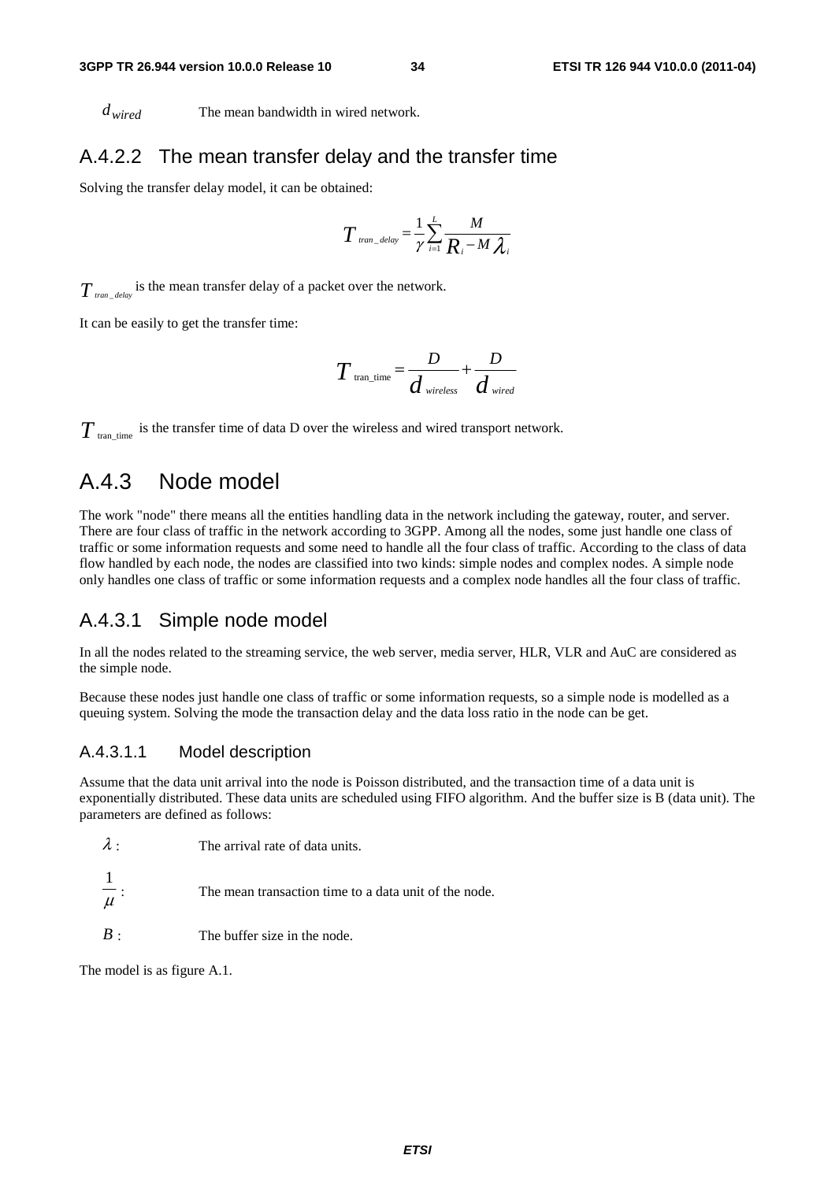$d_{wired}$ The mean bandwidth in wired network.

### A.4.2.2 The mean transfer delay and the transfer time

Solving the transfer delay model, it can be obtained:

$$T_{tran\_delay} = \frac{1}{\gamma}\sum_{i=1}^{L}\frac{M}{R_i - M\lambda_i}$$

$T_{tran\_delay}$ is the mean transfer delay of a packet over the network.

It can be easily to get the transfer time:

$$T_{\text{tran\_time}} = \frac{D}{d_{wireless}} + \frac{D}{d_{wired}}$$

$T_{\text{tran\_time}}$ is the transfer time of data D over the wireless and wired transport network.

## A.4.3 Node model

The work "node" there means all the entities handling data in the network including the gateway, router, and server. There are four class of traffic in the network according to 3GPP. Among all the nodes, some just handle one class of traffic or some information requests and some need to handle all the four class of traffic. According to the class of data flow handled by each node, the nodes are classified into two kinds: simple nodes and complex nodes. A simple node only handles one class of traffic or some information requests and a complex node handles all the four class of traffic.

### A.4.3.1 Simple node model

In all the nodes related to the streaming service, the web server, media server, HLR, VLR and AuC are considered as the simple node.

Because these nodes just handle one class of traffic or some information requests, so a simple node is modelled as a queuing system. Solving the mode the transaction delay and the data loss ratio in the node can be get.

#### A.4.3.1.1 Model description

Assume that the data unit arrival into the node is Poisson distributed, and the transaction time of a data unit is exponentially distributed. These data units are scheduled using FIFO algorithm. And the buffer size is B (data unit). The parameters are defined as follows:

$\lambda$ : The arrival rate of data units.

$\frac{1}{\mu}$ : The mean transaction time to a data unit of the node.

$B$ : The buffer size in the node.

The model is as figure A.1.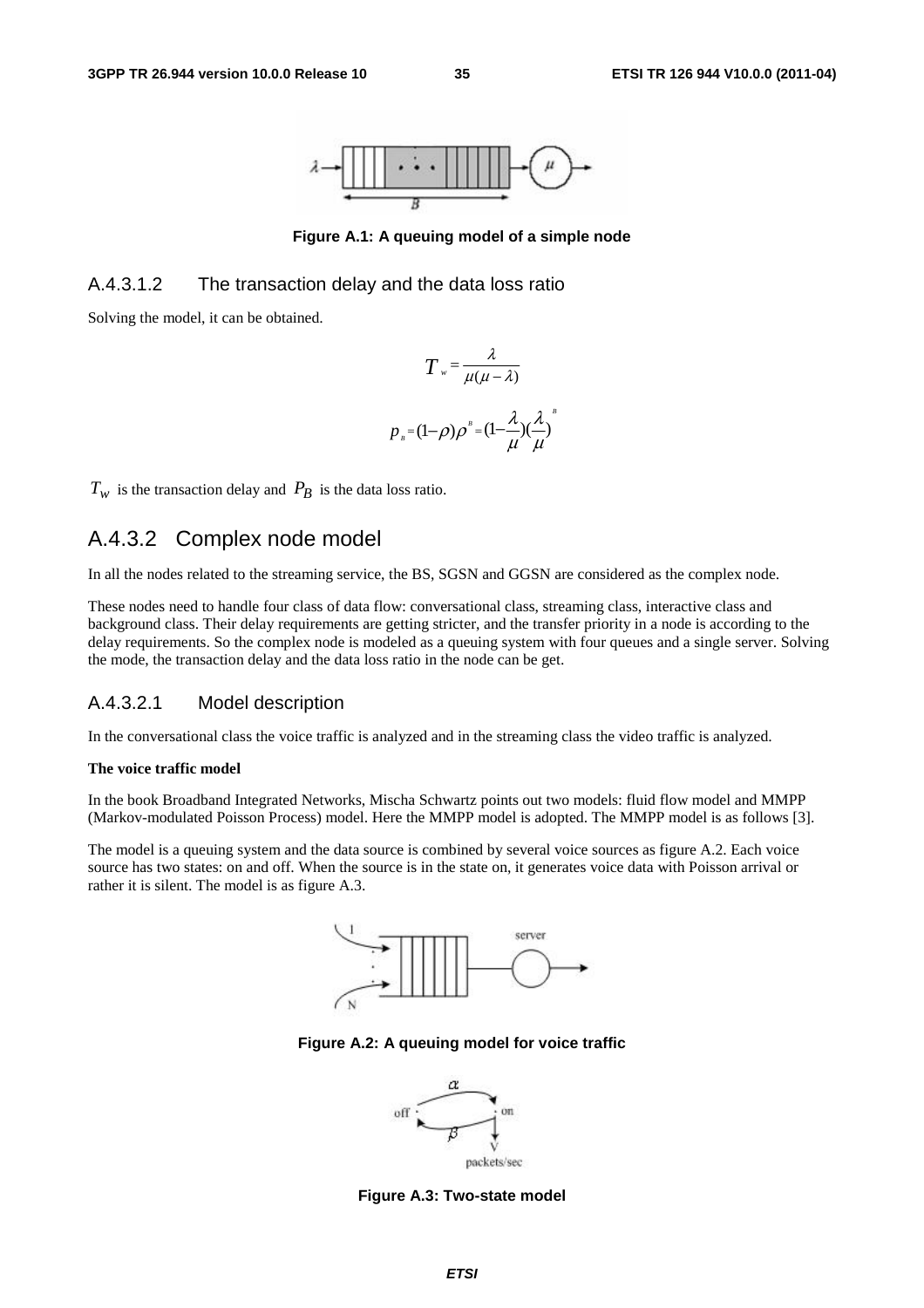Figure A.1: A queuing model of a simple node

### A.4.3.1.2 The transaction delay and the data loss ratio

Solving the model, it can be obtained.

$$T_w = \frac{\lambda}{\mu(\mu - \lambda)}$$

$$p_B = (1-\rho)\rho^B = (1-\frac{\lambda}{\mu})(\frac{\lambda}{\mu})^B$$

$T_w$ is the transaction delay and $P_B$ is the data loss ratio.

## A.4.3.2 Complex node model

In all the nodes related to the streaming service, the BS, SGSN and GGSN are considered as the complex node.

These nodes need to handle four class of data flow: conversational class, streaming class, interactive class and background class. Their delay requirements are getting stricter, and the transfer priority in a node is according to the delay requirements. So the complex node is modeled as a queuing system with four queues and a single server. Solving the mode, the transaction delay and the data loss ratio in the node can be get.

### A.4.3.2.1 Model description

In the conversational class the voice traffic is analyzed and in the streaming class the video traffic is analyzed.

**The voice traffic model**

In the book Broadband Integrated Networks, Mischa Schwartz points out two models: fluid flow model and MMPP (Markov-modulated Poisson Process) model. Here the MMPP model is adopted. The MMPP model is as follows [3].

The model is a queuing system and the data source is combined by several voice sources as figure A.2. Each voice source has two states: on and off. When the source is in the state on, it generates voice data with Poisson arrival or rather it is silent. The model is as figure A.3.

Figure A.2: A queuing model for voice traffic

Figure A.3: Two-state model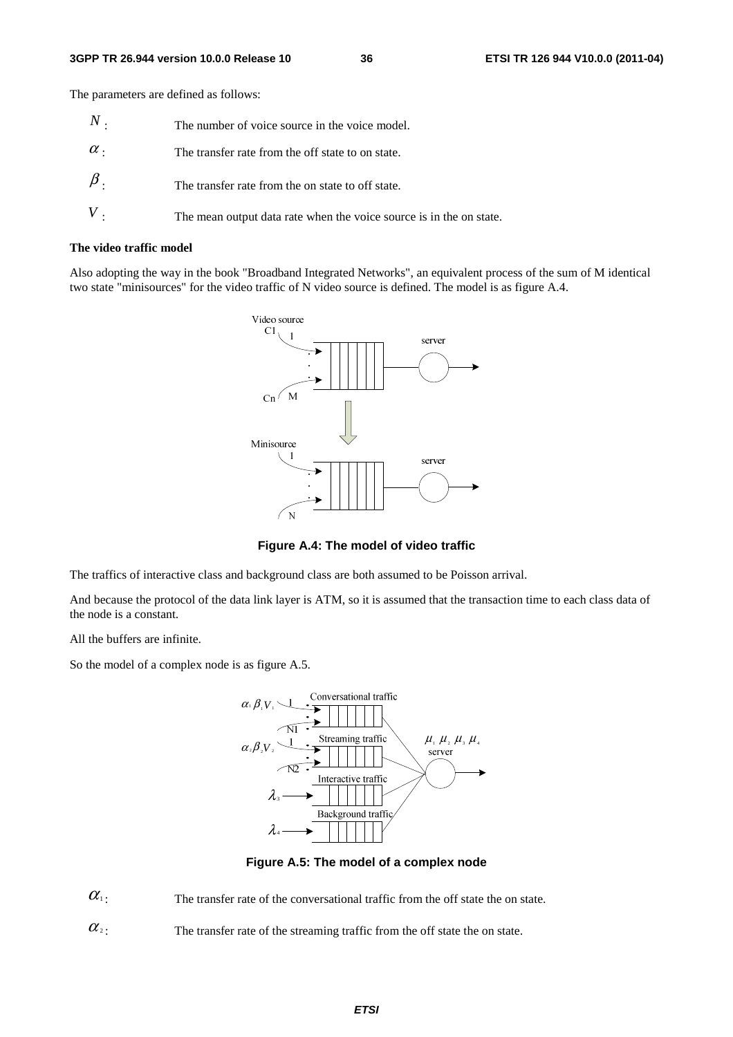The parameters are defined as follows:

$N$: The number of voice source in the voice model.

$\alpha$: The transfer rate from the off state to on state.

$\beta$: The transfer rate from the on state to off state.

$V$: The mean output data rate when the voice source is in the on state.

**The video traffic model**

Also adopting the way in the book "Broadband Integrated Networks", an equivalent process of the sum of M identical two state "minisources" for the video traffic of N video source is defined. The model is as figure A.4.

**Figure A.4: The model of video traffic**

The traffics of interactive class and background class are both assumed to be Poisson arrival.

And because the protocol of the data link layer is ATM, so it is assumed that the transaction time to each class data of the node is a constant.

All the buffers are infinite.

So the model of a complex node is as figure A.5.

**Figure A.5: The model of a complex node**

$\alpha_1$: The transfer rate of the conversational traffic from the off state the on state.

$\alpha_2$: The transfer rate of the streaming traffic from the off state the on state.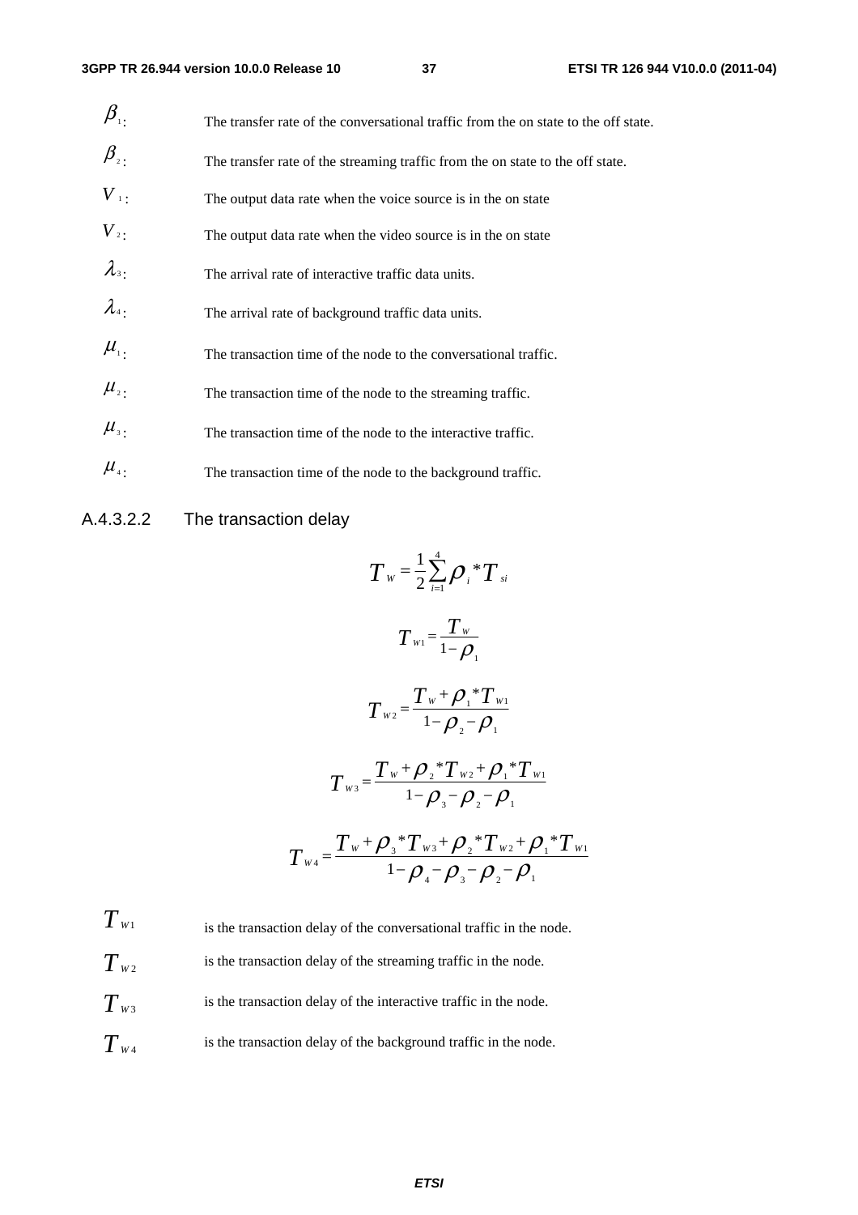$\beta_1$: The transfer rate of the conversational traffic from the on state to the off state.

$\beta_2$: The transfer rate of the streaming traffic from the on state to the off state.

$V_1$: The output data rate when the voice source is in the on state

$V_2$: The output data rate when the video source is in the on state

$\lambda_3$: The arrival rate of interactive traffic data units.

$\lambda_4$: The arrival rate of background traffic data units.

$\mu_1$: The transaction time of the node to the conversational traffic.

$\mu_2$: The transaction time of the node to the streaming traffic.

$\mu_3$: The transaction time of the node to the interactive traffic.

$\mu_4$: The transaction time of the node to the background traffic.

#### A.4.3.2.2 The transaction delay

$$T_W = \frac{1}{2}\sum_{i=1}^{4}\rho_i * T_{si}$$

$$T_{W1} = \frac{T_W}{1-\rho_1}$$

$$T_{W2} = \frac{T_W + \rho_1 * T_{W1}}{1-\rho_2-\rho_1}$$

$$T_{W3} = \frac{T_W + \rho_2 * T_{W2} + \rho_1 * T_{W1}}{1-\rho_3-\rho_2-\rho_1}$$

$$T_{W4} = \frac{T_W + \rho_3 * T_{W3} + \rho_2 * T_{W2} + \rho_1 * T_{W1}}{1-\rho_4-\rho_3-\rho_2-\rho_1}$$

$T_{W1}$ is the transaction delay of the conversational traffic in the node.

$T_{W2}$ is the transaction delay of the streaming traffic in the node.

$T_{W3}$ is the transaction delay of the interactive traffic in the node.

$T_{W4}$ is the transaction delay of the background traffic in the node.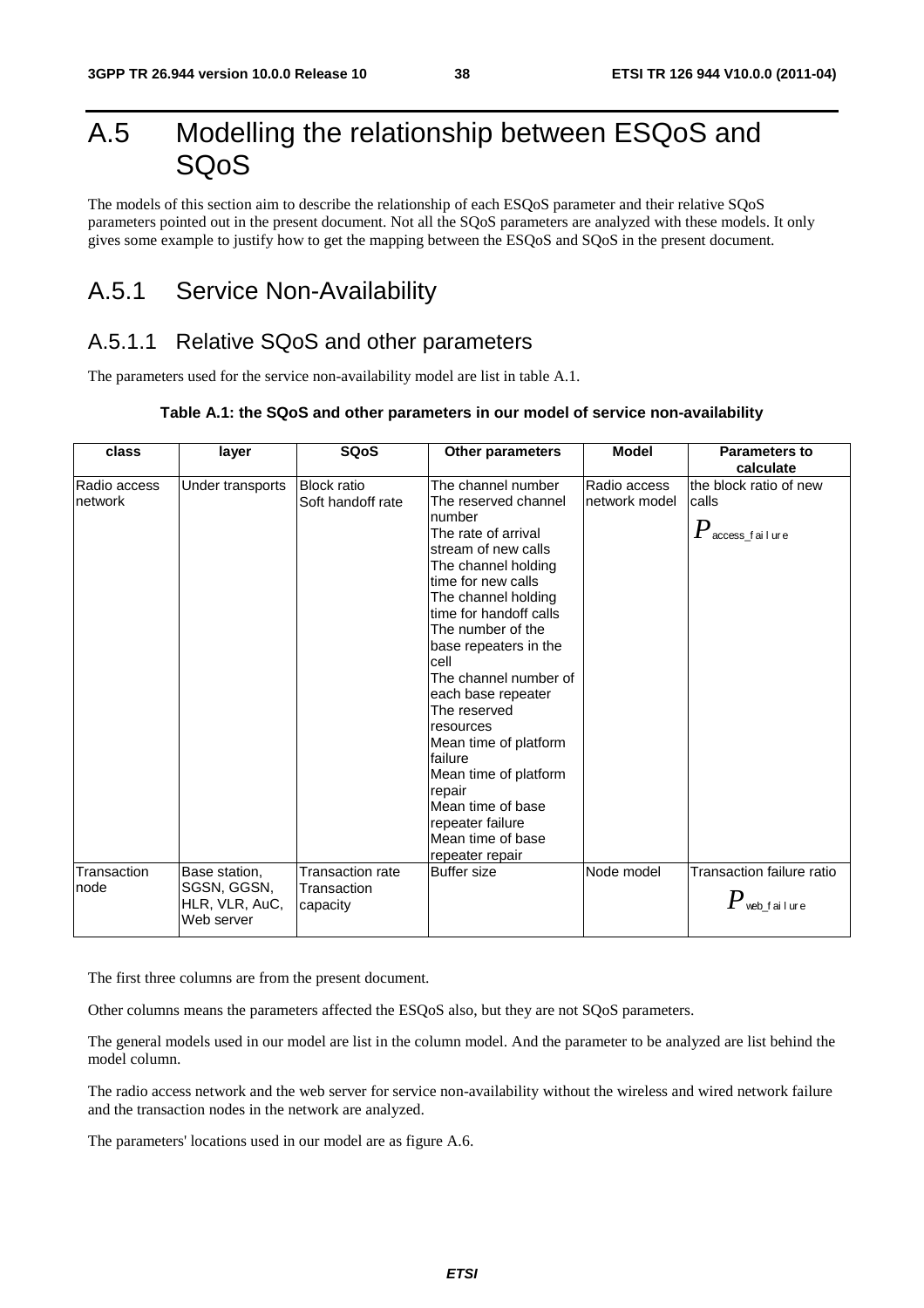# A.5 Modelling the relationship between ESQoS and SQoS

The models of this section aim to describe the relationship of each ESQoS parameter and their relative SQoS parameters pointed out in the present document. Not all the SQoS parameters are analyzed with these models. It only gives some example to justify how to get the mapping between the ESQoS and SQoS in the present document.

## A.5.1 Service Non-Availability

### A.5.1.1 Relative SQoS and other parameters

The parameters used for the service non-availability model are list in table A.1.

**Table A.1: the SQoS and other parameters in our model of service non-availability**

| class | layer | SQoS | Other parameters | Model | Parameters to calculate |
|---|---|---|---|---|---|
| Radio access network | Under transports | Block ratio<br>Soft handoff rate | The channel number<br>The reserved channel number<br>The rate of arrival stream of new calls<br>The channel holding time for new calls<br>The channel holding time for handoff calls<br>The number of the base repeaters in the cell<br>The channel number of each base repeater<br>The reserved resources<br>Mean time of platform failure<br>Mean time of platform repair<br>Mean time of base repeater failure<br>Mean time of base repeater repair | Radio access network model | the block ratio of new calls<br>$P_{access\_failure}$ |
| Transaction node | Base station, SGSN, GGSN, HLR, VLR, AuC, Web server | Transaction rate<br>Transaction capacity | Buffer size | Node model | Transaction failure ratio<br>$P_{web\_failure}$ |

The first three columns are from the present document.

Other columns means the parameters affected the ESQoS also, but they are not SQoS parameters.

The general models used in our model are list in the column model. And the parameter to be analyzed are list behind the model column.

The radio access network and the web server for service non-availability without the wireless and wired network failure and the transaction nodes in the network are analyzed.

The parameters' locations used in our model are as figure A.6.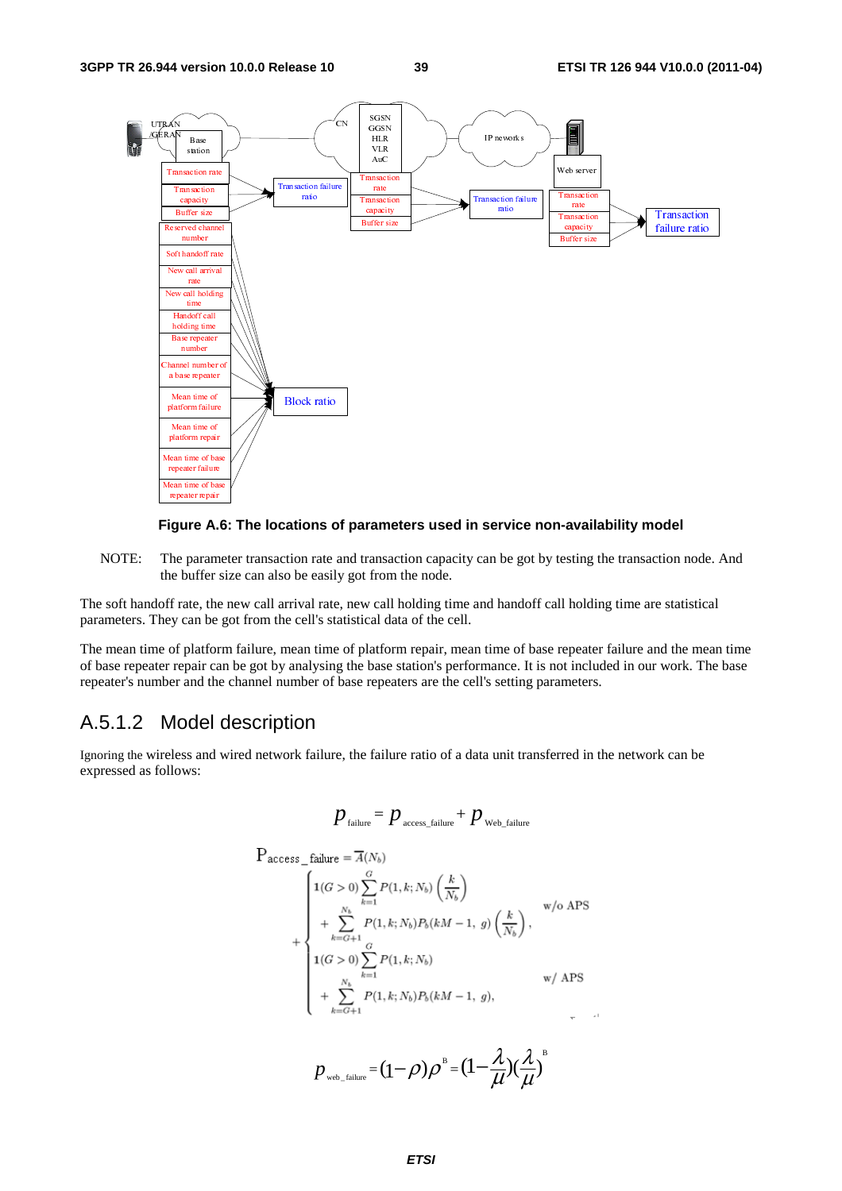**Figure A.6: The locations of parameters used in service non-availability model**

NOTE: The parameter transaction rate and transaction capacity can be got by testing the transaction node. And the buffer size can also be easily got from the node.

The soft handoff rate, the new call arrival rate, new call holding time and handoff call holding time are statistical parameters. They can be got from the cell's statistical data of the cell.

The mean time of platform failure, mean time of platform repair, mean time of base repeater failure and the mean time of base repeater repair can be got by analysing the base station's performance. It is not included in our work. The base repeater's number and the channel number of base repeaters are the cell's setting parameters.

## A.5.1.2 Model description

Ignoring the wireless and wired network failure, the failure ratio of a data unit transferred in the network can be expressed as follows:

$$p_{\text{failure}} = p_{\text{access\_failure}} + p_{\text{Web\_failure}}$$

$$
\mathrm{P}_{\text{access\_failure}} = \overline{A}(N_b) + \begin{cases} \mathbf{1}(G>0)\displaystyle\sum_{k=1}^{G} P(1,k;N_b)\left(\frac{k}{N_b}\right) + \sum_{k=G+1}^{N_b} P(1,k;N_b)P_b(kM-1,\ g)\left(\frac{k}{N_b}\right), & \text{w/o APS} \\ \mathbf{1}(G>0)\displaystyle\sum_{k=1}^{G} P(1,k;N_b) + \sum_{k=G+1}^{N_b} P(1,k;N_b)P_b(kM-1,\ g), & \text{w/ APS} \end{cases}
$$

$$p_{\text{web\_failure}} = (1-\rho)\rho^{B} = \left(1-\frac{\lambda}{\mu}\right)\left(\frac{\lambda}{\mu}\right)^{B}$$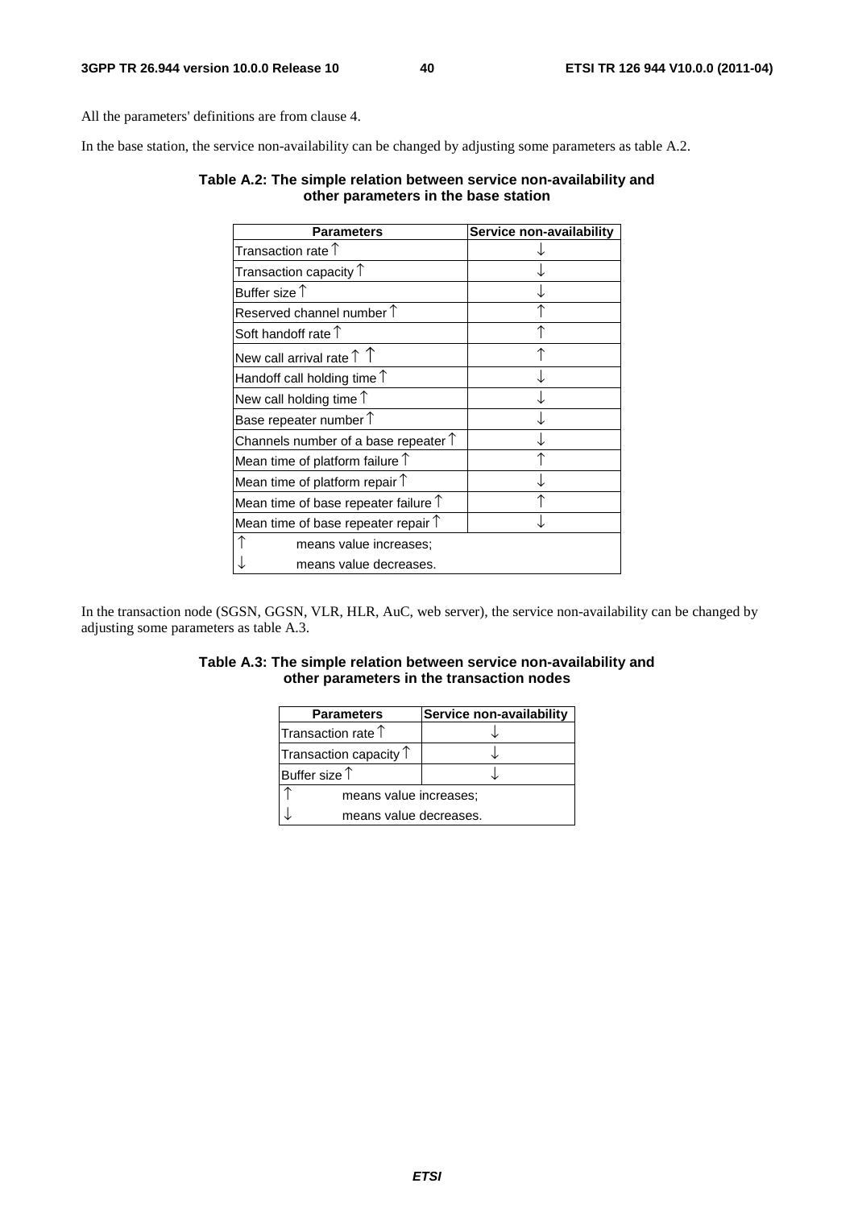All the parameters' definitions are from clause 4.

In the base station, the service non-availability can be changed by adjusting some parameters as table A.2.

**Table A.2: The simple relation between service non-availability and other parameters in the base station**

| Parameters | Service non-availability |
|---|---|
| Transaction rate ↑ | ↓ |
| Transaction capacity ↑ | ↓ |
| Buffer size ↑ | ↓ |
| Reserved channel number ↑ | ↑ |
| Soft handoff rate ↑ | ↑ |
| New call arrival rate ↑ ↑ | ↑ |
| Handoff call holding time ↑ | ↓ |
| New call holding time ↑ | ↓ |
| Base repeater number ↑ | ↓ |
| Channels number of a base repeater ↑ | ↓ |
| Mean time of platform failure ↑ | ↑ |
| Mean time of platform repair ↑ | ↓ |
| Mean time of base repeater failure ↑ | ↑ |
| Mean time of base repeater repair ↑ | ↓ |
| ↑ means value increases; | |
| ↓ means value decreases. | |

In the transaction node (SGSN, GGSN, VLR, HLR, AuC, web server), the service non-availability can be changed by adjusting some parameters as table A.3.

**Table A.3: The simple relation between service non-availability and other parameters in the transaction nodes**

| Parameters | Service non-availability |
|---|---|
| Transaction rate ↑ | ↓ |
| Transaction capacity ↑ | ↓ |
| Buffer size ↑ | ↓ |
| ↑ means value increases; | |
| ↓ means value decreases. | |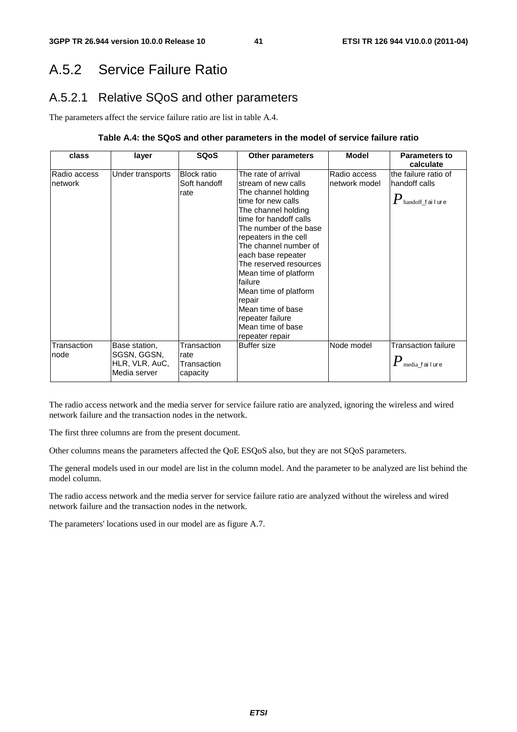## A.5.2 Service Failure Ratio

### A.5.2.1 Relative SQoS and other parameters

The parameters affect the service failure ratio are list in table A.4.

**Table A.4: the SQoS and other parameters in the model of service failure ratio**

| class | layer | SQoS | Other parameters | Model | Parameters to calculate |
|---|---|---|---|---|---|
| Radio access network | Under transports | Block ratio<br>Soft handoff rate | The rate of arrival stream of new calls<br>The channel holding time for new calls<br>The channel holding time for handoff calls<br>The number of the base repeaters in the cell<br>The channel number of each base repeater<br>The reserved resources<br>Mean time of platform failure<br>Mean time of platform repair<br>Mean time of base repeater failure<br>Mean time of base repeater repair | Radio access network model | the failure ratio of handoff calls<br>$P_{handoff\_failure}$ |
| Transaction node | Base station, SGSN, GGSN, HLR, VLR, AuC, Media server | Transaction rate<br>Transaction capacity | Buffer size | Node model | Transaction failure<br>$P_{media\_failure}$ |

The radio access network and the media server for service failure ratio are analyzed, ignoring the wireless and wired network failure and the transaction nodes in the network.

The first three columns are from the present document.

Other columns means the parameters affected the QoE ESQoS also, but they are not SQoS parameters.

The general models used in our model are list in the column model. And the parameter to be analyzed are list behind the model column.

The radio access network and the media server for service failure ratio are analyzed without the wireless and wired network failure and the transaction nodes in the network.

The parameters' locations used in our model are as figure A.7.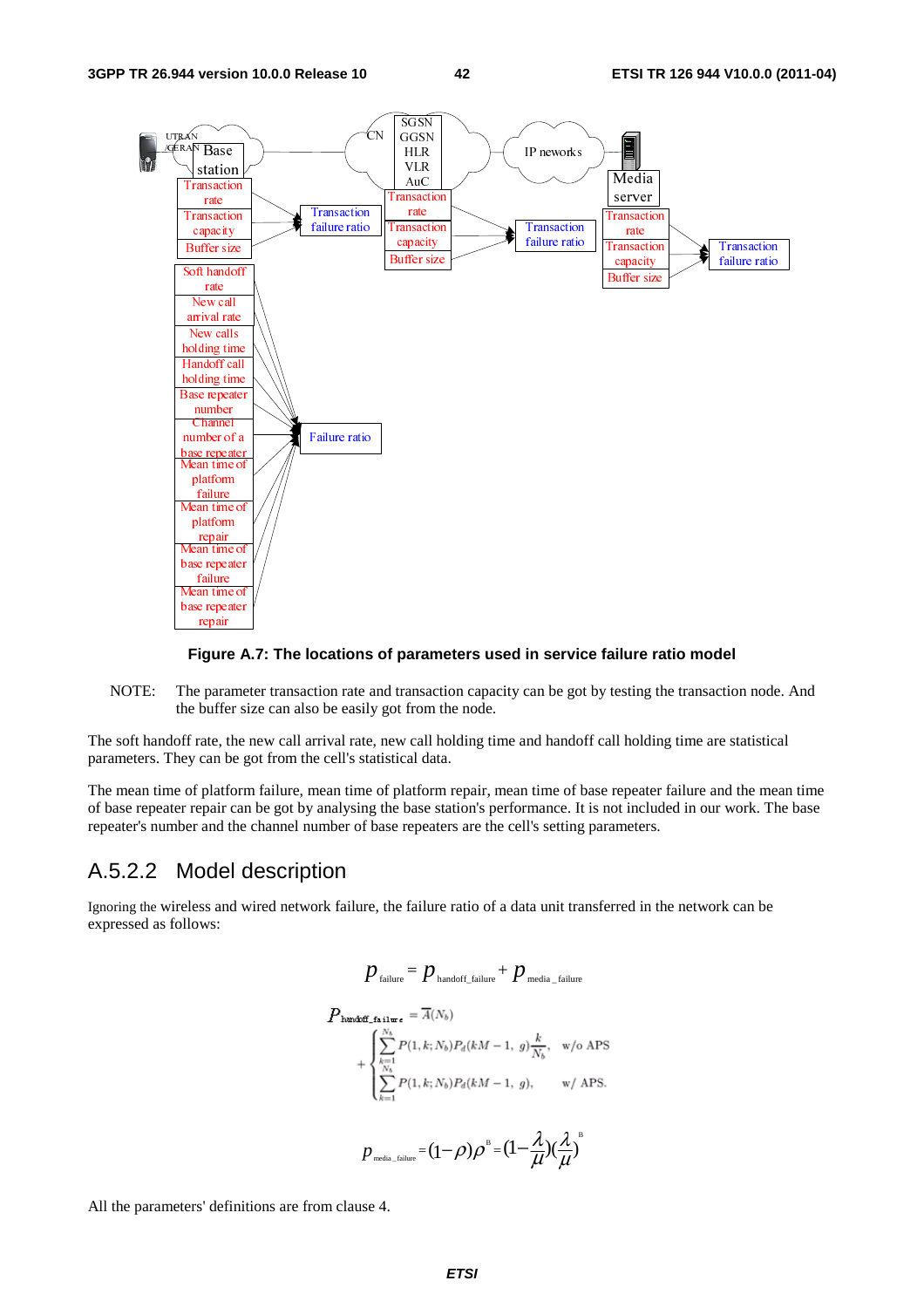Figure A.7: The locations of parameters used in service failure ratio model

NOTE: The parameter transaction rate and transaction capacity can be got by testing the transaction node. And the buffer size can also be easily got from the node.

The soft handoff rate, the new call arrival rate, new call holding time and handoff call holding time are statistical parameters. They can be got from the cell's statistical data.

The mean time of platform failure, mean time of platform repair, mean time of base repeater failure and the mean time of base repeater repair can be got by analysing the base station's performance. It is not included in our work. The base repeater's number and the channel number of base repeaters are the cell's setting parameters.

## A.5.2.2 Model description

Ignoring the wireless and wired network failure, the failure ratio of a data unit transferred in the network can be expressed as follows:

$$p_{\text{failure}} = p_{\text{handoff\_failure}} + p_{\text{media\_failure}}$$

$$P_{\text{handoff\_failure}} = \overline{A}(N_b) + \begin{cases} \sum_{k=1}^{N_b} P(1,k;N_b) P_d(kM-1,\ g) \dfrac{k}{N_b}, & \text{w/o APS} \\ \sum_{k=1}^{N_b} P(1,k;N_b) P_d(kM-1,\ g), & \text{w/ APS.} \end{cases}$$

$$p_{\text{media\_failure}} = (1-\rho)\rho^{B} = \left(1-\frac{\lambda}{\mu}\right)\left(\frac{\lambda}{\mu}\right)^{B}$$

All the parameters' definitions are from clause 4.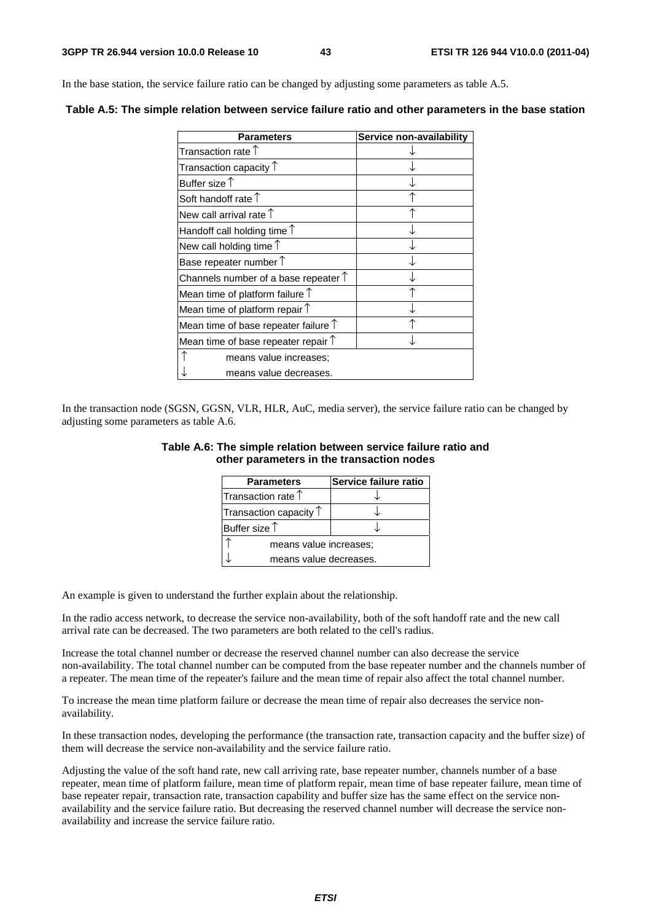In the base station, the service failure ratio can be changed by adjusting some parameters as table A.5.

**Table A.5: The simple relation between service failure ratio and other parameters in the base station**

| Parameters | Service non-availability |
|---|---|
| Transaction rate ↑ | ↓ |
| Transaction capacity ↑ | ↓ |
| Buffer size ↑ | ↓ |
| Soft handoff rate ↑ | ↑ |
| New call arrival rate ↑ | ↑ |
| Handoff call holding time ↑ | ↓ |
| New call holding time ↑ | ↓ |
| Base repeater number ↑ | ↓ |
| Channels number of a base repeater ↑ | ↓ |
| Mean time of platform failure ↑ | ↑ |
| Mean time of platform repair ↑ | ↓ |
| Mean time of base repeater failure ↑ | ↑ |
| Mean time of base repeater repair ↑ | ↓ |
| ↑ means value increases; | |
| ↓ means value decreases. | |

In the transaction node (SGSN, GGSN, VLR, HLR, AuC, media server), the service failure ratio can be changed by adjusting some parameters as table A.6.

**Table A.6: The simple relation between service failure ratio and other parameters in the transaction nodes**

| Parameters | Service failure ratio |
|---|---|
| Transaction rate ↑ | ↓ |
| Transaction capacity ↑ | ↓ |
| Buffer size ↑ | ↓ |
| ↑ means value increases; | |
| ↓ means value decreases. | |

An example is given to understand the further explain about the relationship.

In the radio access network, to decrease the service non-availability, both of the soft handoff rate and the new call arrival rate can be decreased. The two parameters are both related to the cell's radius.

Increase the total channel number or decrease the reserved channel number can also decrease the service non-availability. The total channel number can be computed from the base repeater number and the channels number of a repeater. The mean time of the repeater's failure and the mean time of repair also affect the total channel number.

To increase the mean time platform failure or decrease the mean time of repair also decreases the service non-availability.

In these transaction nodes, developing the performance (the transaction rate, transaction capacity and the buffer size) of them will decrease the service non-availability and the service failure ratio.

Adjusting the value of the soft hand rate, new call arriving rate, base repeater number, channels number of a base repeater, mean time of platform failure, mean time of platform repair, mean time of base repeater failure, mean time of base repeater repair, transaction rate, transaction capability and buffer size has the same effect on the service non-availability and the service failure ratio. But decreasing the reserved channel number will decrease the service non-availability and increase the service failure ratio.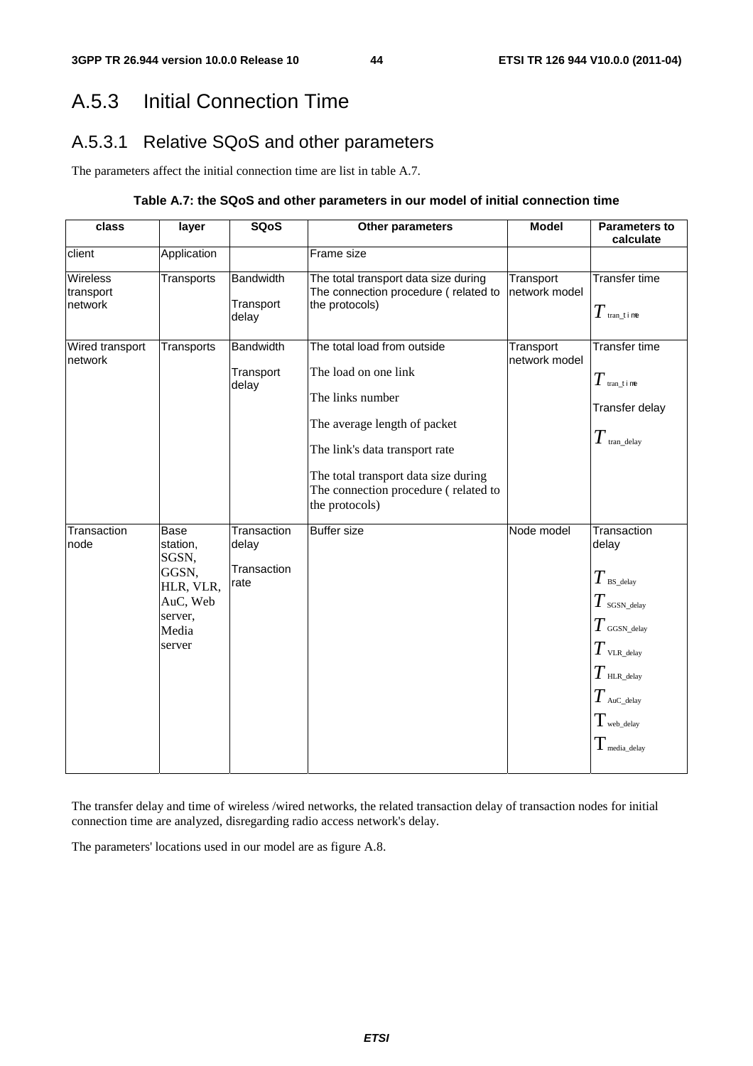## A.5.3 Initial Connection Time

### A.5.3.1 Relative SQoS and other parameters

The parameters affect the initial connection time are list in table A.7.

**Table A.7: the SQoS and other parameters in our model of initial connection time**

| class | layer | SQoS | Other parameters | Model | Parameters to calculate |
|---|---|---|---|---|---|
| client | Application | | Frame size | | |
| Wireless transport network | Transports | Bandwidth<br><br>Transport delay | The total transport data size during The connection procedure ( related to the protocols) | Transport network model | Transfer time<br><br>$T_{tran\_time}$ |
| Wired transport network | Transports | Bandwidth<br><br>Transport delay | The total load from outside<br><br>The load on one link<br><br>The links number<br><br>The average length of packet<br><br>The link's data transport rate<br><br>The total transport data size during The connection procedure ( related to the protocols) | Transport network model | Transfer time<br><br>$T_{tran\_time}$<br><br>Transfer delay<br><br>$T_{tran\_delay}$ |
| Transaction node | Base station, SGSN, GGSN, HLR, VLR, AuC, Web server, Media server | Transaction delay<br><br>Transaction rate | Buffer size | Node model | Transaction delay<br><br>$T_{BS\_delay}$<br><br>$T_{SGSN\_delay}$<br><br>$T_{GGSN\_delay}$<br><br>$T_{VLR\_delay}$<br><br>$T_{HLR\_delay}$<br><br>$T_{AuC\_delay}$<br><br>$T_{web\_delay}$<br><br>$T_{media\_delay}$ |

The transfer delay and time of wireless /wired networks, the related transaction delay of transaction nodes for initial connection time are analyzed, disregarding radio access network's delay.

The parameters' locations used in our model are as figure A.8.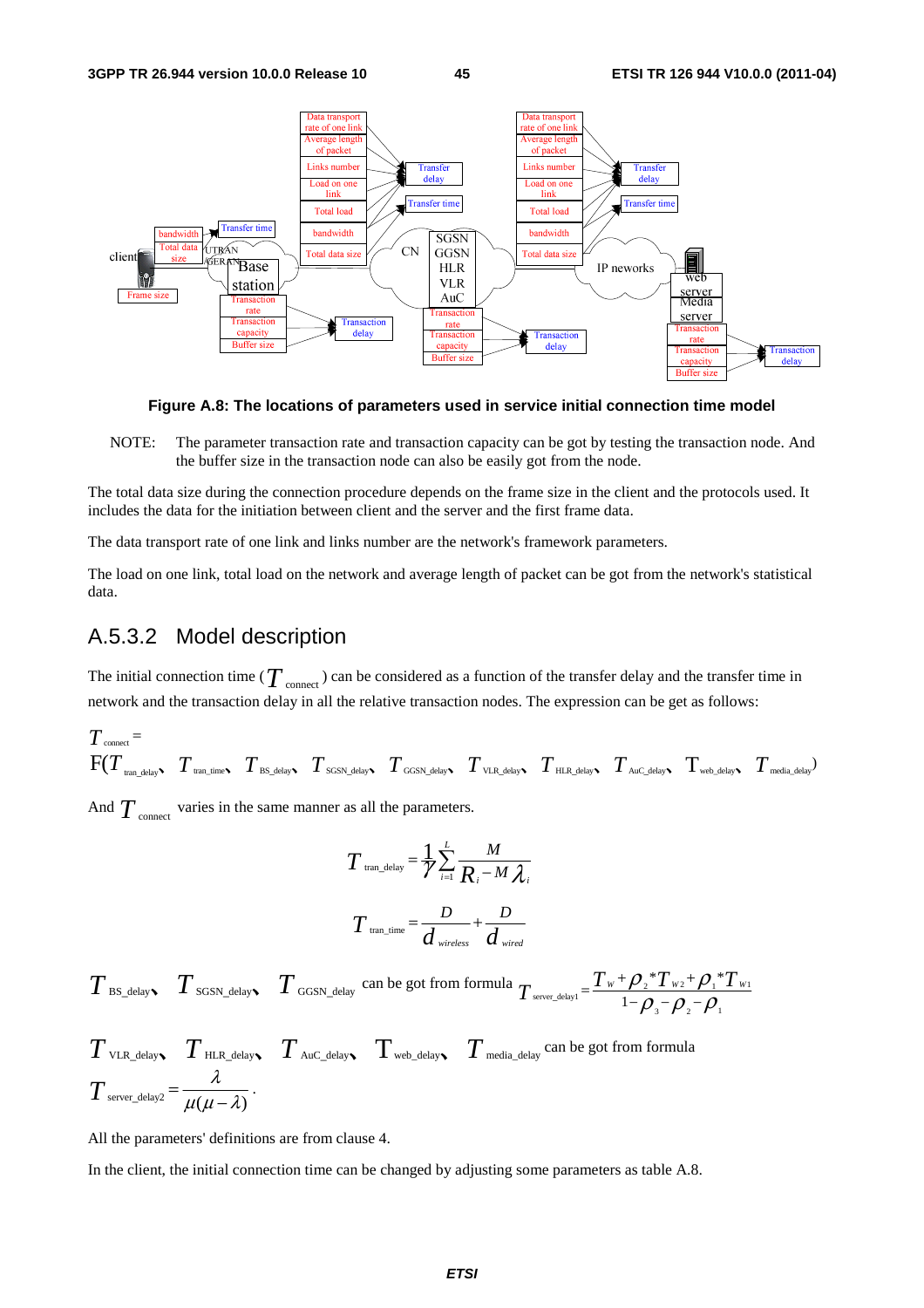**Figure A.8: The locations of parameters used in service initial connection time model**

NOTE: The parameter transaction rate and transaction capacity can be got by testing the transaction node. And the buffer size in the transaction node can also be easily got from the node.

The total data size during the connection procedure depends on the frame size in the client and the protocols used. It includes the data for the initiation between client and the server and the first frame data.

The data transport rate of one link and links number are the network's framework parameters.

The load on one link, total load on the network and average length of packet can be got from the network's statistical data.

## A.5.3.2 Model description

The initial connection time ($T_{connect}$) can be considered as a function of the transfer delay and the transfer time in network and the transaction delay in all the relative transaction nodes. The expression can be get as follows:

$$T_{connect} = F(T_{tran\_delay}, T_{tran\_time}, T_{BS\_delay}, T_{SGSN\_delay}, T_{GGSN\_delay}, T_{VLR\_delay}, T_{HLR\_delay}, T_{AuC\_delay}, T_{web\_delay}, T_{media\_delay})$$

And $T_{connect}$ varies in the same manner as all the parameters.

$$T_{tran\_delay} = \frac{1}{\gamma}\sum_{i=1}^{L}\frac{M}{R_i - M\lambda_i}$$

$$T_{tran\_time} = \frac{D}{d_{wireless}} + \frac{D}{d_{wired}}$$

$T_{BS\_delay}$, $T_{SGSN\_delay}$, $T_{GGSN\_delay}$ can be got from formula $T_{server\_delay1} = \dfrac{T_w + \rho_2 * T_{w2} + \rho_1 * T_{w1}}{1 - \rho_3 - \rho_2 - \rho_1}$

$T_{VLR\_delay}$, $T_{HLR\_delay}$, $T_{AuC\_delay}$, $T_{web\_delay}$, $T_{media\_delay}$ can be got from formula $T_{server\_delay2} = \dfrac{\lambda}{\mu(\mu - \lambda)}$.

All the parameters' definitions are from clause 4.

In the client, the initial connection time can be changed by adjusting some parameters as table A.8.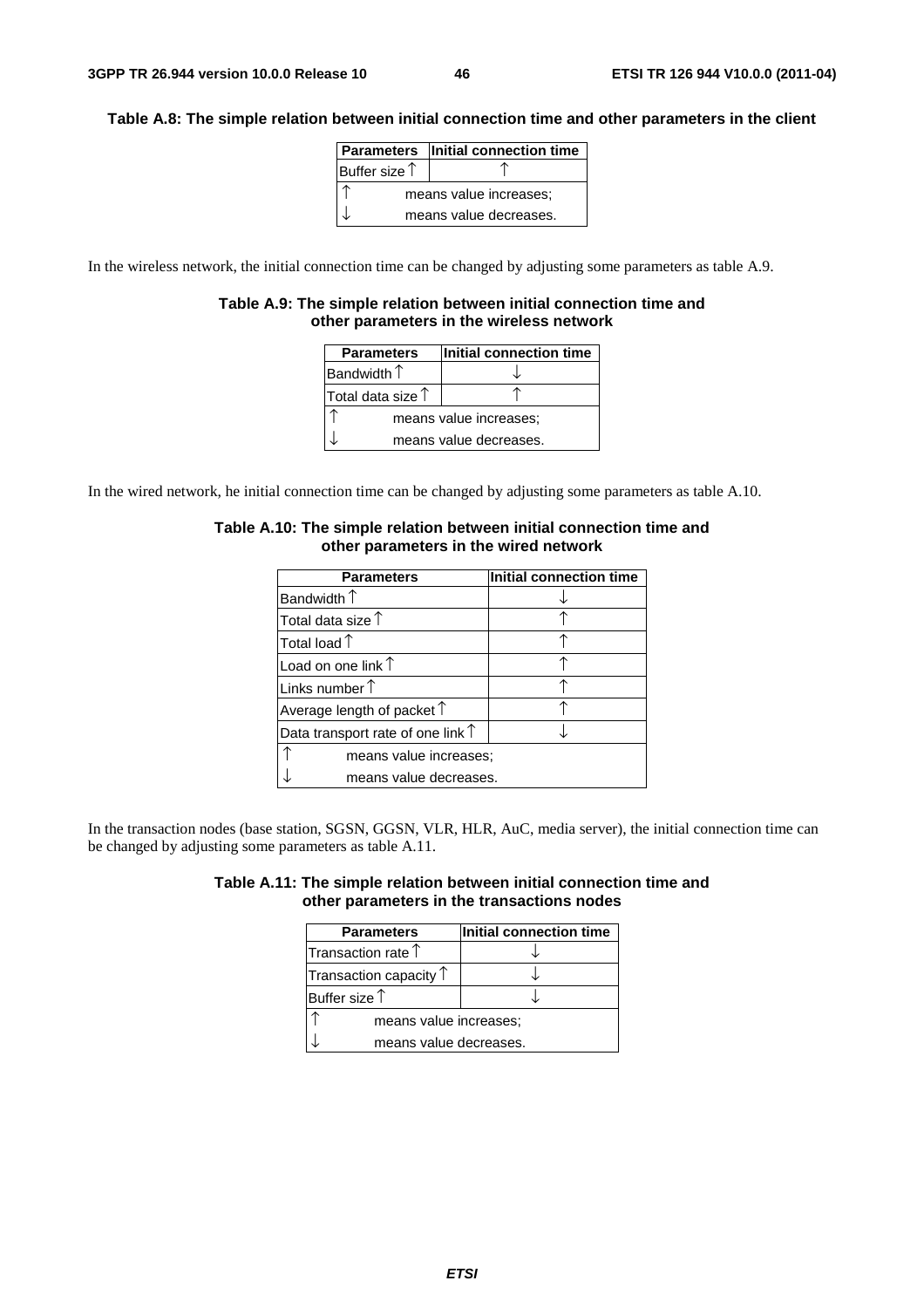**Table A.8: The simple relation between initial connection time and other parameters in the client**

| Parameters | Initial connection time |
|---|---|
| Buffer size ↑ | ↑ |
| ↑ means value increases; | |
| ↓ means value decreases. | |

In the wireless network, the initial connection time can be changed by adjusting some parameters as table A.9.

**Table A.9: The simple relation between initial connection time and other parameters in the wireless network**

| Parameters | Initial connection time |
|---|---|
| Bandwidth ↑ | ↓ |
| Total data size ↑ | ↑ |
| ↑ means value increases; | |
| ↓ means value decreases. | |

In the wired network, he initial connection time can be changed by adjusting some parameters as table A.10.

**Table A.10: The simple relation between initial connection time and other parameters in the wired network**

| Parameters | Initial connection time |
|---|---|
| Bandwidth ↑ | ↓ |
| Total data size ↑ | ↑ |
| Total load ↑ | ↑ |
| Load on one link ↑ | ↑ |
| Links number ↑ | ↑ |
| Average length of packet ↑ | ↑ |
| Data transport rate of one link ↑ | ↓ |
| ↑ means value increases; | |
| ↓ means value decreases. | |

In the transaction nodes (base station, SGSN, GGSN, VLR, HLR, AuC, media server), the initial connection time can be changed by adjusting some parameters as table A.11.

**Table A.11: The simple relation between initial connection time and other parameters in the transactions nodes**

| Parameters | Initial connection time |
|---|---|
| Transaction rate ↑ | ↓ |
| Transaction capacity ↑ | ↓ |
| Buffer size ↑ | ↓ |
| ↑ means value increases; | |
| ↓ means value decreases. | |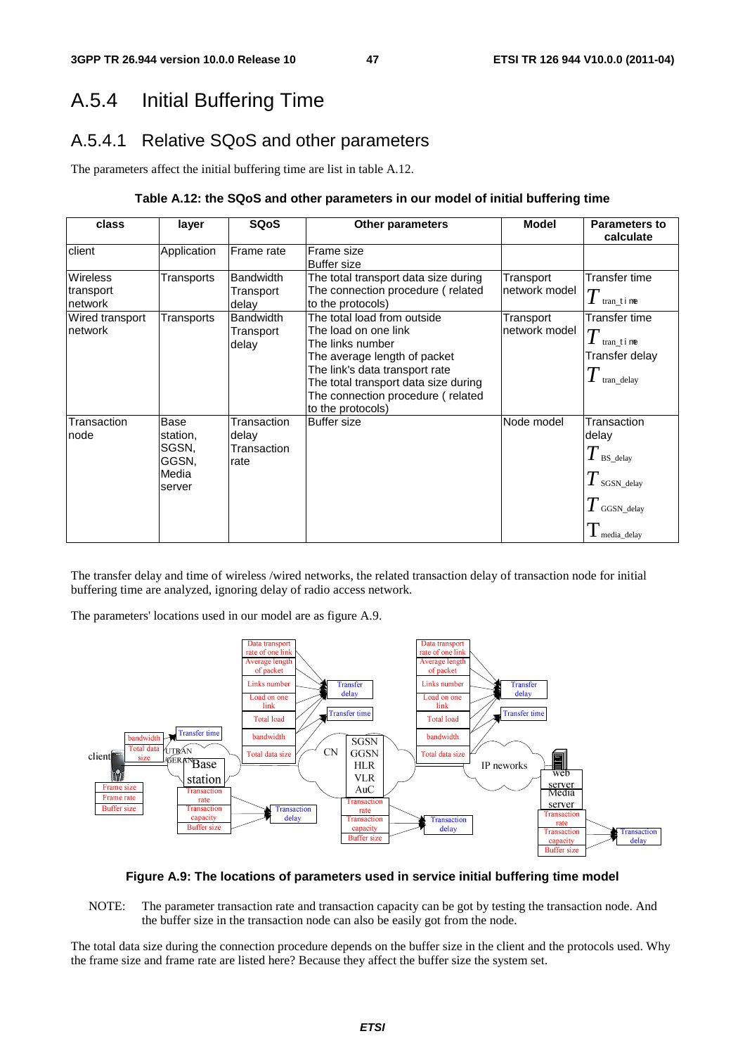## A.5.4 Initial Buffering Time

### A.5.4.1 Relative SQoS and other parameters

The parameters affect the initial buffering time are list in table A.12.

**Table A.12: the SQoS and other parameters in our model of initial buffering time**

| class | layer | SQoS | Other parameters | Model | Parameters to calculate |
|---|---|---|---|---|---|
| client | Application | Frame rate | Frame size<br>Buffer size | | |
| Wireless transport network | Transports | Bandwidth<br>Transport delay | The total transport data size during The connection procedure ( related to the protocols) | Transport network model | Transfer time<br>$T_{tran\_time}$ |
| Wired transport network | Transports | Bandwidth<br>Transport delay | The total load from outside<br>The load on one link<br>The links number<br>The average length of packet<br>The link's data transport rate<br>The total transport data size during The connection procedure ( related to the protocols) | Transport network model | Transfer time<br>$T_{tran\_time}$<br>Transfer delay<br>$T_{tran\_delay}$ |
| Transaction node | Base station, SGSN, GGSN, Media server | Transaction delay<br>Transaction rate | Buffer size | Node model | Transaction delay<br>$T_{BS\_delay}$<br>$T_{SGSN\_delay}$<br>$T_{GGSN\_delay}$<br>$T_{media\_delay}$ |

The transfer delay and time of wireless /wired networks, the related transaction delay of transaction node for initial buffering time are analyzed, ignoring delay of radio access network.

The parameters' locations used in our model are as figure A.9.

**Figure A.9: The locations of parameters used in service initial buffering time model**

NOTE: The parameter transaction rate and transaction capacity can be got by testing the transaction node. And the buffer size in the transaction node can also be easily got from the node.

The total data size during the connection procedure depends on the buffer size in the client and the protocols used. Why the frame size and frame rate are listed here? Because they affect the buffer size the system set.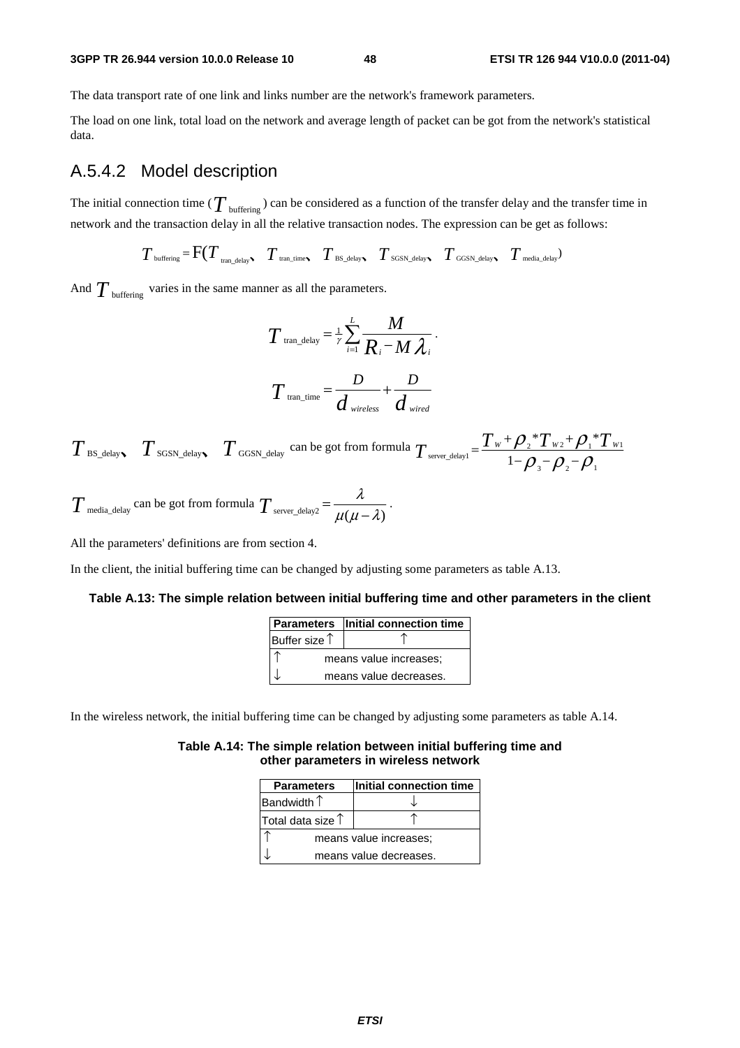The data transport rate of one link and links number are the network's framework parameters.

The load on one link, total load on the network and average length of packet can be got from the network's statistical data.

### A.5.4.2 Model description

The initial connection time ($T_{\text{buffering}}$) can be considered as a function of the transfer delay and the transfer time in network and the transaction delay in all the relative transaction nodes. The expression can be get as follows:

$$T_{\text{buffering}} = \mathrm{F}(T_{\text{tran\_delay}}、T_{\text{tran\_time}}、T_{\text{BS\_delay}}、T_{\text{SGSN\_delay}}、T_{\text{GGSN\_delay}}、T_{\text{media\_delay}})$$

And $T_{\text{buffering}}$ varies in the same manner as all the parameters.

$$T_{\text{tran\_delay}} = \frac{1}{\gamma}\sum_{i=1}^{L}\frac{M}{R_i - M\lambda_i}.$$

$$T_{\text{tran\_time}} = \frac{D}{d_{wireless}} + \frac{D}{d_{wired}}$$

$T_{\text{BS\_delay}}、T_{\text{SGSN\_delay}}、T_{\text{GGSN\_delay}}$ can be got from formula $T_{\text{server\_delay1}} = \dfrac{T_W + \rho_2 * T_{W2} + \rho_1 * T_{W1}}{1 - \rho_3 - \rho_2 - \rho_1}$

$T_{\text{media\_delay}}$ can be got from formula $T_{\text{server\_delay2}} = \dfrac{\lambda}{\mu(\mu - \lambda)}$.

All the parameters' definitions are from section 4.

In the client, the initial buffering time can be changed by adjusting some parameters as table A.13.

**Table A.13: The simple relation between initial buffering time and other parameters in the client**

| Parameters | Initial connection time |
|---|---|
| Buffer size ↑ | ↑ |
| ↑ | means value increases; |
| ↓ | means value decreases. |

In the wireless network, the initial buffering time can be changed by adjusting some parameters as table A.14.

**Table A.14: The simple relation between initial buffering time and other parameters in wireless network**

| Parameters | Initial connection time |
|---|---|
| Bandwidth ↑ | ↓ |
| Total data size ↑ | ↑ |
| ↑ | means value increases; |
| ↓ | means value decreases. |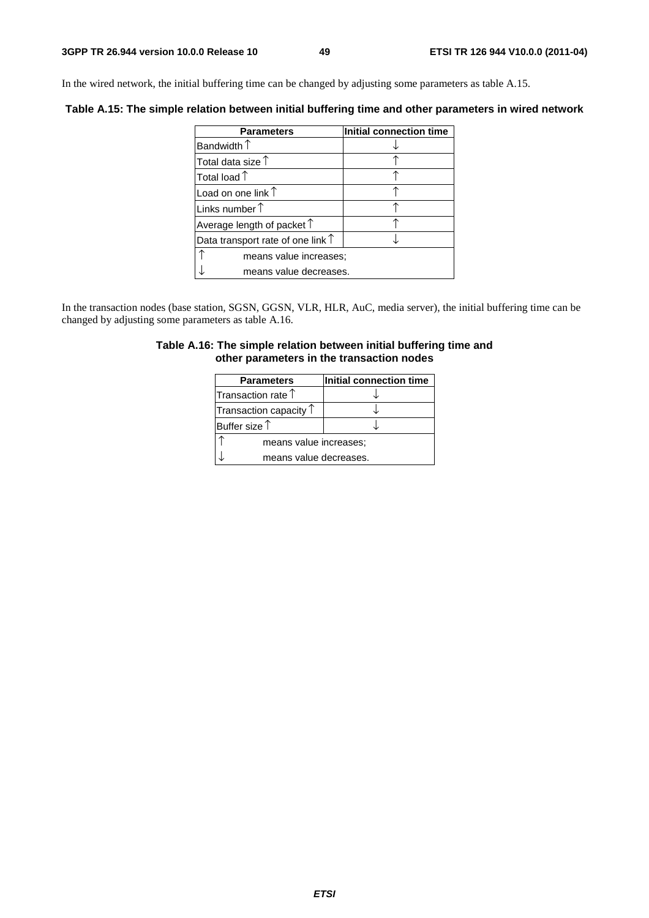In the wired network, the initial buffering time can be changed by adjusting some parameters as table A.15.

**Table A.15: The simple relation between initial buffering time and other parameters in wired network**

| Parameters | Initial connection time |
|---|---|
| Bandwidth ↑ | ↓ |
| Total data size ↑ | ↑ |
| Total load ↑ | ↑ |
| Load on one link ↑ | ↑ |
| Links number ↑ | ↑ |
| Average length of packet ↑ | ↑ |
| Data transport rate of one link ↑ | ↓ |
| ↑ means value increases; | |
| ↓ means value decreases. | |

In the transaction nodes (base station, SGSN, GGSN, VLR, HLR, AuC, media server), the initial buffering time can be changed by adjusting some parameters as table A.16.

**Table A.16: The simple relation between initial buffering time and other parameters in the transaction nodes**

| Parameters | Initial connection time |
|---|---|
| Transaction rate ↑ | ↓ |
| Transaction capacity ↑ | ↓ |
| Buffer size ↑ | ↓ |
| ↑ means value increases; | |
| ↓ means value decreases. | |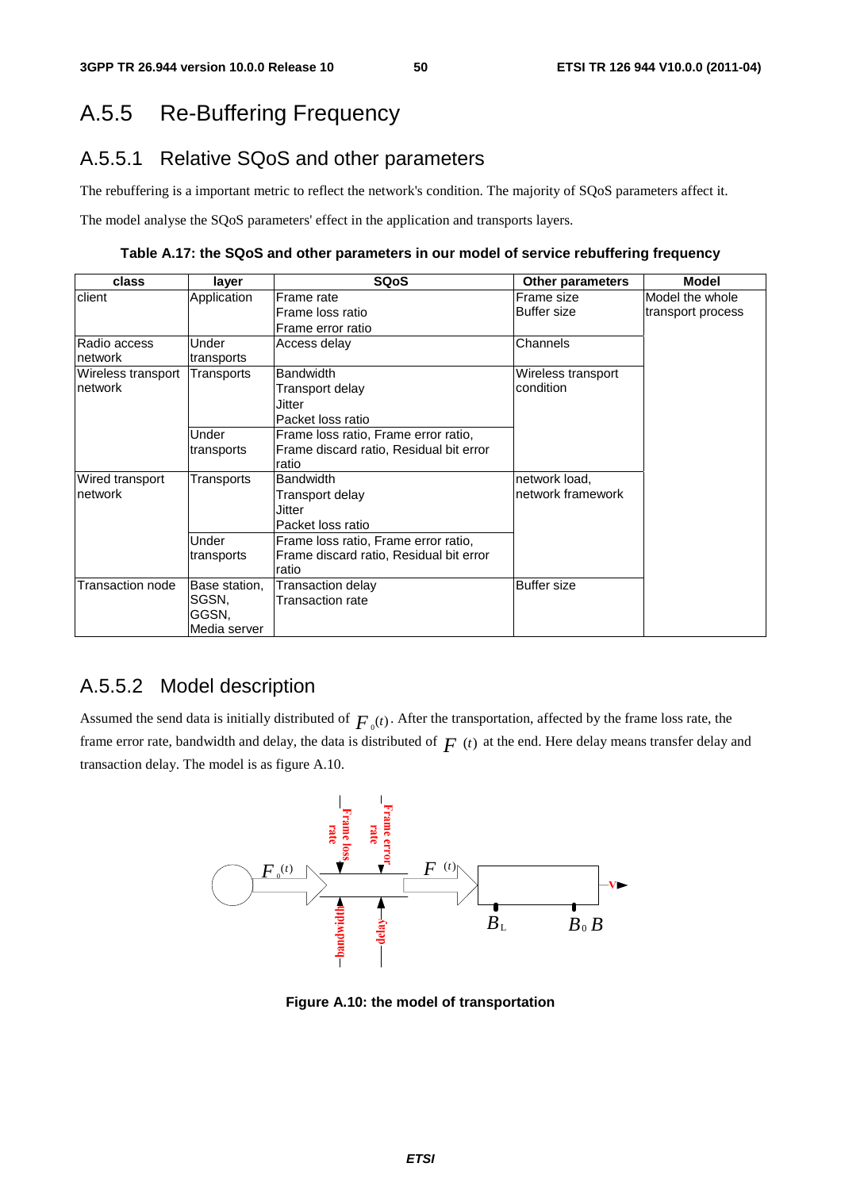# A.5.5 Re-Buffering Frequency

## A.5.5.1 Relative SQoS and other parameters

The rebuffering is a important metric to reflect the network's condition. The majority of SQoS parameters affect it.

The model analyse the SQoS parameters' effect in the application and transports layers.

**Table A.17: the SQoS and other parameters in our model of service rebuffering frequency**

| class | layer | SQoS | Other parameters | Model |
|---|---|---|---|---|
| client | Application | Frame rate<br>Frame loss ratio<br>Frame error ratio | Frame size<br>Buffer size | Model the whole transport process |
| Radio access network | Under transports | Access delay | Channels | |
| Wireless transport network | Transports | Bandwidth<br>Transport delay<br>Jitter<br>Packet loss ratio | Wireless transport condition | |
| | Under transports | Frame loss ratio, Frame error ratio, Frame discard ratio, Residual bit error ratio | | |
| Wired transport network | Transports | Bandwidth<br>Transport delay<br>Jitter<br>Packet loss ratio | network load, network framework | |
| | Under transports | Frame loss ratio, Frame error ratio, Frame discard ratio, Residual bit error ratio | | |
| Transaction node | Base station, SGSN, GGSN, Media server | Transaction delay<br>Transaction rate | Buffer size | |

## A.5.5.2 Model description

Assumed the send data is initially distributed of $F_0(t)$. After the transportation, affected by the frame loss rate, the frame error rate, bandwidth and delay, the data is distributed of $F(t)$ at the end. Here delay means transfer delay and transaction delay. The model is as figure A.10.

**Figure A.10: the model of transportation**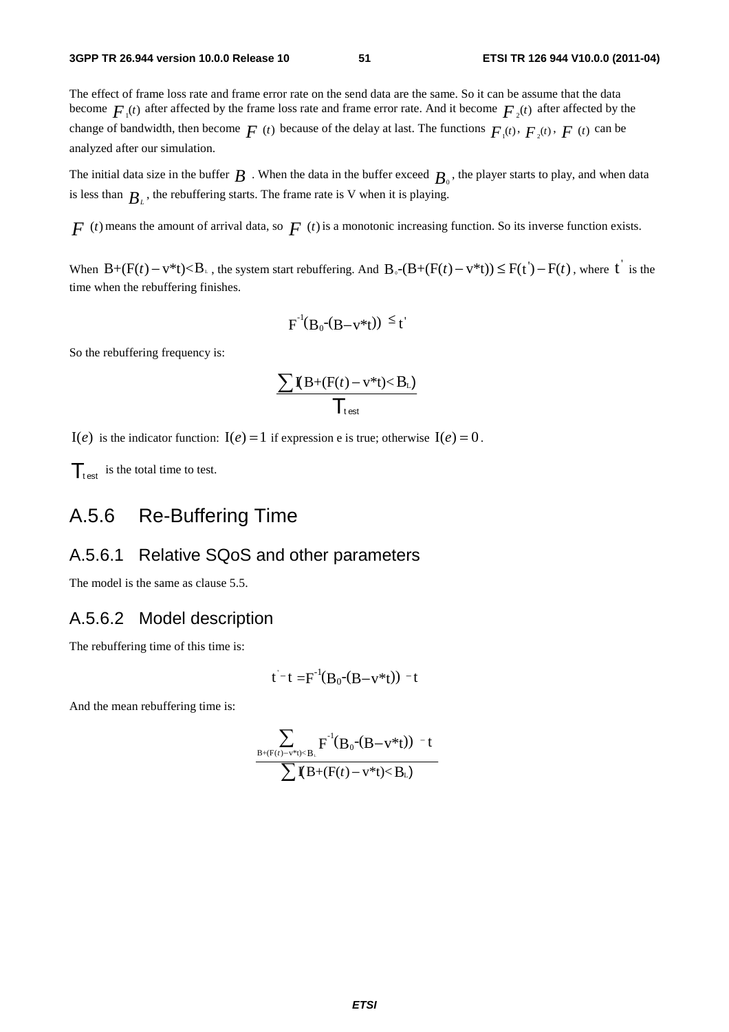The effect of frame loss rate and frame error rate on the send data are the same. So it can be assume that the data become $F_1(t)$ after affected by the frame loss rate and frame error rate. And it become $F_2(t)$ after affected by the change of bandwidth, then become $F(t)$ because of the delay at last. The functions $F_1(t)$, $F_2(t)$, $F(t)$ can be analyzed after our simulation.

The initial data size in the buffer $B$. When the data in the buffer exceed $B_0$, the player starts to play, and when data is less than $B_L$, the rebuffering starts. The frame rate is V when it is playing.

$F(t)$ means the amount of arrival data, so $F(t)$ is a monotonic increasing function. So its inverse function exists.

When $B+(F(t)-v*t)<B_L$, the system start rebuffering. And $B_0-(B+(F(t)-v*t)) \le F(t')-F(t)$, where $t'$ is the time when the rebuffering finishes.

$$F^{-1}(B_0-(B-v*t)) \le t'$$

So the rebuffering frequency is:

$$\frac{\sum I(B+(F(t)-v*t)<B_L)}{T_{test}}$$

$I(e)$ is the indicator function: $I(e)=1$ if expression e is true; otherwise $I(e)=0$.

$T_{test}$ is the total time to test.

## A.5.6 Re-Buffering Time

### A.5.6.1 Relative SQoS and other parameters

The model is the same as clause 5.5.

### A.5.6.2 Model description

The rebuffering time of this time is:

$$t'-t = F^{-1}(B_0-(B-v*t)) - t$$

And the mean rebuffering time is:

$$\frac{\sum_{B+(F(t)-v*t)<B_L} F^{-1}(B_0-(B-v*t)) - t}{\sum I(B+(F(t)-v*t)<B_L)}$$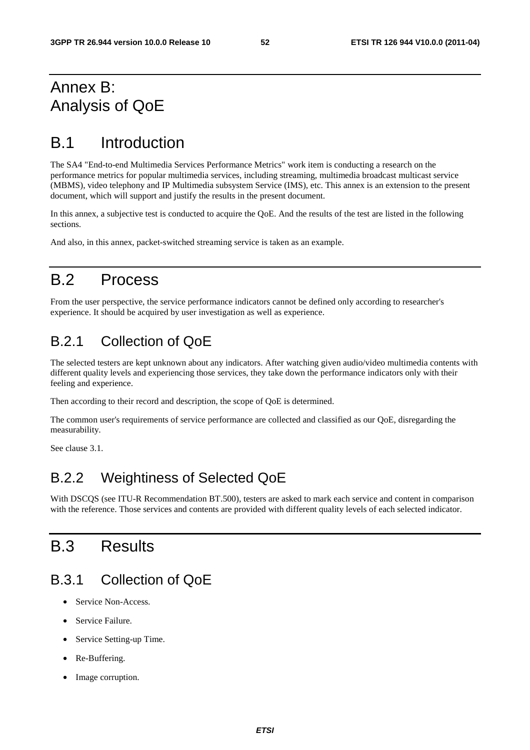# Annex B: Analysis of QoE

## B.1 Introduction

The SA4 "End-to-end Multimedia Services Performance Metrics" work item is conducting a research on the performance metrics for popular multimedia services, including streaming, multimedia broadcast multicast service (MBMS), video telephony and IP Multimedia subsystem Service (IMS), etc. This annex is an extension to the present document, which will support and justify the results in the present document.

In this annex, a subjective test is conducted to acquire the QoE. And the results of the test are listed in the following sections.

And also, in this annex, packet-switched streaming service is taken as an example.

## B.2 Process

From the user perspective, the service performance indicators cannot be defined only according to researcher's experience. It should be acquired by user investigation as well as experience.

### B.2.1 Collection of QoE

The selected testers are kept unknown about any indicators. After watching given audio/video multimedia contents with different quality levels and experiencing those services, they take down the performance indicators only with their feeling and experience.

Then according to their record and description, the scope of QoE is determined.

The common user's requirements of service performance are collected and classified as our QoE, disregarding the measurability.

See clause 3.1.

### B.2.2 Weightiness of Selected QoE

With DSCQS (see ITU-R Recommendation BT.500), testers are asked to mark each service and content in comparison with the reference. Those services and contents are provided with different quality levels of each selected indicator.

## B.3 Results

### B.3.1 Collection of QoE

- Service Non-Access.
- Service Failure.
- Service Setting-up Time.
- Re-Buffering.
- Image corruption.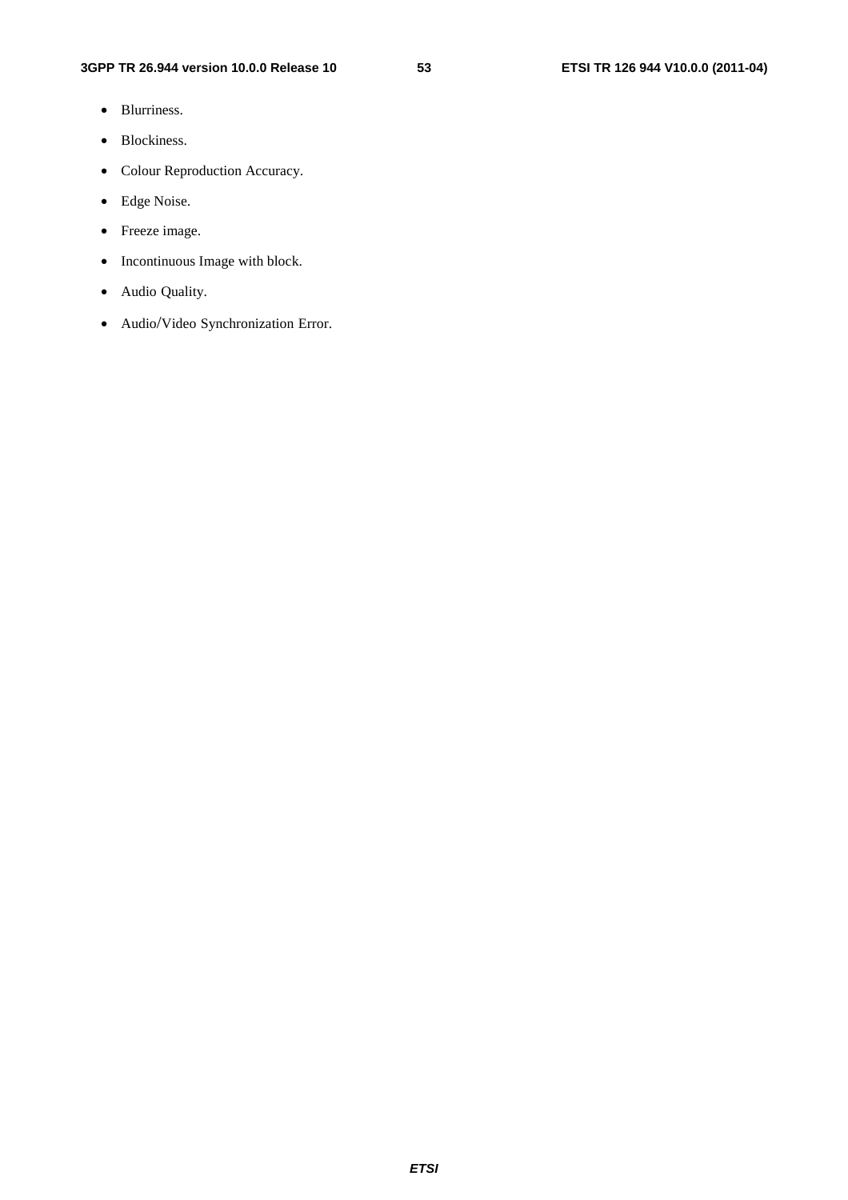- Blurriness.
- Blockiness.
- Colour Reproduction Accuracy.
- Edge Noise.
- Freeze image.
- Incontinuous Image with block.
- Audio Quality.
- Audio/Video Synchronization Error.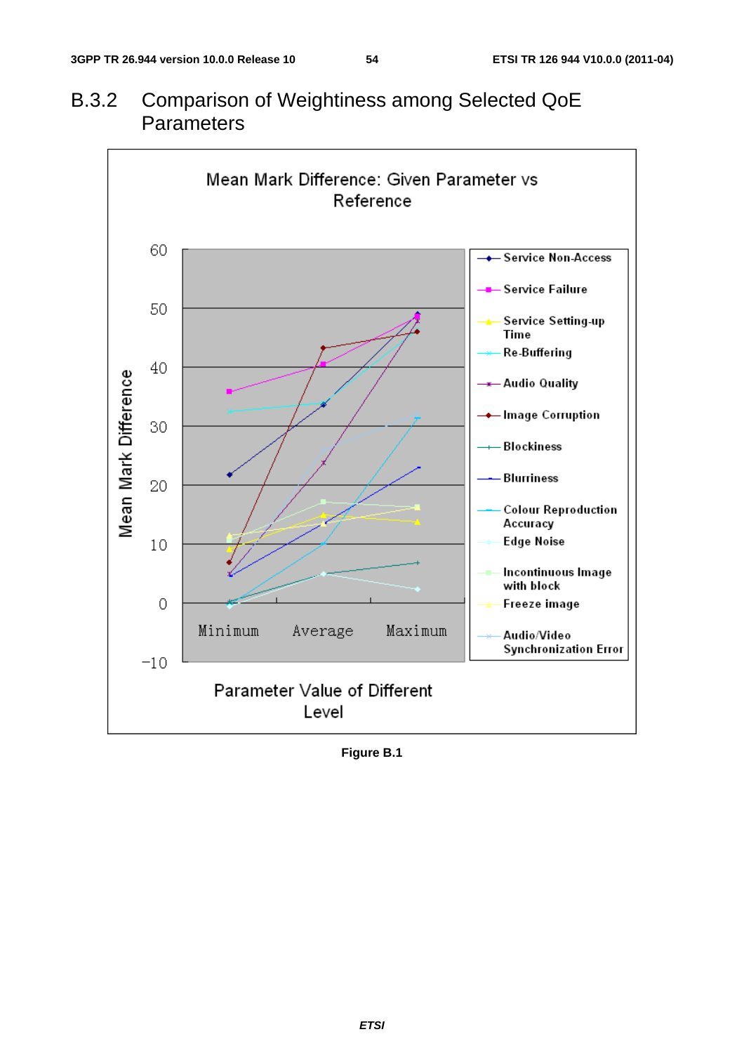## B.3.2 Comparison of Weightiness among Selected QoE Parameters

Mean Mark Difference: Given Parameter vs Reference

Mean Mark Difference

Minimum Average Maximum

Parameter Value of Different Level

Service Non-Access
Service Failure
Service Setting-up Time
Re-Buffering
Audio Quality
Image Corruption
Blockiness
Blurriness
Colour Reproduction Accuracy
Edge Noise
Incontinuous Image with block
Freeze image
Audio/Video Synchronization Error

**Figure B.1**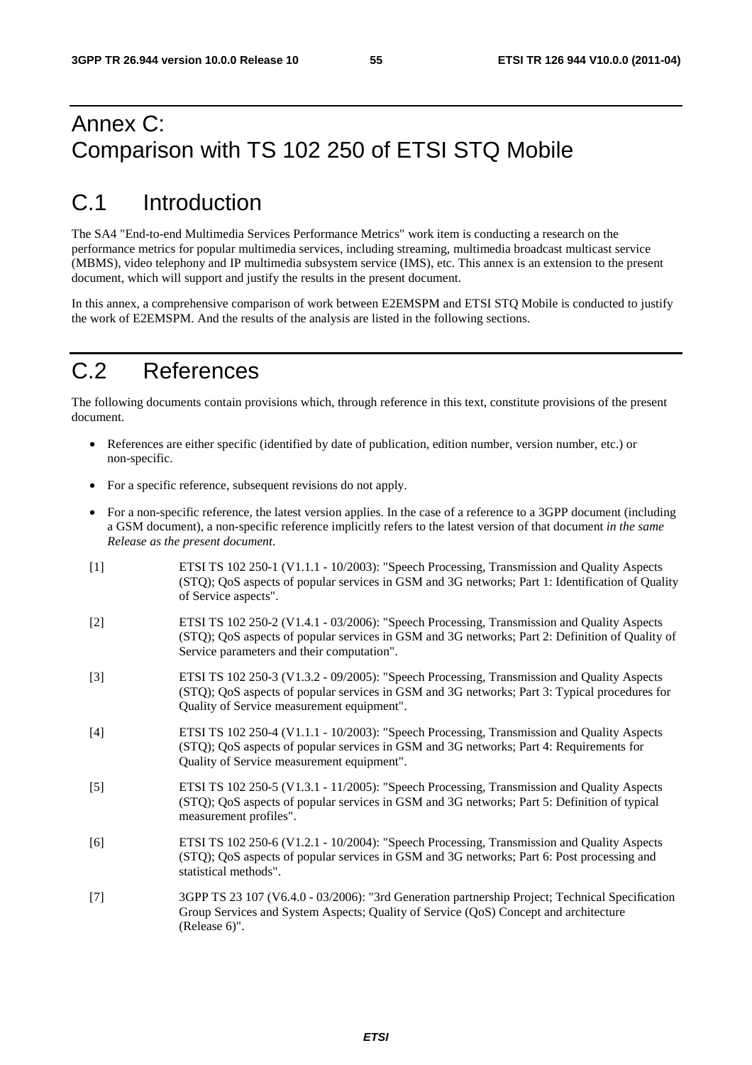# Annex C: Comparison with TS 102 250 of ETSI STQ Mobile

# C.1 Introduction

The SA4 "End-to-end Multimedia Services Performance Metrics" work item is conducting a research on the performance metrics for popular multimedia services, including streaming, multimedia broadcast multicast service (MBMS), video telephony and IP multimedia subsystem service (IMS), etc. This annex is an extension to the present document, which will support and justify the results in the present document.

In this annex, a comprehensive comparison of work between E2EMSPM and ETSI STQ Mobile is conducted to justify the work of E2EMSPM. And the results of the analysis are listed in the following sections.

# C.2 References

The following documents contain provisions which, through reference in this text, constitute provisions of the present document.

- References are either specific (identified by date of publication, edition number, version number, etc.) or non-specific.
- For a specific reference, subsequent revisions do not apply.
- For a non-specific reference, the latest version applies. In the case of a reference to a 3GPP document (including a GSM document), a non-specific reference implicitly refers to the latest version of that document *in the same Release as the present document*.

[1] ETSI TS 102 250-1 (V1.1.1 - 10/2003): "Speech Processing, Transmission and Quality Aspects (STQ); QoS aspects of popular services in GSM and 3G networks; Part 1: Identification of Quality of Service aspects".

[2] ETSI TS 102 250-2 (V1.4.1 - 03/2006): "Speech Processing, Transmission and Quality Aspects (STQ); QoS aspects of popular services in GSM and 3G networks; Part 2: Definition of Quality of Service parameters and their computation".

[3] ETSI TS 102 250-3 (V1.3.2 - 09/2005): "Speech Processing, Transmission and Quality Aspects (STQ); QoS aspects of popular services in GSM and 3G networks; Part 3: Typical procedures for Quality of Service measurement equipment".

[4] ETSI TS 102 250-4 (V1.1.1 - 10/2003): "Speech Processing, Transmission and Quality Aspects (STQ); QoS aspects of popular services in GSM and 3G networks; Part 4: Requirements for Quality of Service measurement equipment".

[5] ETSI TS 102 250-5 (V1.3.1 - 11/2005): "Speech Processing, Transmission and Quality Aspects (STQ); QoS aspects of popular services in GSM and 3G networks; Part 5: Definition of typical measurement profiles".

[6] ETSI TS 102 250-6 (V1.2.1 - 10/2004): "Speech Processing, Transmission and Quality Aspects (STQ); QoS aspects of popular services in GSM and 3G networks; Part 6: Post processing and statistical methods".

[7] 3GPP TS 23 107 (V6.4.0 - 03/2006): "3rd Generation partnership Project; Technical Specification Group Services and System Aspects; Quality of Service (QoS) Concept and architecture (Release 6)".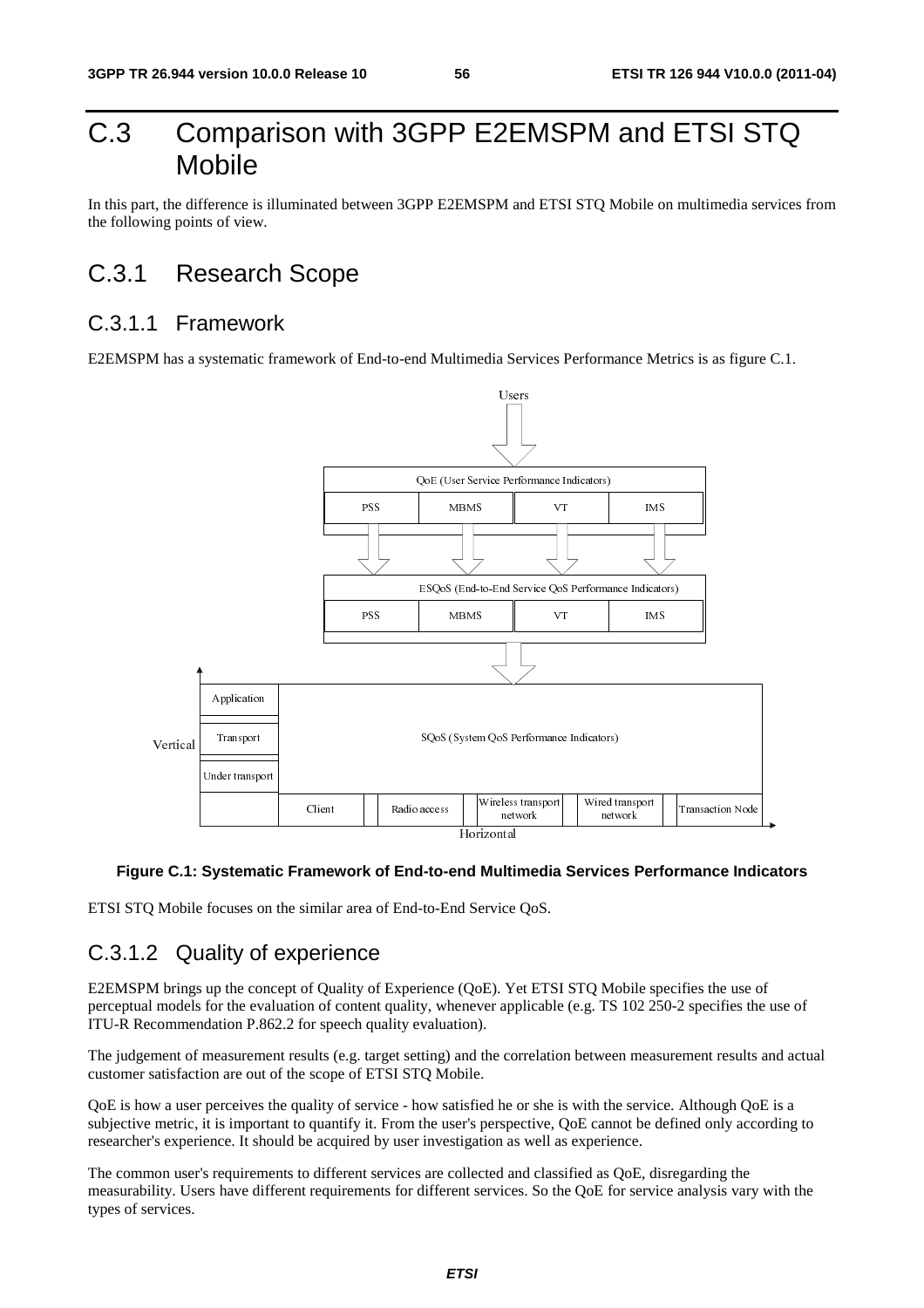# C.3 Comparison with 3GPP E2EMSPM and ETSI STQ Mobile

In this part, the difference is illuminated between 3GPP E2EMSPM and ETSI STQ Mobile on multimedia services from the following points of view.

## C.3.1 Research Scope

### C.3.1.1 Framework

E2EMSPM has a systematic framework of End-to-end Multimedia Services Performance Metrics is as figure C.1.

**Figure C.1: Systematic Framework of End-to-end Multimedia Services Performance Indicators**

ETSI STQ Mobile focuses on the similar area of End-to-End Service QoS.

### C.3.1.2 Quality of experience

E2EMSPM brings up the concept of Quality of Experience (QoE). Yet ETSI STQ Mobile specifies the use of perceptual models for the evaluation of content quality, whenever applicable (e.g. TS 102 250-2 specifies the use of ITU-R Recommendation P.862.2 for speech quality evaluation).

The judgement of measurement results (e.g. target setting) and the correlation between measurement results and actual customer satisfaction are out of the scope of ETSI STQ Mobile.

QoE is how a user perceives the quality of service - how satisfied he or she is with the service. Although QoE is a subjective metric, it is important to quantify it. From the user's perspective, QoE cannot be defined only according to researcher's experience. It should be acquired by user investigation as well as experience.

The common user's requirements to different services are collected and classified as QoE, disregarding the measurability. Users have different requirements for different services. So the QoE for service analysis vary with the types of services.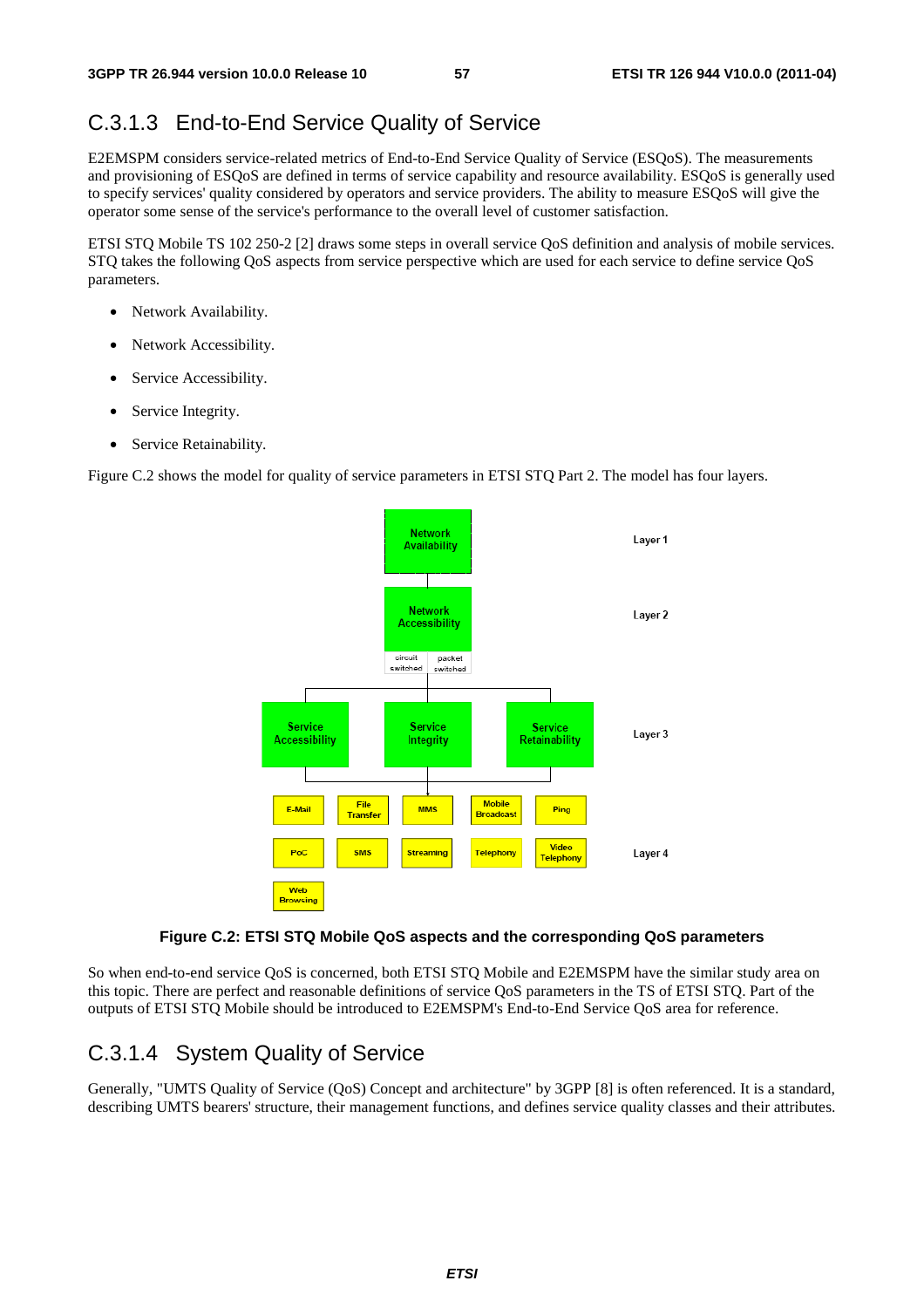## C.3.1.3 End-to-End Service Quality of Service

E2EMSPM considers service-related metrics of End-to-End Service Quality of Service (ESQoS). The measurements and provisioning of ESQoS are defined in terms of service capability and resource availability. ESQoS is generally used to specify services' quality considered by operators and service providers. The ability to measure ESQoS will give the operator some sense of the service's performance to the overall level of customer satisfaction.

ETSI STQ Mobile TS 102 250-2 [2] draws some steps in overall service QoS definition and analysis of mobile services. STQ takes the following QoS aspects from service perspective which are used for each service to define service QoS parameters.

- Network Availability.
- Network Accessibility.
- Service Accessibility.
- Service Integrity.
- Service Retainability.

Figure C.2 shows the model for quality of service parameters in ETSI STQ Part 2. The model has four layers.

**Figure C.2: ETSI STQ Mobile QoS aspects and the corresponding QoS parameters**

So when end-to-end service QoS is concerned, both ETSI STQ Mobile and E2EMSPM have the similar study area on this topic. There are perfect and reasonable definitions of service QoS parameters in the TS of ETSI STQ. Part of the outputs of ETSI STQ Mobile should be introduced to E2EMSPM's End-to-End Service QoS area for reference.

## C.3.1.4 System Quality of Service

Generally, "UMTS Quality of Service (QoS) Concept and architecture" by 3GPP [8] is often referenced. It is a standard, describing UMTS bearers' structure, their management functions, and defines service quality classes and their attributes.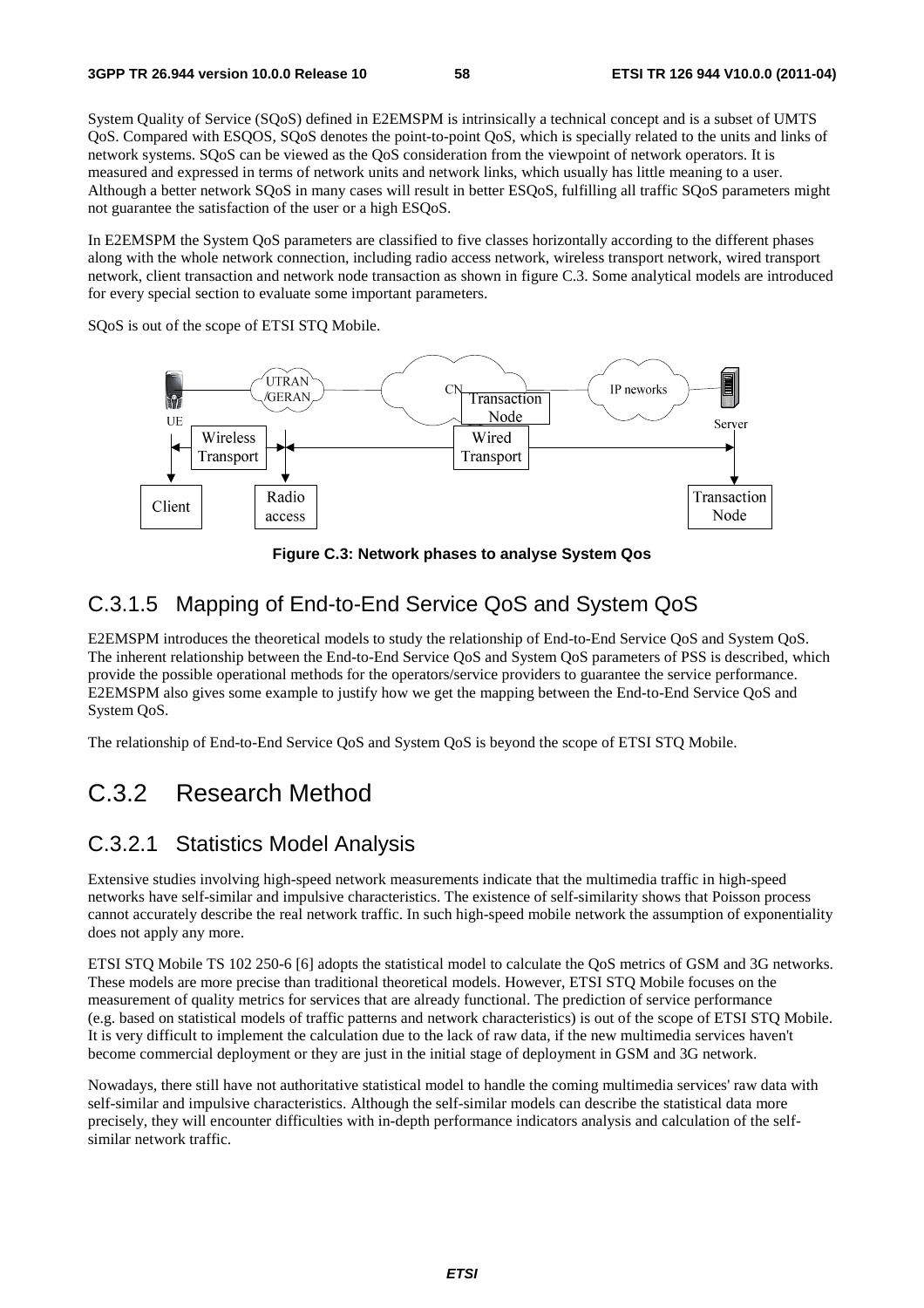System Quality of Service (SQoS) defined in E2EMSPM is intrinsically a technical concept and is a subset of UMTS QoS. Compared with ESQOS, SQoS denotes the point-to-point QoS, which is specially related to the units and links of network systems. SQoS can be viewed as the QoS consideration from the viewpoint of network operators. It is measured and expressed in terms of network units and network links, which usually has little meaning to a user. Although a better network SQoS in many cases will result in better ESQoS, fulfilling all traffic SQoS parameters might not guarantee the satisfaction of the user or a high ESQoS.

In E2EMSPM the System QoS parameters are classified to five classes horizontally according to the different phases along with the whole network connection, including radio access network, wireless transport network, wired transport network, client transaction and network node transaction as shown in figure C.3. Some analytical models are introduced for every special section to evaluate some important parameters.

SQoS is out of the scope of ETSI STQ Mobile.

**Figure C.3: Network phases to analyse System Qos**

## C.3.1.5 Mapping of End-to-End Service QoS and System QoS

E2EMSPM introduces the theoretical models to study the relationship of End-to-End Service QoS and System QoS. The inherent relationship between the End-to-End Service QoS and System QoS parameters of PSS is described, which provide the possible operational methods for the operators/service providers to guarantee the service performance. E2EMSPM also gives some example to justify how we get the mapping between the End-to-End Service QoS and System QoS.

The relationship of End-to-End Service QoS and System QoS is beyond the scope of ETSI STQ Mobile.

# C.3.2 Research Method

## C.3.2.1 Statistics Model Analysis

Extensive studies involving high-speed network measurements indicate that the multimedia traffic in high-speed networks have self-similar and impulsive characteristics. The existence of self-similarity shows that Poisson process cannot accurately describe the real network traffic. In such high-speed mobile network the assumption of exponentiality does not apply any more.

ETSI STQ Mobile TS 102 250-6 [6] adopts the statistical model to calculate the QoS metrics of GSM and 3G networks. These models are more precise than traditional theoretical models. However, ETSI STQ Mobile focuses on the measurement of quality metrics for services that are already functional. The prediction of service performance (e.g. based on statistical models of traffic patterns and network characteristics) is out of the scope of ETSI STQ Mobile. It is very difficult to implement the calculation due to the lack of raw data, if the new multimedia services haven't become commercial deployment or they are just in the initial stage of deployment in GSM and 3G network.

Nowadays, there still have not authoritative statistical model to handle the coming multimedia services' raw data with self-similar and impulsive characteristics. Although the self-similar models can describe the statistical data more precisely, they will encounter difficulties with in-depth performance indicators analysis and calculation of the self-similar network traffic.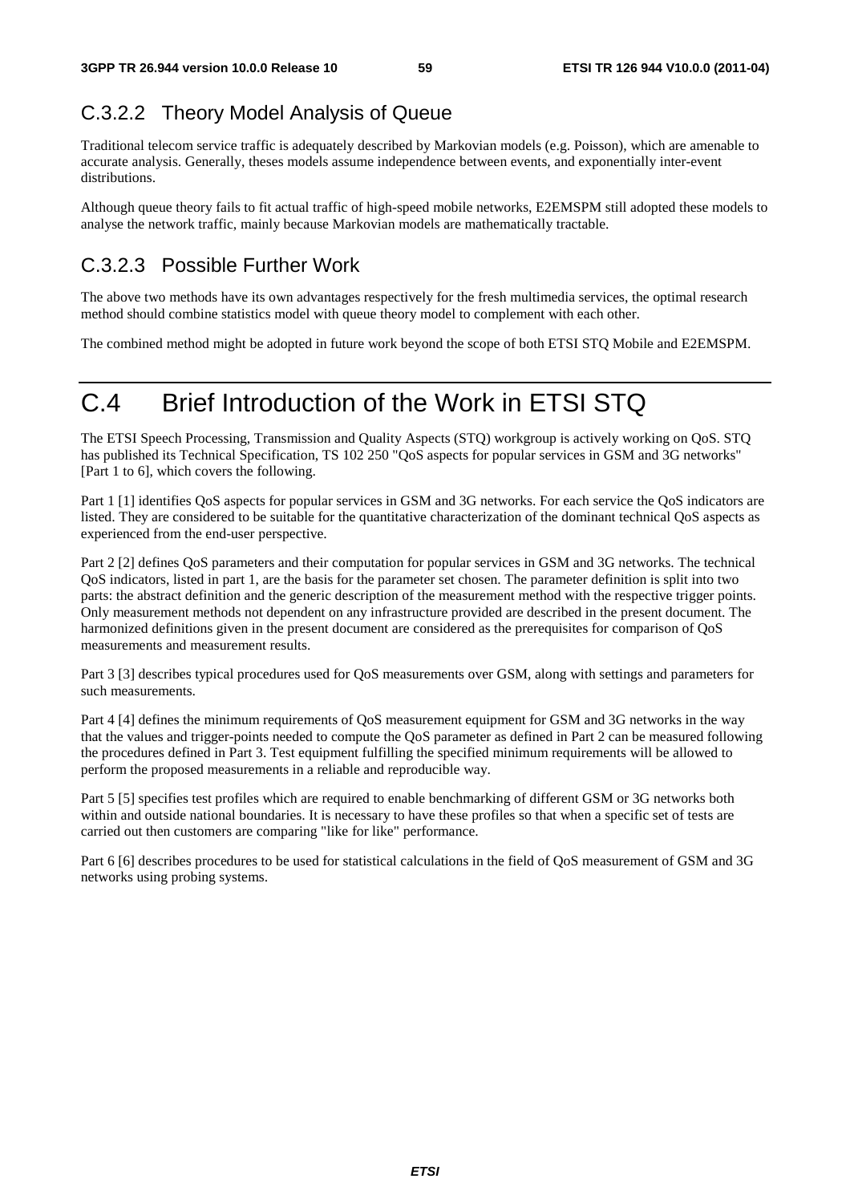### C.3.2.2 Theory Model Analysis of Queue

Traditional telecom service traffic is adequately described by Markovian models (e.g. Poisson), which are amenable to accurate analysis. Generally, theses models assume independence between events, and exponentially inter-event distributions.

Although queue theory fails to fit actual traffic of high-speed mobile networks, E2EMSPM still adopted these models to analyse the network traffic, mainly because Markovian models are mathematically tractable.

### C.3.2.3 Possible Further Work

The above two methods have its own advantages respectively for the fresh multimedia services, the optimal research method should combine statistics model with queue theory model to complement with each other.

The combined method might be adopted in future work beyond the scope of both ETSI STQ Mobile and E2EMSPM.

# C.4 Brief Introduction of the Work in ETSI STQ

The ETSI Speech Processing, Transmission and Quality Aspects (STQ) workgroup is actively working on QoS. STQ has published its Technical Specification, TS 102 250 "QoS aspects for popular services in GSM and 3G networks" [Part 1 to 6], which covers the following.

Part 1 [1] identifies QoS aspects for popular services in GSM and 3G networks. For each service the QoS indicators are listed. They are considered to be suitable for the quantitative characterization of the dominant technical QoS aspects as experienced from the end-user perspective.

Part 2 [2] defines QoS parameters and their computation for popular services in GSM and 3G networks. The technical QoS indicators, listed in part 1, are the basis for the parameter set chosen. The parameter definition is split into two parts: the abstract definition and the generic description of the measurement method with the respective trigger points. Only measurement methods not dependent on any infrastructure provided are described in the present document. The harmonized definitions given in the present document are considered as the prerequisites for comparison of QoS measurements and measurement results.

Part 3 [3] describes typical procedures used for QoS measurements over GSM, along with settings and parameters for such measurements.

Part 4 [4] defines the minimum requirements of QoS measurement equipment for GSM and 3G networks in the way that the values and trigger-points needed to compute the QoS parameter as defined in Part 2 can be measured following the procedures defined in Part 3. Test equipment fulfilling the specified minimum requirements will be allowed to perform the proposed measurements in a reliable and reproducible way.

Part 5 [5] specifies test profiles which are required to enable benchmarking of different GSM or 3G networks both within and outside national boundaries. It is necessary to have these profiles so that when a specific set of tests are carried out then customers are comparing "like for like" performance.

Part 6 [6] describes procedures to be used for statistical calculations in the field of QoS measurement of GSM and 3G networks using probing systems.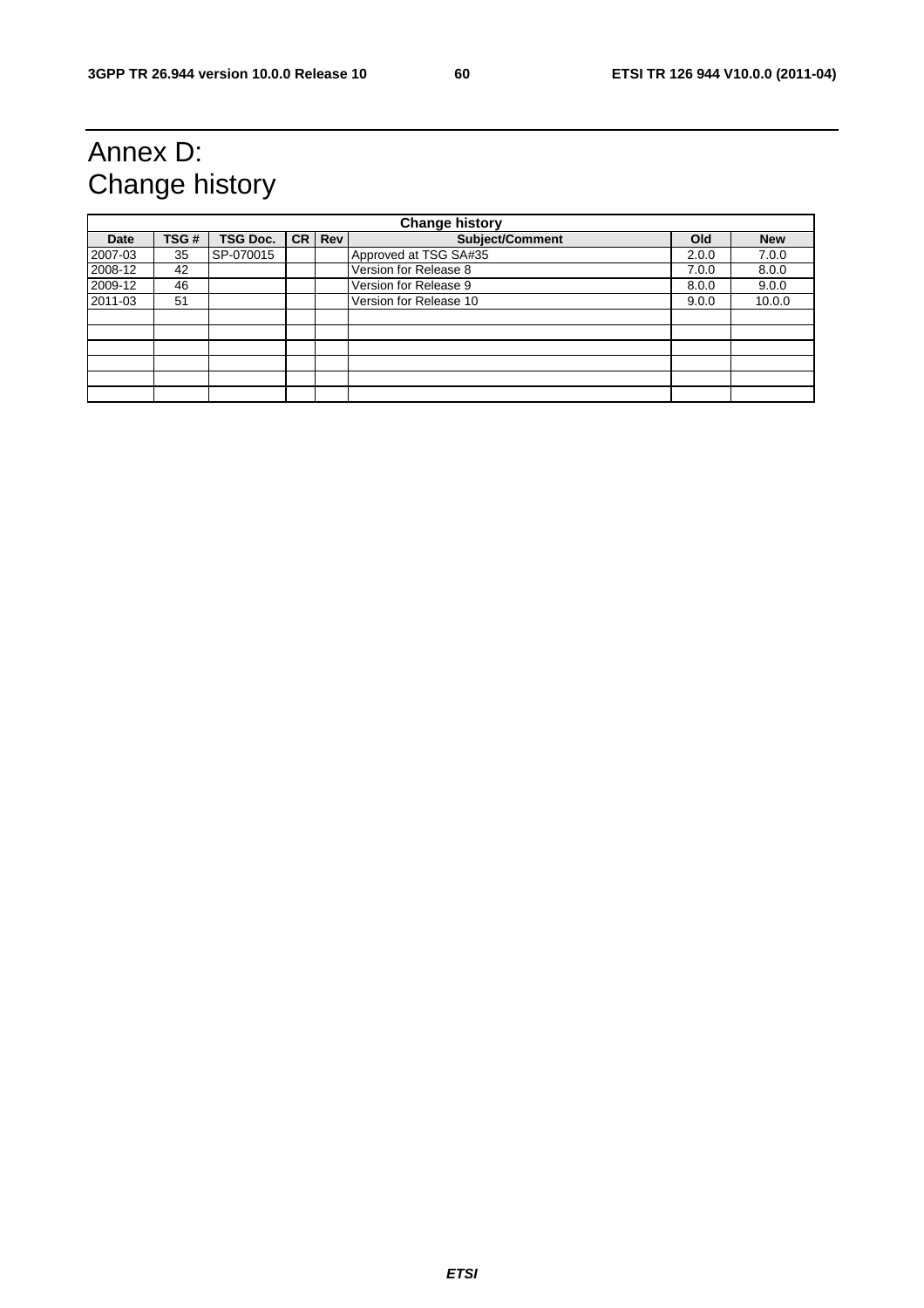# Annex D: Change history

| Change history | | | | | | | |
|---|---|---|---|---|---|---|---|
| **Date** | **TSG #** | **TSG Doc.** | **CR** | **Rev** | **Subject/Comment** | **Old** | **New** |
| 2007-03 | 35 | SP-070015 | | | Approved at TSG SA#35 | 2.0.0 | 7.0.0 |
| 2008-12 | 42 | | | | Version for Release 8 | 7.0.0 | 8.0.0 |
| 2009-12 | 46 | | | | Version for Release 9 | 8.0.0 | 9.0.0 |
| 2011-03 | 51 | | | | Version for Release 10 | 9.0.0 | 10.0.0 |
| | | | | | | | |
| | | | | | | | |
| | | | | | | | |
| | | | | | | | |
| | | | | | | | |
| | | | | | | | |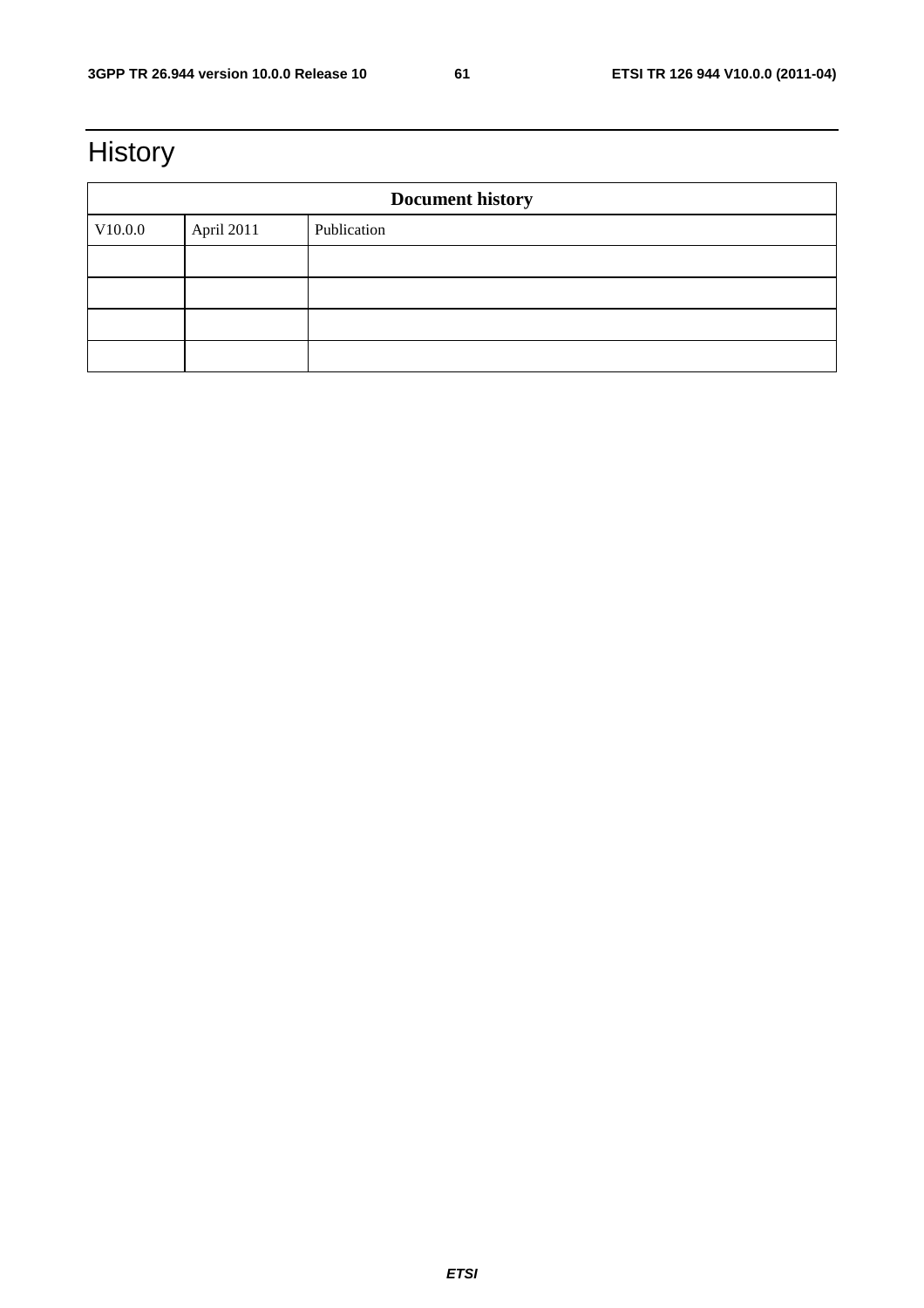# History

| Document history | | |
|---|---|---|
| V10.0.0 | April 2011 | Publication |
| | | |
| | | |
| | | |
| | | |